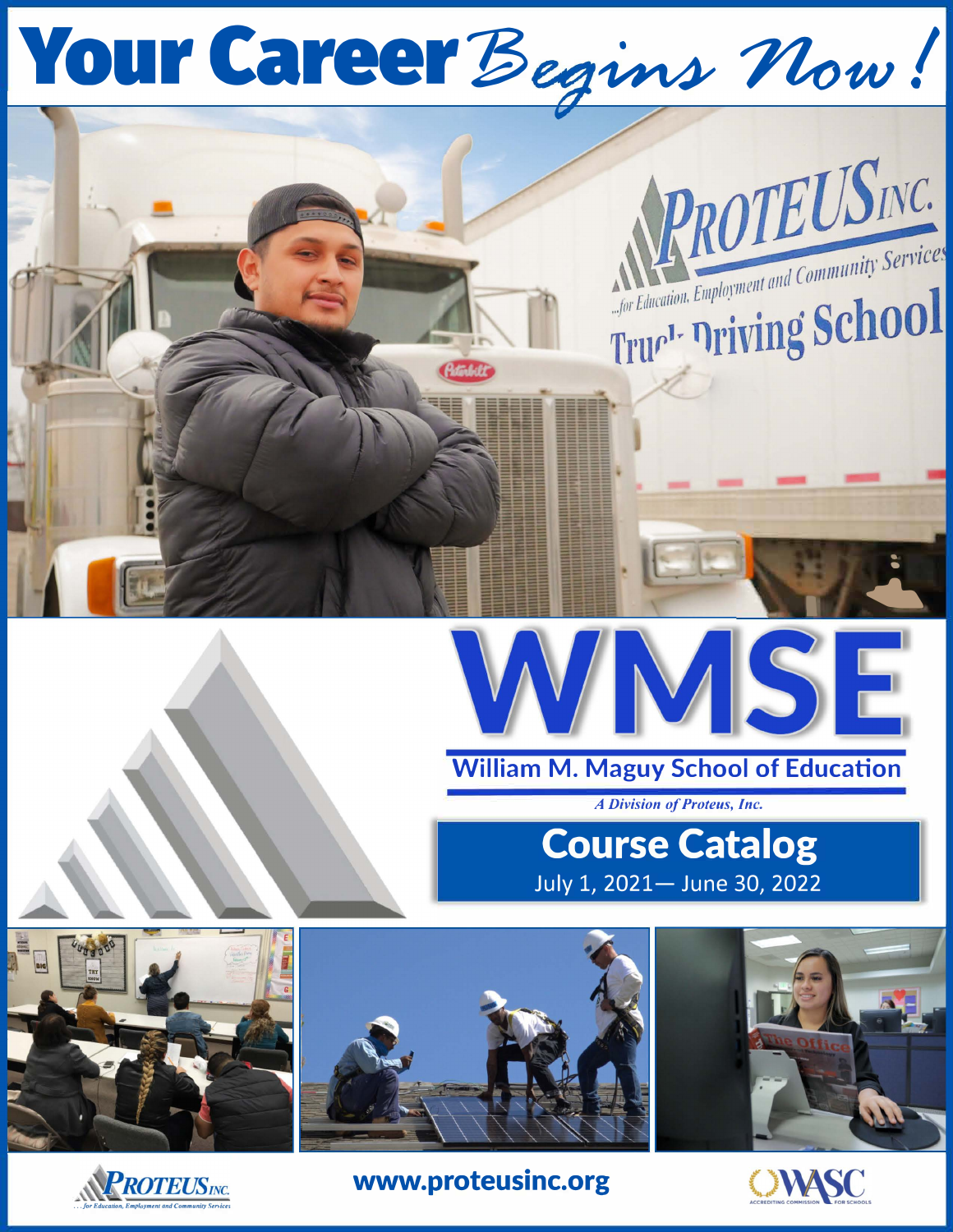# Your Career *Begins Now!*

# WMSE

## William M. Maguy School of Education

*A Division of Proteus, Inc.*

## Course Catalog

July 1, 2021— June 30, 2022

www.proteusinc.org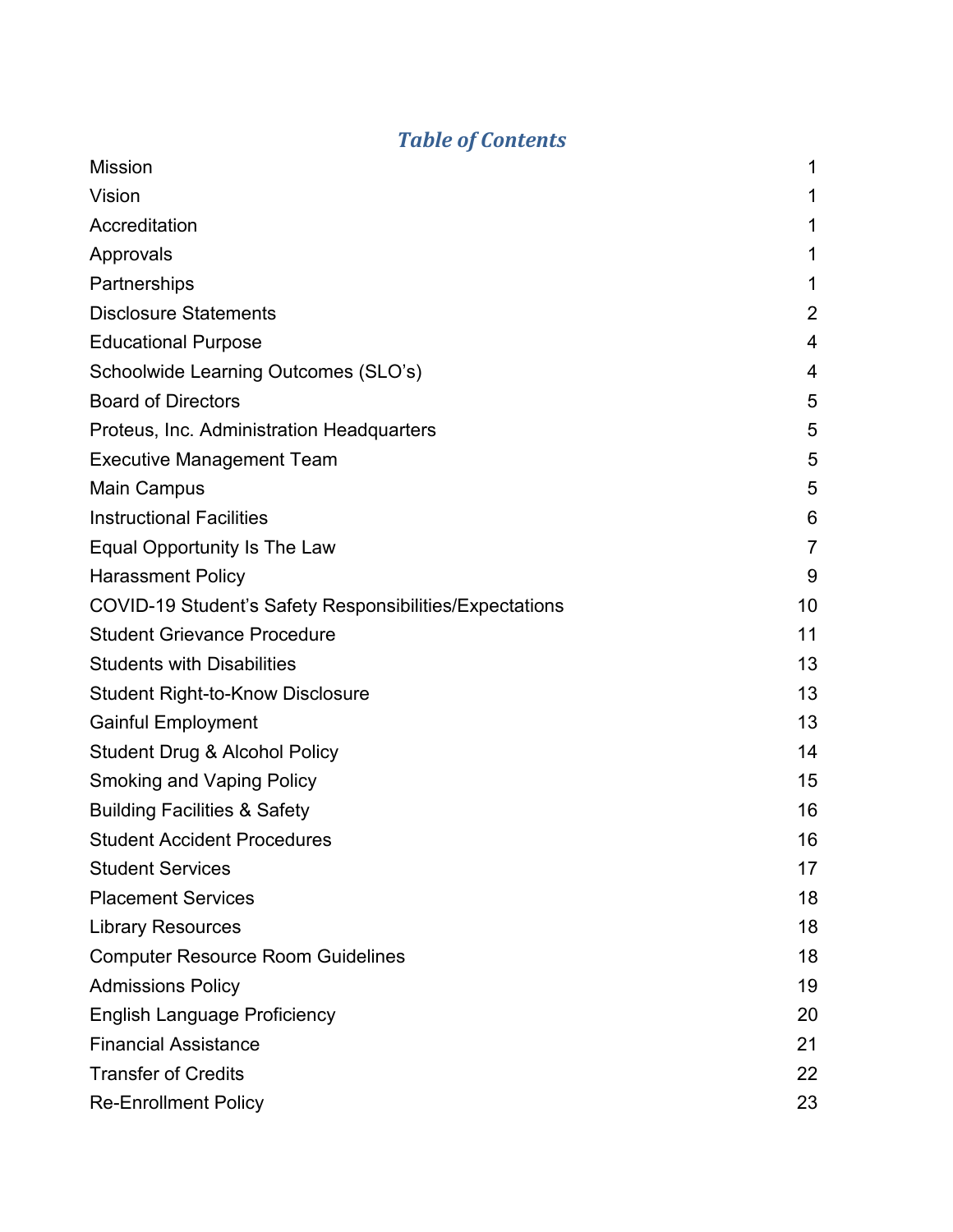# *Table of Contents*

| | |
|---|---|
| Mission | 1 |
| Vision | 1 |
| Accreditation | 1 |
| Approvals | 1 |
| Partnerships | 1 |
| Disclosure Statements | 2 |
| Educational Purpose | 4 |
| Schoolwide Learning Outcomes (SLO's) | 4 |
| Board of Directors | 5 |
| Proteus, Inc. Administration Headquarters | 5 |
| Executive Management Team | 5 |
| Main Campus | 5 |
| Instructional Facilities | 6 |
| Equal Opportunity Is The Law | 7 |
| Harassment Policy | 9 |
| COVID-19 Student's Safety Responsibilities/Expectations | 10 |
| Student Grievance Procedure | 11 |
| Students with Disabilities | 13 |
| Student Right-to-Know Disclosure | 13 |
| Gainful Employment | 13 |
| Student Drug & Alcohol Policy | 14 |
| Smoking and Vaping Policy | 15 |
| Building Facilities & Safety | 16 |
| Student Accident Procedures | 16 |
| Student Services | 17 |
| Placement Services | 18 |
| Library Resources | 18 |
| Computer Resource Room Guidelines | 18 |
| Admissions Policy | 19 |
| English Language Proficiency | 20 |
| Financial Assistance | 21 |
| Transfer of Credits | 22 |
| Re-Enrollment Policy | 23 |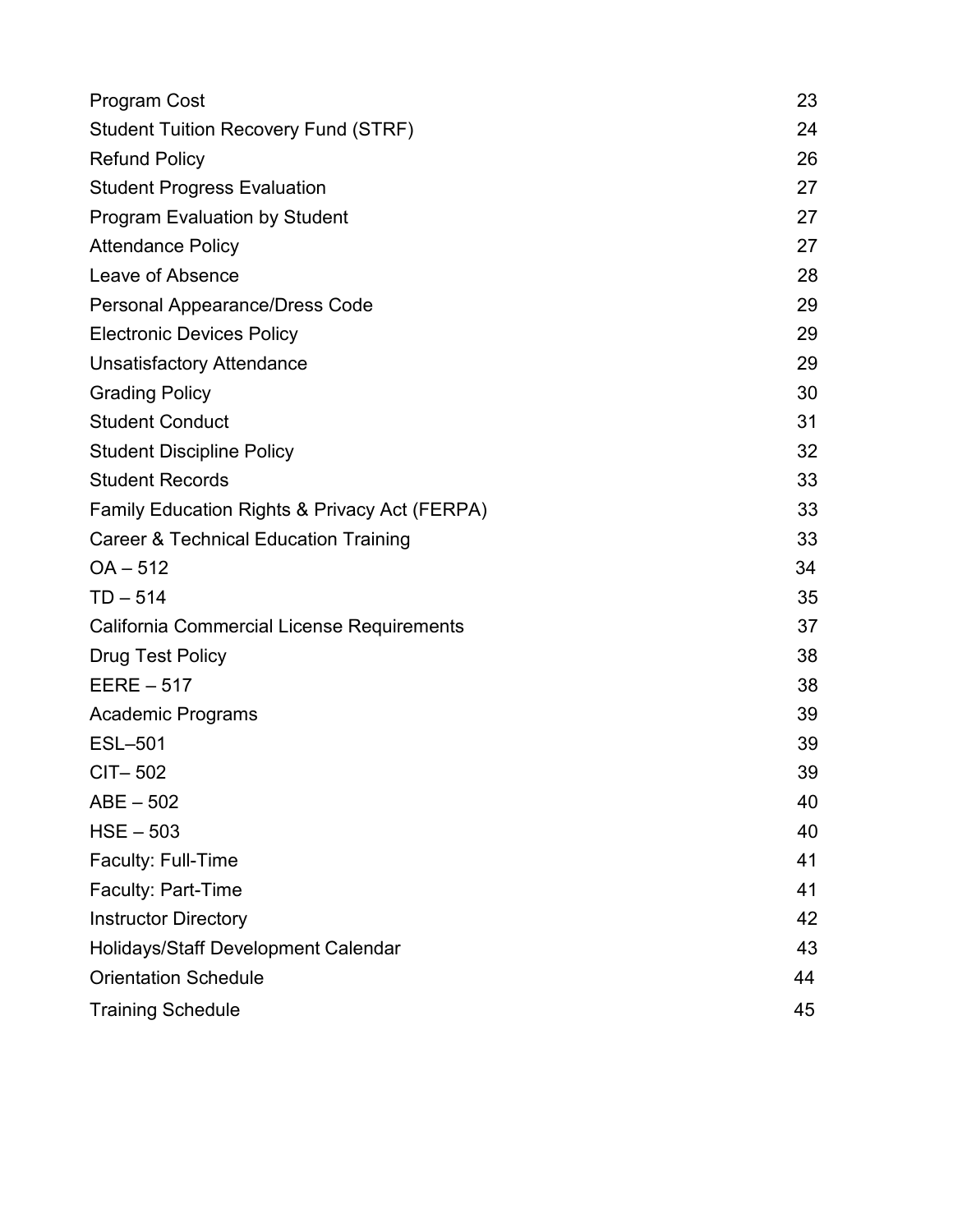| | |
|---|---|
| Program Cost | 23 |
| Student Tuition Recovery Fund (STRF) | 24 |
| Refund Policy | 26 |
| Student Progress Evaluation | 27 |
| Program Evaluation by Student | 27 |
| Attendance Policy | 27 |
| Leave of Absence | 28 |
| Personal Appearance/Dress Code | 29 |
| Electronic Devices Policy | 29 |
| Unsatisfactory Attendance | 29 |
| Grading Policy | 30 |
| Student Conduct | 31 |
| Student Discipline Policy | 32 |
| Student Records | 33 |
| Family Education Rights & Privacy Act (FERPA) | 33 |
| Career & Technical Education Training | 33 |
| OA – 512 | 34 |
| TD – 514 | 35 |
| California Commercial License Requirements | 37 |
| Drug Test Policy | 38 |
| EERE – 517 | 38 |
| Academic Programs | 39 |
| ESL–501 | 39 |
| CIT– 502 | 39 |
| ABE – 502 | 40 |
| HSE – 503 | 40 |
| Faculty: Full-Time | 41 |
| Faculty: Part-Time | 41 |
| Instructor Directory | 42 |
| Holidays/Staff Development Calendar | 43 |
| Orientation Schedule | 44 |
| Training Schedule | 45 |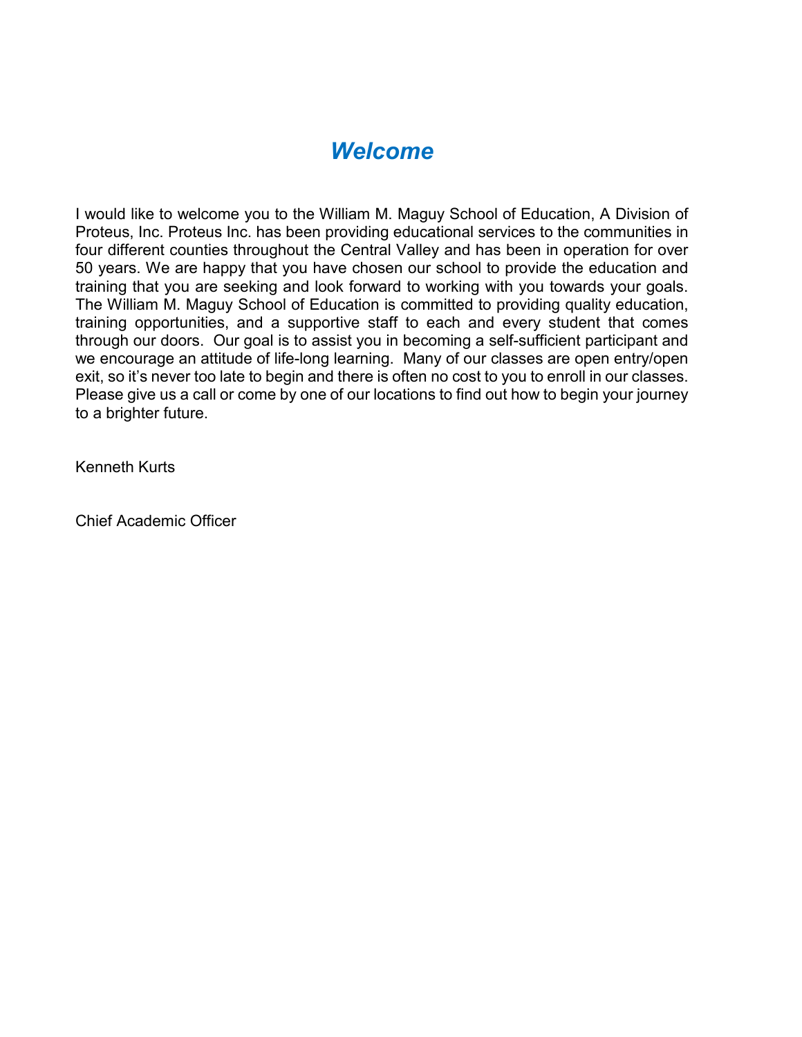# *Welcome*

I would like to welcome you to the William M. Maguy School of Education, A Division of Proteus, Inc. Proteus Inc. has been providing educational services to the communities in four different counties throughout the Central Valley and has been in operation for over 50 years. We are happy that you have chosen our school to provide the education and training that you are seeking and look forward to working with you towards your goals. The William M. Maguy School of Education is committed to providing quality education, training opportunities, and a supportive staff to each and every student that comes through our doors. Our goal is to assist you in becoming a self-sufficient participant and we encourage an attitude of life-long learning. Many of our classes are open entry/open exit, so it's never too late to begin and there is often no cost to you to enroll in our classes. Please give us a call or come by one of our locations to find out how to begin your journey to a brighter future.

Kenneth Kurts

Chief Academic Officer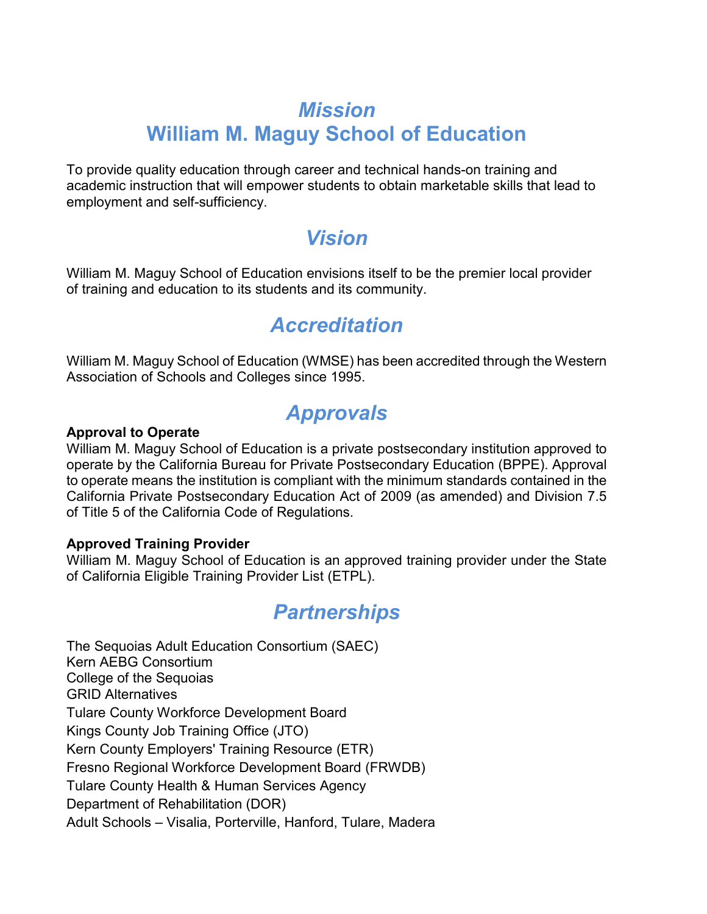# *Mission*
# William M. Maguy School of Education

To provide quality education through career and technical hands-on training and academic instruction that will empower students to obtain marketable skills that lead to employment and self-sufficiency.

## *Vision*

William M. Maguy School of Education envisions itself to be the premier local provider of training and education to its students and its community.

## *Accreditation*

William M. Maguy School of Education (WMSE) has been accredited through the Western Association of Schools and Colleges since 1995.

## *Approvals*

**Approval to Operate**
William M. Maguy School of Education is a private postsecondary institution approved to operate by the California Bureau for Private Postsecondary Education (BPPE). Approval to operate means the institution is compliant with the minimum standards contained in the California Private Postsecondary Education Act of 2009 (as amended) and Division 7.5 of Title 5 of the California Code of Regulations.

**Approved Training Provider**
William M. Maguy School of Education is an approved training provider under the State of California Eligible Training Provider List (ETPL).

## *Partnerships*

The Sequoias Adult Education Consortium (SAEC)
Kern AEBG Consortium
College of the Sequoias
GRID Alternatives
Tulare County Workforce Development Board
Kings County Job Training Office (JTO)
Kern County Employers' Training Resource (ETR)
Fresno Regional Workforce Development Board (FRWDB)
Tulare County Health & Human Services Agency
Department of Rehabilitation (DOR)
Adult Schools – Visalia, Porterville, Hanford, Tulare, Madera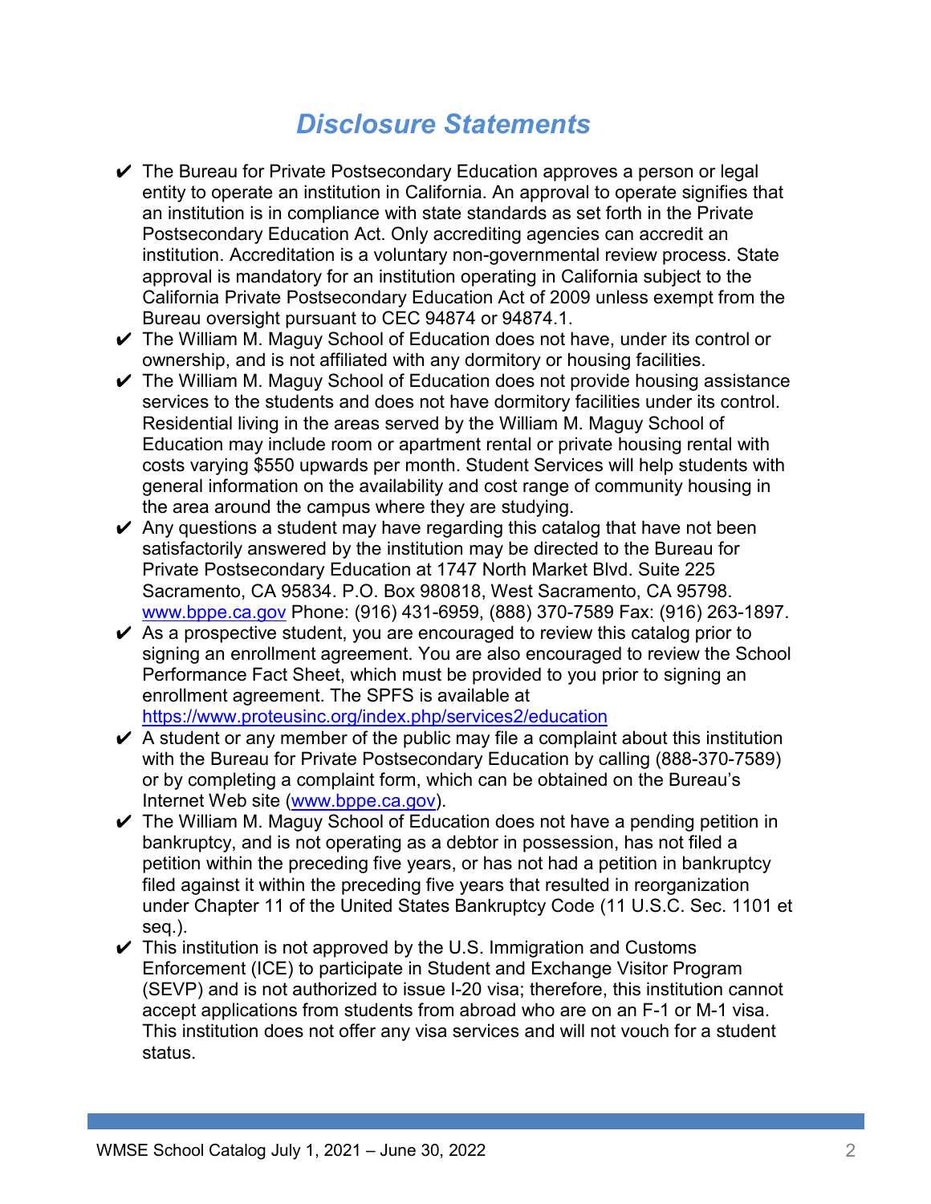# Disclosure Statements

- ✔ The Bureau for Private Postsecondary Education approves a person or legal entity to operate an institution in California. An approval to operate signifies that an institution is in compliance with state standards as set forth in the Private Postsecondary Education Act. Only accrediting agencies can accredit an institution. Accreditation is a voluntary non-governmental review process. State approval is mandatory for an institution operating in California subject to the California Private Postsecondary Education Act of 2009 unless exempt from the Bureau oversight pursuant to CEC 94874 or 94874.1.
- ✔ The William M. Maguy School of Education does not have, under its control or ownership, and is not affiliated with any dormitory or housing facilities.
- ✔ The William M. Maguy School of Education does not provide housing assistance services to the students and does not have dormitory facilities under its control. Residential living in the areas served by the William M. Maguy School of Education may include room or apartment rental or private housing rental with costs varying $550 upwards per month. Student Services will help students with general information on the availability and cost range of community housing in the area around the campus where they are studying.
- ✔ Any questions a student may have regarding this catalog that have not been satisfactorily answered by the institution may be directed to the Bureau for Private Postsecondary Education at 1747 North Market Blvd. Suite 225 Sacramento, CA 95834. P.O. Box 980818, West Sacramento, CA 95798. [www.bppe.ca.gov](http://www.bppe.ca.gov) Phone: (916) 431-6959, (888) 370-7589 Fax: (916) 263-1897.
- ✔ As a prospective student, you are encouraged to review this catalog prior to signing an enrollment agreement. You are also encouraged to review the School Performance Fact Sheet, which must be provided to you prior to signing an enrollment agreement. The SPFS is available at [https://www.proteusinc.org/index.php/services2/education](https://www.proteusinc.org/index.php/services2/education)
- ✔ A student or any member of the public may file a complaint about this institution with the Bureau for Private Postsecondary Education by calling (888-370-7589) or by completing a complaint form, which can be obtained on the Bureau's Internet Web site ([www.bppe.ca.gov](http://www.bppe.ca.gov)).
- ✔ The William M. Maguy School of Education does not have a pending petition in bankruptcy, and is not operating as a debtor in possession, has not filed a petition within the preceding five years, or has not had a petition in bankruptcy filed against it within the preceding five years that resulted in reorganization under Chapter 11 of the United States Bankruptcy Code (11 U.S.C. Sec. 1101 et seq.).
- ✔ This institution is not approved by the U.S. Immigration and Customs Enforcement (ICE) to participate in Student and Exchange Visitor Program (SEVP) and is not authorized to issue I-20 visa; therefore, this institution cannot accept applications from students from abroad who are on an F-1 or M-1 visa. This institution does not offer any visa services and will not vouch for a student status.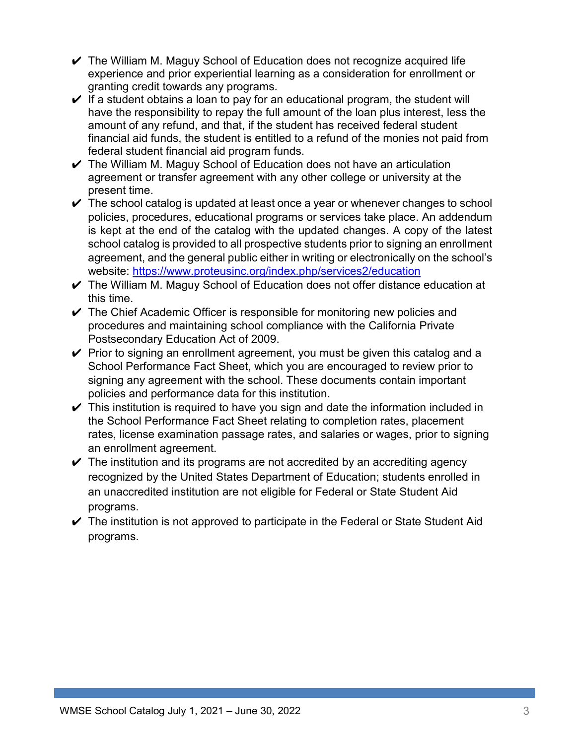- ✔ The William M. Maguy School of Education does not recognize acquired life experience and prior experiential learning as a consideration for enrollment or granting credit towards any programs.
- ✔ If a student obtains a loan to pay for an educational program, the student will have the responsibility to repay the full amount of the loan plus interest, less the amount of any refund, and that, if the student has received federal student financial aid funds, the student is entitled to a refund of the monies not paid from federal student financial aid program funds.
- ✔ The William M. Maguy School of Education does not have an articulation agreement or transfer agreement with any other college or university at the present time.
- ✔ The school catalog is updated at least once a year or whenever changes to school policies, procedures, educational programs or services take place. An addendum is kept at the end of the catalog with the updated changes. A copy of the latest school catalog is provided to all prospective students prior to signing an enrollment agreement, and the general public either in writing or electronically on the school's website: [https://www.proteusinc.org/index.php/services2/education](https://www.proteusinc.org/index.php/services2/education)
- ✔ The William M. Maguy School of Education does not offer distance education at this time.
- ✔ The Chief Academic Officer is responsible for monitoring new policies and procedures and maintaining school compliance with the California Private Postsecondary Education Act of 2009.
- ✔ Prior to signing an enrollment agreement, you must be given this catalog and a School Performance Fact Sheet, which you are encouraged to review prior to signing any agreement with the school. These documents contain important policies and performance data for this institution.
- ✔ This institution is required to have you sign and date the information included in the School Performance Fact Sheet relating to completion rates, placement rates, license examination passage rates, and salaries or wages, prior to signing an enrollment agreement.
- ✔ The institution and its programs are not accredited by an accrediting agency recognized by the United States Department of Education; students enrolled in an unaccredited institution are not eligible for Federal or State Student Aid programs.
- ✔ The institution is not approved to participate in the Federal or State Student Aid programs.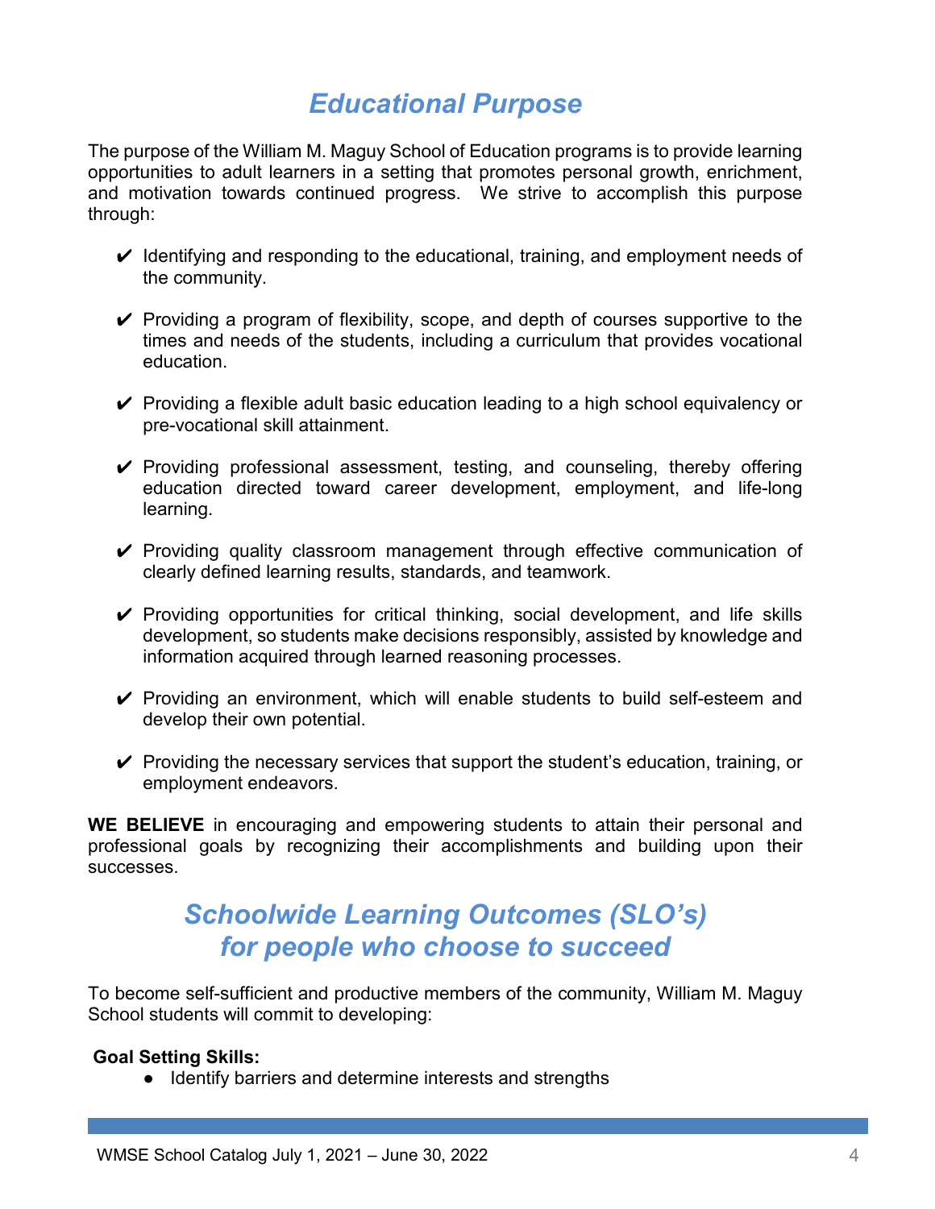## *Educational Purpose*

The purpose of the William M. Maguy School of Education programs is to provide learning opportunities to adult learners in a setting that promotes personal growth, enrichment, and motivation towards continued progress. We strive to accomplish this purpose through:

- ✔ Identifying and responding to the educational, training, and employment needs of the community.
- ✔ Providing a program of flexibility, scope, and depth of courses supportive to the times and needs of the students, including a curriculum that provides vocational education.
- ✔ Providing a flexible adult basic education leading to a high school equivalency or pre-vocational skill attainment.
- ✔ Providing professional assessment, testing, and counseling, thereby offering education directed toward career development, employment, and life-long learning.
- ✔ Providing quality classroom management through effective communication of clearly defined learning results, standards, and teamwork.
- ✔ Providing opportunities for critical thinking, social development, and life skills development, so students make decisions responsibly, assisted by knowledge and information acquired through learned reasoning processes.
- ✔ Providing an environment, which will enable students to build self-esteem and develop their own potential.
- ✔ Providing the necessary services that support the student's education, training, or employment endeavors.

**WE BELIEVE** in encouraging and empowering students to attain their personal and professional goals by recognizing their accomplishments and building upon their successes.

## *Schoolwide Learning Outcomes (SLO's) for people who choose to succeed*

To become self-sufficient and productive members of the community, William M. Maguy School students will commit to developing:

**Goal Setting Skills:**

- Identify barriers and determine interests and strengths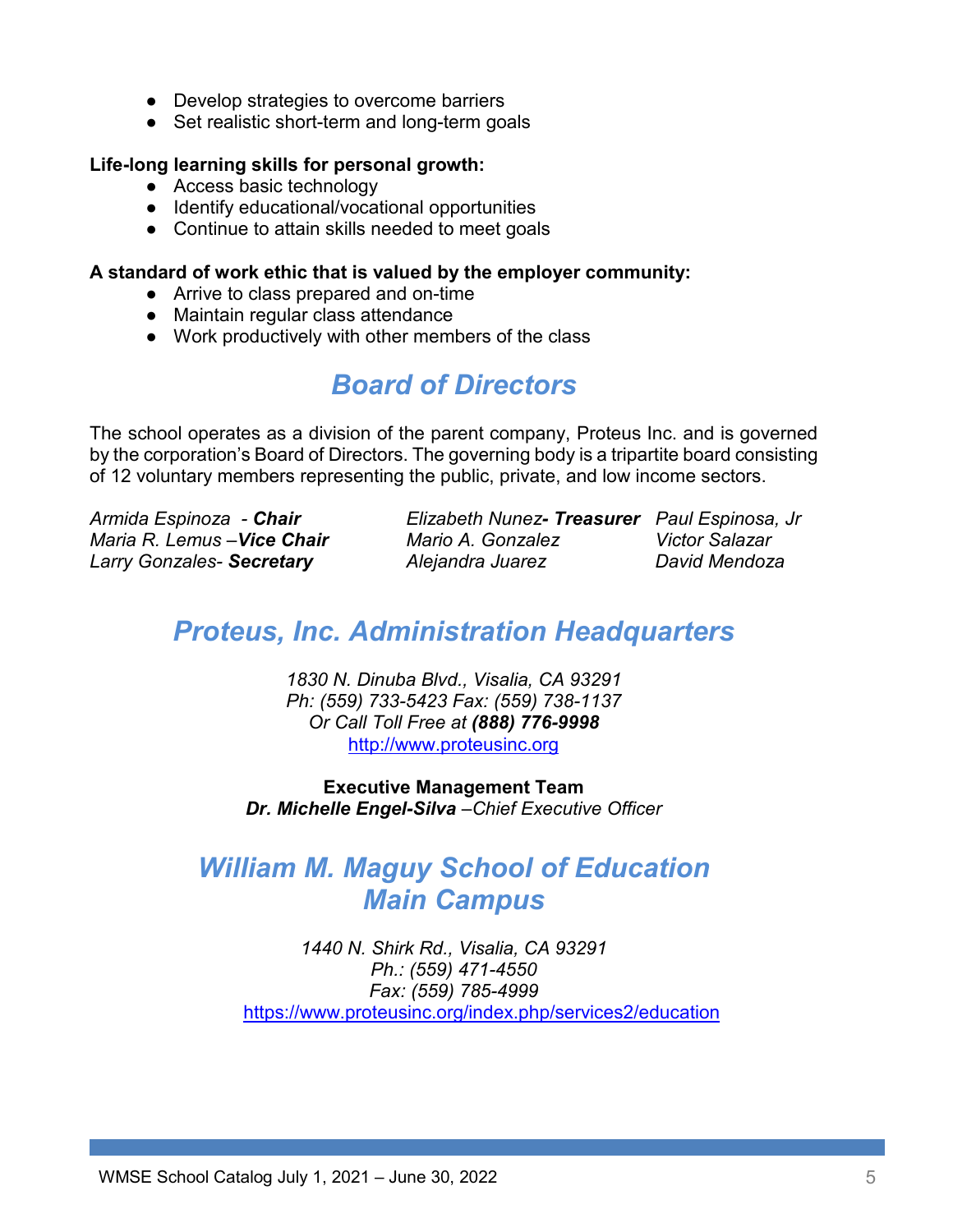- Develop strategies to overcome barriers
- Set realistic short-term and long-term goals

**Life-long learning skills for personal growth:**

- Access basic technology
- Identify educational/vocational opportunities
- Continue to attain skills needed to meet goals

**A standard of work ethic that is valued by the employer community:**

- Arrive to class prepared and on-time
- Maintain regular class attendance
- Work productively with other members of the class

## *Board of Directors*

The school operates as a division of the parent company, Proteus Inc. and is governed by the corporation's Board of Directors. The governing body is a tripartite board consisting of 12 voluntary members representing the public, private, and low income sectors.

*Armida Espinoza - **Chair***
*Maria R. Lemus –**Vice Chair***
*Larry Gonzales- **Secretary***
*Elizabeth Nunez**- Treasurer***
*Mario A. Gonzalez*
*Alejandra Juarez*
*Paul Espinosa, Jr*
*Victor Salazar*
*David Mendoza*

## *Proteus, Inc. Administration Headquarters*

*1830 N. Dinuba Blvd., Visalia, CA 93291*
*Ph: (559) 733-5423 Fax: (559) 738-1137*
*Or Call Toll Free at **(888) 776-9998***
http://www.proteusinc.org

**Executive Management Team**
***Dr. Michelle Engel-Silva** –Chief Executive Officer*

## *William M. Maguy School of Education Main Campus*

*1440 N. Shirk Rd., Visalia, CA 93291*
*Ph.: (559) 471-4550*
*Fax: (559) 785-4999*
https://www.proteusinc.org/index.php/services2/education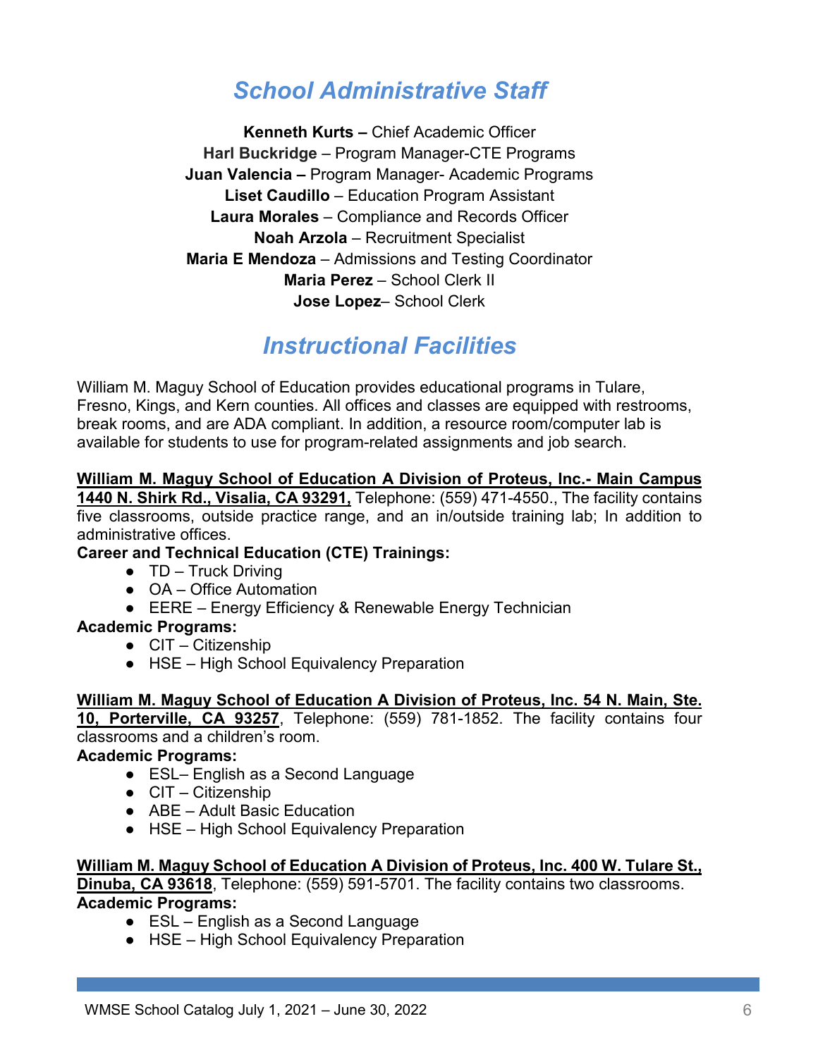# *School Administrative Staff*

**Kenneth Kurts –** Chief Academic Officer
**Harl Buckridge** – Program Manager-CTE Programs
**Juan Valencia –** Program Manager- Academic Programs
**Liset Caudillo** – Education Program Assistant
**Laura Morales** – Compliance and Records Officer
**Noah Arzola** – Recruitment Specialist
**Maria E Mendoza** – Admissions and Testing Coordinator
**Maria Perez** – School Clerk II
**Jose Lopez**– School Clerk

# *Instructional Facilities*

William M. Maguy School of Education provides educational programs in Tulare, Fresno, Kings, and Kern counties. All offices and classes are equipped with restrooms, break rooms, and are ADA compliant. In addition, a resource room/computer lab is available for students to use for program-related assignments and job search.

**William M. Maguy School of Education A Division of Proteus, Inc.- Main Campus 1440 N. Shirk Rd., Visalia, CA 93291,** Telephone: (559) 471-4550., The facility contains five classrooms, outside practice range, and an in/outside training lab; In addition to administrative offices.

**Career and Technical Education (CTE) Trainings:**

- TD – Truck Driving
- OA – Office Automation
- EERE – Energy Efficiency & Renewable Energy Technician

**Academic Programs:**

- CIT – Citizenship
- HSE – High School Equivalency Preparation

**William M. Maguy School of Education A Division of Proteus, Inc. 54 N. Main, Ste. 10, Porterville, CA 93257**, Telephone: (559) 781-1852. The facility contains four classrooms and a children's room.

**Academic Programs:**

- ESL– English as a Second Language
- CIT – Citizenship
- ABE – Adult Basic Education
- HSE – High School Equivalency Preparation

**William M. Maguy School of Education A Division of Proteus, Inc. 400 W. Tulare St., Dinuba, CA 93618**, Telephone: (559) 591-5701. The facility contains two classrooms.

**Academic Programs:**

- ESL – English as a Second Language
- HSE – High School Equivalency Preparation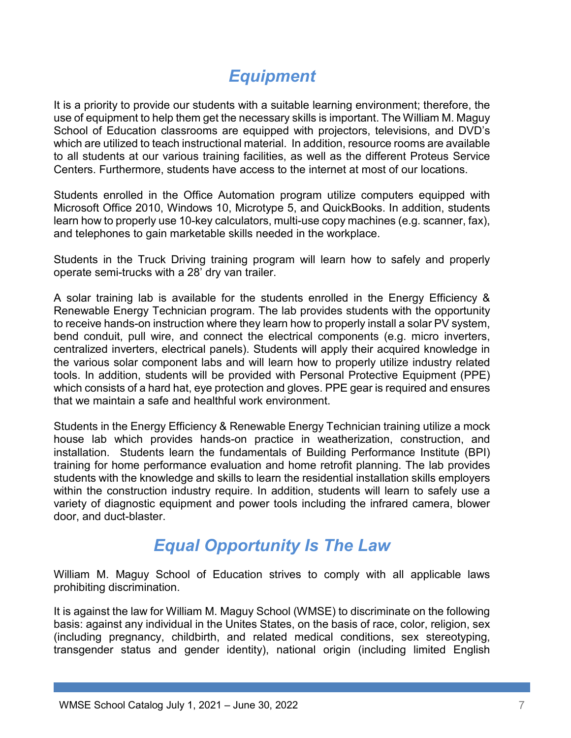# *Equipment*

It is a priority to provide our students with a suitable learning environment; therefore, the use of equipment to help them get the necessary skills is important. The William M. Maguy School of Education classrooms are equipped with projectors, televisions, and DVD's which are utilized to teach instructional material. In addition, resource rooms are available to all students at our various training facilities, as well as the different Proteus Service Centers. Furthermore, students have access to the internet at most of our locations.

Students enrolled in the Office Automation program utilize computers equipped with Microsoft Office 2010, Windows 10, Microtype 5, and QuickBooks. In addition, students learn how to properly use 10-key calculators, multi-use copy machines (e.g. scanner, fax), and telephones to gain marketable skills needed in the workplace.

Students in the Truck Driving training program will learn how to safely and properly operate semi-trucks with a 28' dry van trailer.

A solar training lab is available for the students enrolled in the Energy Efficiency & Renewable Energy Technician program. The lab provides students with the opportunity to receive hands-on instruction where they learn how to properly install a solar PV system, bend conduit, pull wire, and connect the electrical components (e.g. micro inverters, centralized inverters, electrical panels). Students will apply their acquired knowledge in the various solar component labs and will learn how to properly utilize industry related tools. In addition, students will be provided with Personal Protective Equipment (PPE) which consists of a hard hat, eye protection and gloves. PPE gear is required and ensures that we maintain a safe and healthful work environment.

Students in the Energy Efficiency & Renewable Energy Technician training utilize a mock house lab which provides hands-on practice in weatherization, construction, and installation. Students learn the fundamentals of Building Performance Institute (BPI) training for home performance evaluation and home retrofit planning. The lab provides students with the knowledge and skills to learn the residential installation skills employers within the construction industry require. In addition, students will learn to safely use a variety of diagnostic equipment and power tools including the infrared camera, blower door, and duct-blaster.

# *Equal Opportunity Is The Law*

William M. Maguy School of Education strives to comply with all applicable laws prohibiting discrimination.

It is against the law for William M. Maguy School (WMSE) to discriminate on the following basis: against any individual in the Unites States, on the basis of race, color, religion, sex (including pregnancy, childbirth, and related medical conditions, sex stereotyping, transgender status and gender identity), national origin (including limited English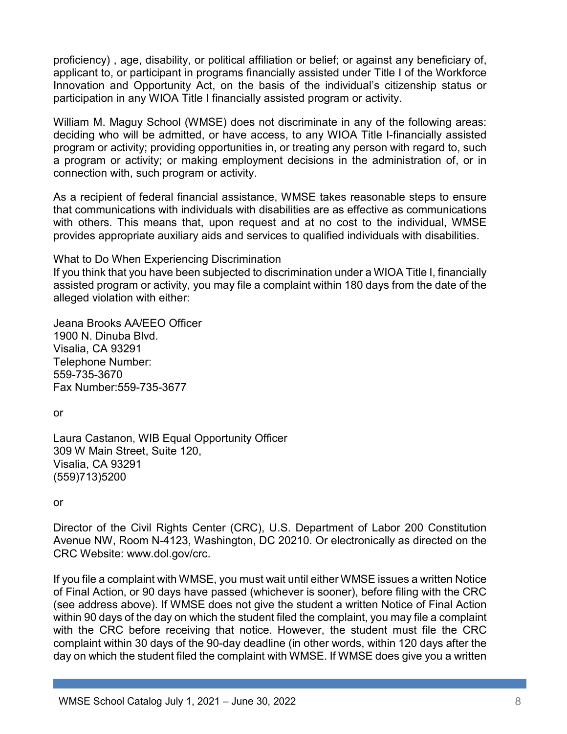proficiency) , age, disability, or political affiliation or belief; or against any beneficiary of, applicant to, or participant in programs financially assisted under Title I of the Workforce Innovation and Opportunity Act, on the basis of the individual's citizenship status or participation in any WIOA Title I financially assisted program or activity.

William M. Maguy School (WMSE) does not discriminate in any of the following areas: deciding who will be admitted, or have access, to any WIOA Title I-financially assisted program or activity; providing opportunities in, or treating any person with regard to, such a program or activity; or making employment decisions in the administration of, or in connection with, such program or activity.

As a recipient of federal financial assistance, WMSE takes reasonable steps to ensure that communications with individuals with disabilities are as effective as communications with others. This means that, upon request and at no cost to the individual, WMSE provides appropriate auxiliary aids and services to qualified individuals with disabilities.

What to Do When Experiencing Discrimination

If you think that you have been subjected to discrimination under a WIOA Title I, financially assisted program or activity, you may file a complaint within 180 days from the date of the alleged violation with either:

Jeana Brooks AA/EEO Officer
1900 N. Dinuba Blvd.
Visalia, CA 93291
Telephone Number:
559-735-3670
Fax Number:559-735-3677

or

Laura Castanon, WIB Equal Opportunity Officer
309 W Main Street, Suite 120,
Visalia, CA 93291
(559)713)5200

or

Director of the Civil Rights Center (CRC), U.S. Department of Labor 200 Constitution Avenue NW, Room N-4123, Washington, DC 20210. Or electronically as directed on the CRC Website: www.dol.gov/crc.

If you file a complaint with WMSE, you must wait until either WMSE issues a written Notice of Final Action, or 90 days have passed (whichever is sooner), before filing with the CRC (see address above). If WMSE does not give the student a written Notice of Final Action within 90 days of the day on which the student filed the complaint, you may file a complaint with the CRC before receiving that notice. However, the student must file the CRC complaint within 30 days of the 90-day deadline (in other words, within 120 days after the day on which the student filed the complaint with WMSE. If WMSE does give you a written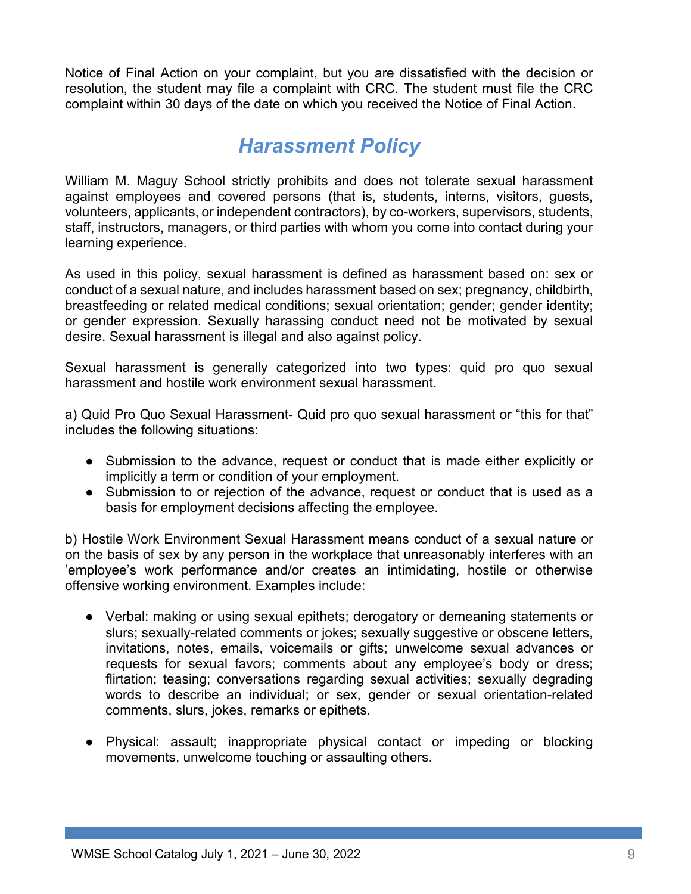Notice of Final Action on your complaint, but you are dissatisfied with the decision or resolution, the student may file a complaint with CRC. The student must file the CRC complaint within 30 days of the date on which you received the Notice of Final Action.

## *Harassment Policy*

William M. Maguy School strictly prohibits and does not tolerate sexual harassment against employees and covered persons (that is, students, interns, visitors, guests, volunteers, applicants, or independent contractors), by co-workers, supervisors, students, staff, instructors, managers, or third parties with whom you come into contact during your learning experience.

As used in this policy, sexual harassment is defined as harassment based on: sex or conduct of a sexual nature, and includes harassment based on sex; pregnancy, childbirth, breastfeeding or related medical conditions; sexual orientation; gender; gender identity; or gender expression. Sexually harassing conduct need not be motivated by sexual desire. Sexual harassment is illegal and also against policy.

Sexual harassment is generally categorized into two types: quid pro quo sexual harassment and hostile work environment sexual harassment.

a) Quid Pro Quo Sexual Harassment- Quid pro quo sexual harassment or "this for that" includes the following situations:

- Submission to the advance, request or conduct that is made either explicitly or implicitly a term or condition of your employment.
- Submission to or rejection of the advance, request or conduct that is used as a basis for employment decisions affecting the employee.

b) Hostile Work Environment Sexual Harassment means conduct of a sexual nature or on the basis of sex by any person in the workplace that unreasonably interferes with an 'employee's work performance and/or creates an intimidating, hostile or otherwise offensive working environment. Examples include:

- Verbal: making or using sexual epithets; derogatory or demeaning statements or slurs; sexually-related comments or jokes; sexually suggestive or obscene letters, invitations, notes, emails, voicemails or gifts; unwelcome sexual advances or requests for sexual favors; comments about any employee's body or dress; flirtation; teasing; conversations regarding sexual activities; sexually degrading words to describe an individual; or sex, gender or sexual orientation-related comments, slurs, jokes, remarks or epithets.

- Physical: assault; inappropriate physical contact or impeding or blocking movements, unwelcome touching or assaulting others.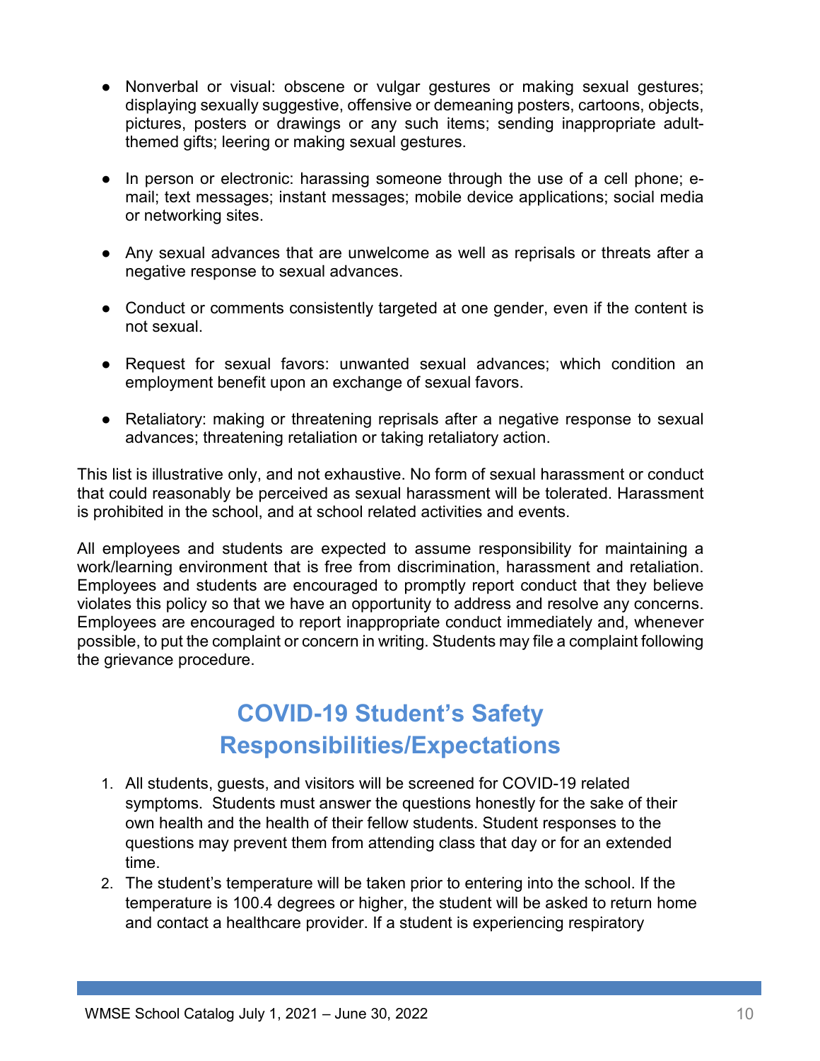- Nonverbal or visual: obscene or vulgar gestures or making sexual gestures; displaying sexually suggestive, offensive or demeaning posters, cartoons, objects, pictures, posters or drawings or any such items; sending inappropriate adult-themed gifts; leering or making sexual gestures.

- In person or electronic: harassing someone through the use of a cell phone; e-mail; text messages; instant messages; mobile device applications; social media or networking sites.

- Any sexual advances that are unwelcome as well as reprisals or threats after a negative response to sexual advances.

- Conduct or comments consistently targeted at one gender, even if the content is not sexual.

- Request for sexual favors: unwanted sexual advances; which condition an employment benefit upon an exchange of sexual favors.

- Retaliatory: making or threatening reprisals after a negative response to sexual advances; threatening retaliation or taking retaliatory action.

This list is illustrative only, and not exhaustive. No form of sexual harassment or conduct that could reasonably be perceived as sexual harassment will be tolerated. Harassment is prohibited in the school, and at school related activities and events.

All employees and students are expected to assume responsibility for maintaining a work/learning environment that is free from discrimination, harassment and retaliation. Employees and students are encouraged to promptly report conduct that they believe violates this policy so that we have an opportunity to address and resolve any concerns. Employees are encouraged to report inappropriate conduct immediately and, whenever possible, to put the complaint or concern in writing. Students may file a complaint following the grievance procedure.

## COVID-19 Student's Safety Responsibilities/Expectations

1. All students, guests, and visitors will be screened for COVID-19 related symptoms. Students must answer the questions honestly for the sake of their own health and the health of their fellow students. Student responses to the questions may prevent them from attending class that day or for an extended time.
2. The student's temperature will be taken prior to entering into the school. If the temperature is 100.4 degrees or higher, the student will be asked to return home and contact a healthcare provider. If a student is experiencing respiratory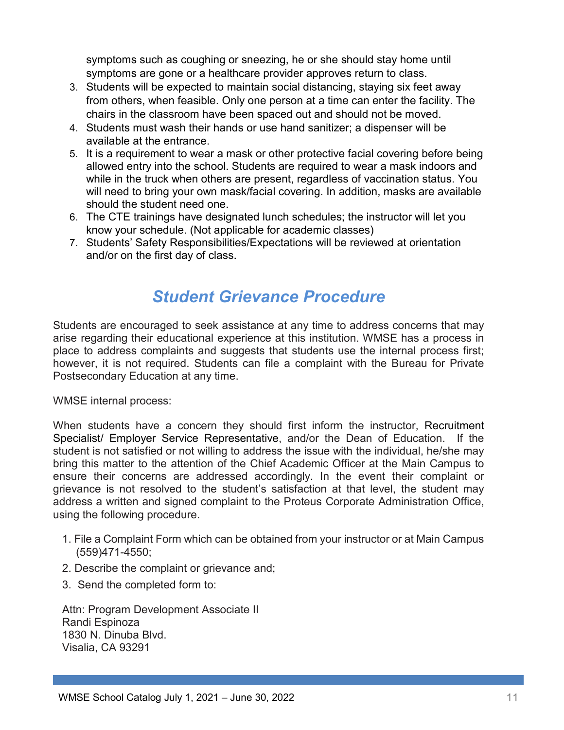symptoms such as coughing or sneezing, he or she should stay home until symptoms are gone or a healthcare provider approves return to class.

3. Students will be expected to maintain social distancing, staying six feet away from others, when feasible. Only one person at a time can enter the facility. The chairs in the classroom have been spaced out and should not be moved.
4. Students must wash their hands or use hand sanitizer; a dispenser will be available at the entrance.
5. It is a requirement to wear a mask or other protective facial covering before being allowed entry into the school. Students are required to wear a mask indoors and while in the truck when others are present, regardless of vaccination status. You will need to bring your own mask/facial covering. In addition, masks are available should the student need one.
6. The CTE trainings have designated lunch schedules; the instructor will let you know your schedule. (Not applicable for academic classes)
7. Students' Safety Responsibilities/Expectations will be reviewed at orientation and/or on the first day of class.

## *Student Grievance Procedure*

Students are encouraged to seek assistance at any time to address concerns that may arise regarding their educational experience at this institution. WMSE has a process in place to address complaints and suggests that students use the internal process first; however, it is not required. Students can file a complaint with the Bureau for Private Postsecondary Education at any time.

WMSE internal process:

When students have a concern they should first inform the instructor, Recruitment Specialist/ Employer Service Representative, and/or the Dean of Education. If the student is not satisfied or not willing to address the issue with the individual, he/she may bring this matter to the attention of the Chief Academic Officer at the Main Campus to ensure their concerns are addressed accordingly. In the event their complaint or grievance is not resolved to the student's satisfaction at that level, the student may address a written and signed complaint to the Proteus Corporate Administration Office, using the following procedure.

1. File a Complaint Form which can be obtained from your instructor or at Main Campus (559)471-4550;
2. Describe the complaint or grievance and;
3. Send the completed form to:

Attn: Program Development Associate II
Randi Espinoza
1830 N. Dinuba Blvd.
Visalia, CA 93291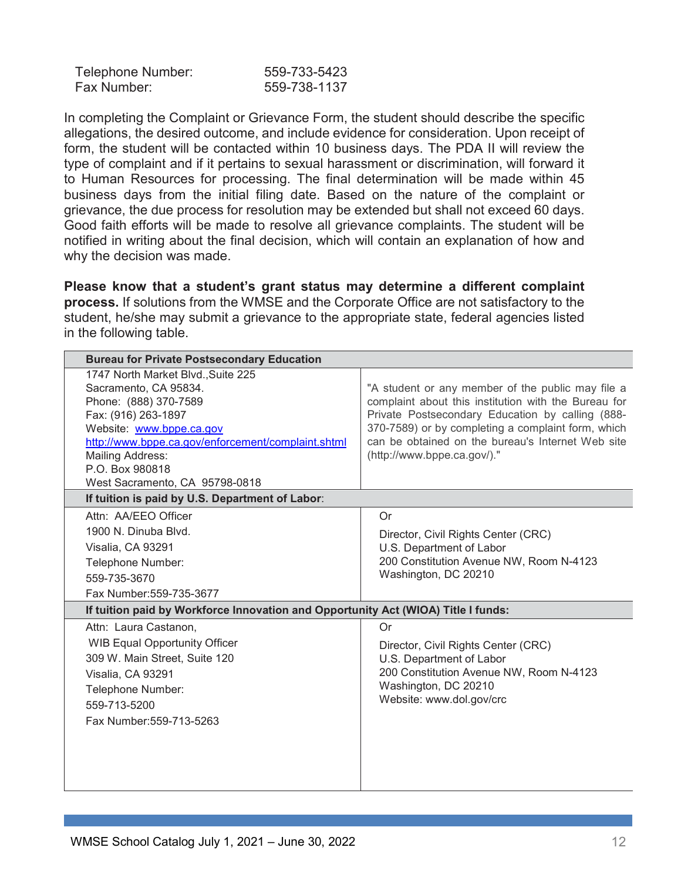| | |
|---|---|
| Telephone Number: | 559-733-5423 |
| Fax Number: | 559-738-1137 |

In completing the Complaint or Grievance Form, the student should describe the specific allegations, the desired outcome, and include evidence for consideration. Upon receipt of form, the student will be contacted within 10 business days. The PDA II will review the type of complaint and if it pertains to sexual harassment or discrimination, will forward it to Human Resources for processing. The final determination will be made within 45 business days from the initial filing date. Based on the nature of the complaint or grievance, the due process for resolution may be extended but shall not exceed 60 days. Good faith efforts will be made to resolve all grievance complaints. The student will be notified in writing about the final decision, which will contain an explanation of how and why the decision was made.

**Please know that a student's grant status may determine a different complaint process.** If solutions from the WMSE and the Corporate Office are not satisfactory to the student, he/she may submit a grievance to the appropriate state, federal agencies listed in the following table.

| **Bureau for Private Postsecondary Education** | |
|---|---|
| 1747 North Market Blvd.,Suite 225<br>Sacramento, CA 95834.<br>Phone: (888) 370-7589<br>Fax: (916) 263-1897<br>Website: www.bppe.ca.gov<br>http://www.bppe.ca.gov/enforcement/complaint.shtml<br>Mailing Address:<br>P.O. Box 980818<br>West Sacramento, CA 95798-0818 | "A student or any member of the public may file a complaint about this institution with the Bureau for Private Postsecondary Education by calling (888-370-7589) or by completing a complaint form, which can be obtained on the bureau's Internet Web site (http://www.bppe.ca.gov/)." |
| **If tuition is paid by U.S. Department of Labor**: | |
| Attn: AA/EEO Officer<br>1900 N. Dinuba Blvd.<br>Visalia, CA 93291<br>Telephone Number:<br>559-735-3670<br>Fax Number:559-735-3677 | Or<br>Director, Civil Rights Center (CRC)<br>U.S. Department of Labor<br>200 Constitution Avenue NW, Room N-4123<br>Washington, DC 20210 |
| **If tuition paid by Workforce Innovation and Opportunity Act (WIOA) Title I funds:** | |
| Attn: Laura Castanon,<br>WIB Equal Opportunity Officer<br>309 W. Main Street, Suite 120<br>Visalia, CA 93291<br>Telephone Number:<br>559-713-5200<br>Fax Number:559-713-5263 | Or<br>Director, Civil Rights Center (CRC)<br>U.S. Department of Labor<br>200 Constitution Avenue NW, Room N-4123<br>Washington, DC 20210<br>Website: www.dol.gov/crc |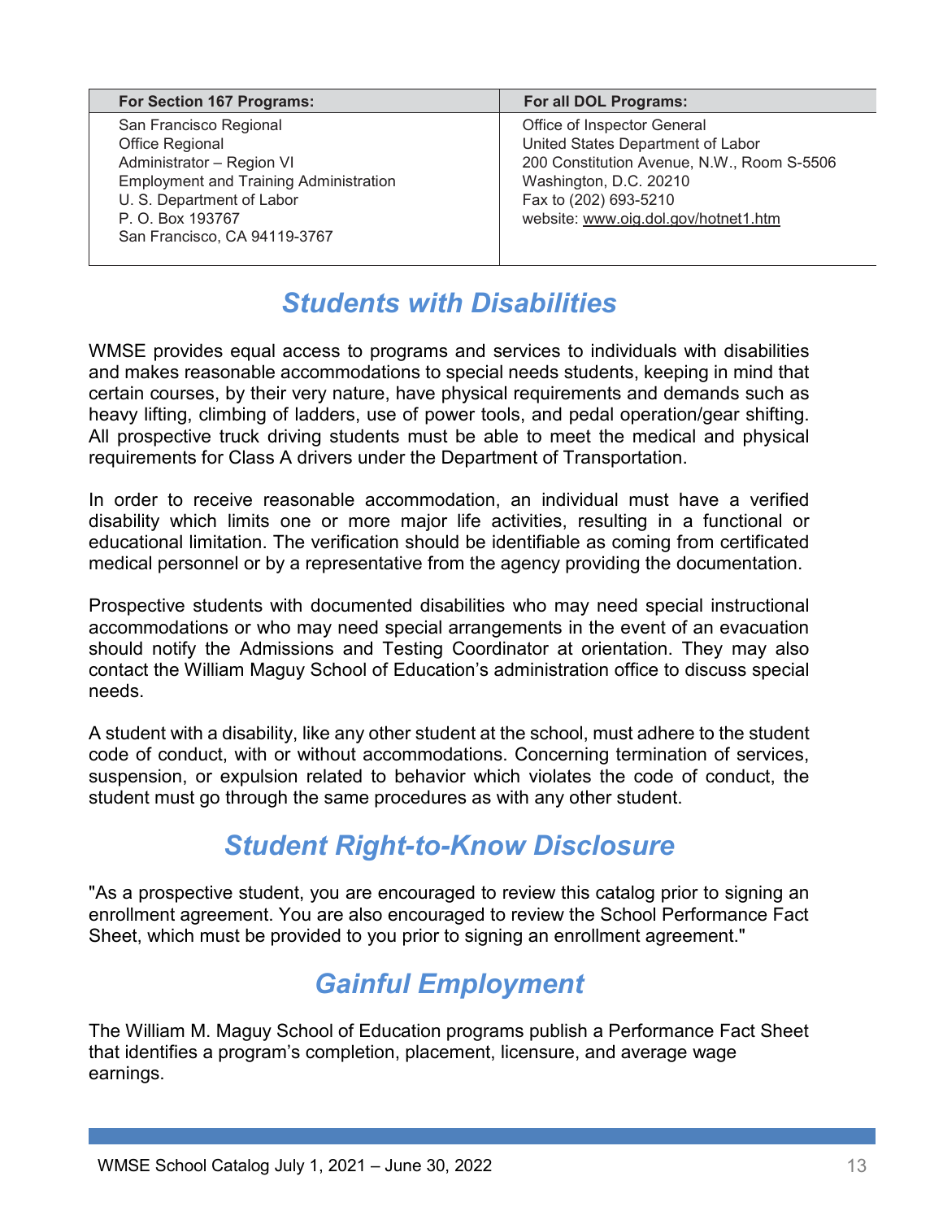| For Section 167 Programs: | For all DOL Programs: |
| --- | --- |
| San Francisco Regional<br>Office Regional<br>Administrator – Region VI<br>Employment and Training Administration<br>U. S. Department of Labor<br>P. O. Box 193767<br>San Francisco, CA 94119-3767 | Office of Inspector General<br>United States Department of Labor<br>200 Constitution Avenue, N.W., Room S-5506<br>Washington, D.C. 20210<br>Fax to (202) 693-5210<br>website: www.oig.dol.gov/hotnet1.htm |

## *Students with Disabilities*

WMSE provides equal access to programs and services to individuals with disabilities and makes reasonable accommodations to special needs students, keeping in mind that certain courses, by their very nature, have physical requirements and demands such as heavy lifting, climbing of ladders, use of power tools, and pedal operation/gear shifting. All prospective truck driving students must be able to meet the medical and physical requirements for Class A drivers under the Department of Transportation.

In order to receive reasonable accommodation, an individual must have a verified disability which limits one or more major life activities, resulting in a functional or educational limitation. The verification should be identifiable as coming from certificated medical personnel or by a representative from the agency providing the documentation.

Prospective students with documented disabilities who may need special instructional accommodations or who may need special arrangements in the event of an evacuation should notify the Admissions and Testing Coordinator at orientation. They may also contact the William Maguy School of Education's administration office to discuss special needs.

A student with a disability, like any other student at the school, must adhere to the student code of conduct, with or without accommodations. Concerning termination of services, suspension, or expulsion related to behavior which violates the code of conduct, the student must go through the same procedures as with any other student.

## *Student Right-to-Know Disclosure*

"As a prospective student, you are encouraged to review this catalog prior to signing an enrollment agreement. You are also encouraged to review the School Performance Fact Sheet, which must be provided to you prior to signing an enrollment agreement."

## *Gainful Employment*

The William M. Maguy School of Education programs publish a Performance Fact Sheet that identifies a program's completion, placement, licensure, and average wage earnings.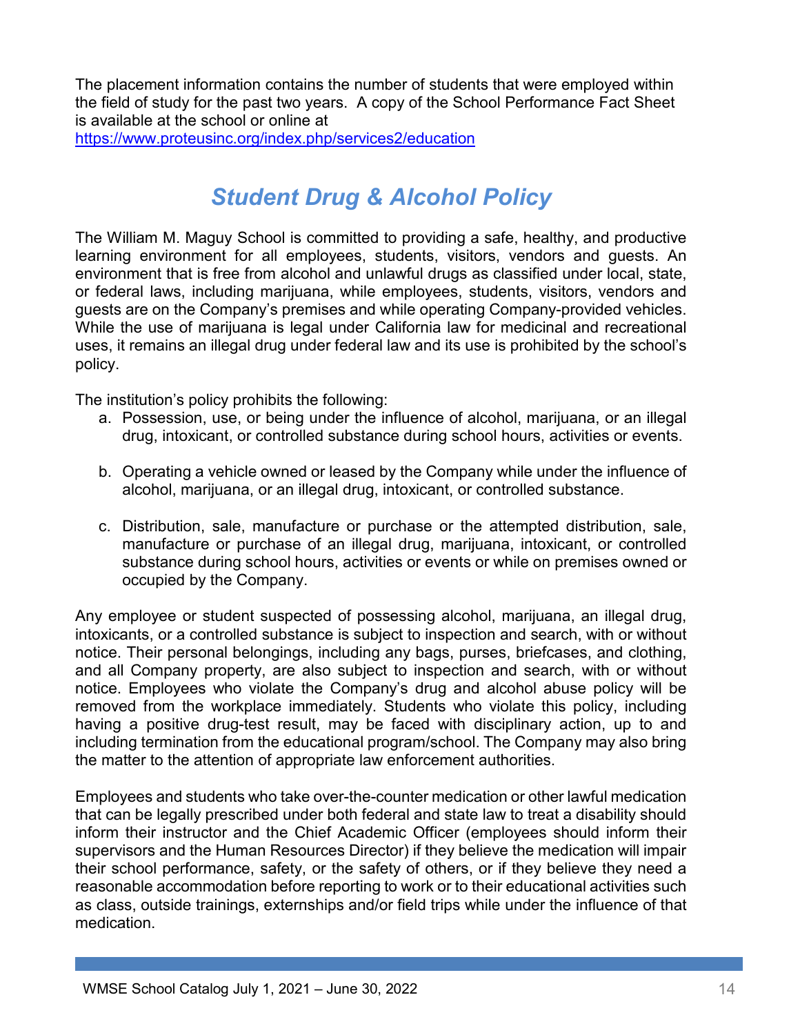The placement information contains the number of students that were employed within the field of study for the past two years. A copy of the School Performance Fact Sheet is available at the school or online at https://www.proteusinc.org/index.php/services2/education

## *Student Drug & Alcohol Policy*

The William M. Maguy School is committed to providing a safe, healthy, and productive learning environment for all employees, students, visitors, vendors and guests. An environment that is free from alcohol and unlawful drugs as classified under local, state, or federal laws, including marijuana, while employees, students, visitors, vendors and guests are on the Company's premises and while operating Company-provided vehicles. While the use of marijuana is legal under California law for medicinal and recreational uses, it remains an illegal drug under federal law and its use is prohibited by the school's policy.

The institution's policy prohibits the following:

a. Possession, use, or being under the influence of alcohol, marijuana, or an illegal drug, intoxicant, or controlled substance during school hours, activities or events.

b. Operating a vehicle owned or leased by the Company while under the influence of alcohol, marijuana, or an illegal drug, intoxicant, or controlled substance.

c. Distribution, sale, manufacture or purchase or the attempted distribution, sale, manufacture or purchase of an illegal drug, marijuana, intoxicant, or controlled substance during school hours, activities or events or while on premises owned or occupied by the Company.

Any employee or student suspected of possessing alcohol, marijuana, an illegal drug, intoxicants, or a controlled substance is subject to inspection and search, with or without notice. Their personal belongings, including any bags, purses, briefcases, and clothing, and all Company property, are also subject to inspection and search, with or without notice. Employees who violate the Company's drug and alcohol abuse policy will be removed from the workplace immediately. Students who violate this policy, including having a positive drug-test result, may be faced with disciplinary action, up to and including termination from the educational program/school. The Company may also bring the matter to the attention of appropriate law enforcement authorities.

Employees and students who take over-the-counter medication or other lawful medication that can be legally prescribed under both federal and state law to treat a disability should inform their instructor and the Chief Academic Officer (employees should inform their supervisors and the Human Resources Director) if they believe the medication will impair their school performance, safety, or the safety of others, or if they believe they need a reasonable accommodation before reporting to work or to their educational activities such as class, outside trainings, externships and/or field trips while under the influence of that medication.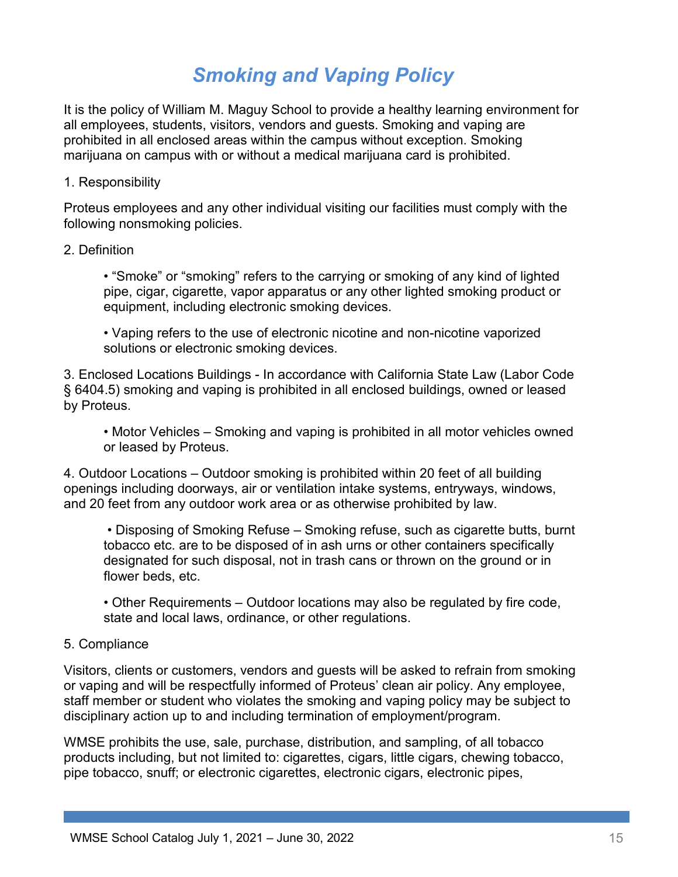# *Smoking and Vaping Policy*

It is the policy of William M. Maguy School to provide a healthy learning environment for all employees, students, visitors, vendors and guests. Smoking and vaping are prohibited in all enclosed areas within the campus without exception. Smoking marijuana on campus with or without a medical marijuana card is prohibited.

1. Responsibility

Proteus employees and any other individual visiting our facilities must comply with the following nonsmoking policies.

2. Definition

- "Smoke" or "smoking" refers to the carrying or smoking of any kind of lighted pipe, cigar, cigarette, vapor apparatus or any other lighted smoking product or equipment, including electronic smoking devices.

- Vaping refers to the use of electronic nicotine and non-nicotine vaporized solutions or electronic smoking devices.

3. Enclosed Locations Buildings - In accordance with California State Law (Labor Code § 6404.5) smoking and vaping is prohibited in all enclosed buildings, owned or leased by Proteus.

- Motor Vehicles – Smoking and vaping is prohibited in all motor vehicles owned or leased by Proteus.

4. Outdoor Locations – Outdoor smoking is prohibited within 20 feet of all building openings including doorways, air or ventilation intake systems, entryways, windows, and 20 feet from any outdoor work area or as otherwise prohibited by law.

- Disposing of Smoking Refuse – Smoking refuse, such as cigarette butts, burnt tobacco etc. are to be disposed of in ash urns or other containers specifically designated for such disposal, not in trash cans or thrown on the ground or in flower beds, etc.

- Other Requirements – Outdoor locations may also be regulated by fire code, state and local laws, ordinance, or other regulations.

5. Compliance

Visitors, clients or customers, vendors and guests will be asked to refrain from smoking or vaping and will be respectfully informed of Proteus' clean air policy. Any employee, staff member or student who violates the smoking and vaping policy may be subject to disciplinary action up to and including termination of employment/program.

WMSE prohibits the use, sale, purchase, distribution, and sampling, of all tobacco products including, but not limited to: cigarettes, cigars, little cigars, chewing tobacco, pipe tobacco, snuff; or electronic cigarettes, electronic cigars, electronic pipes,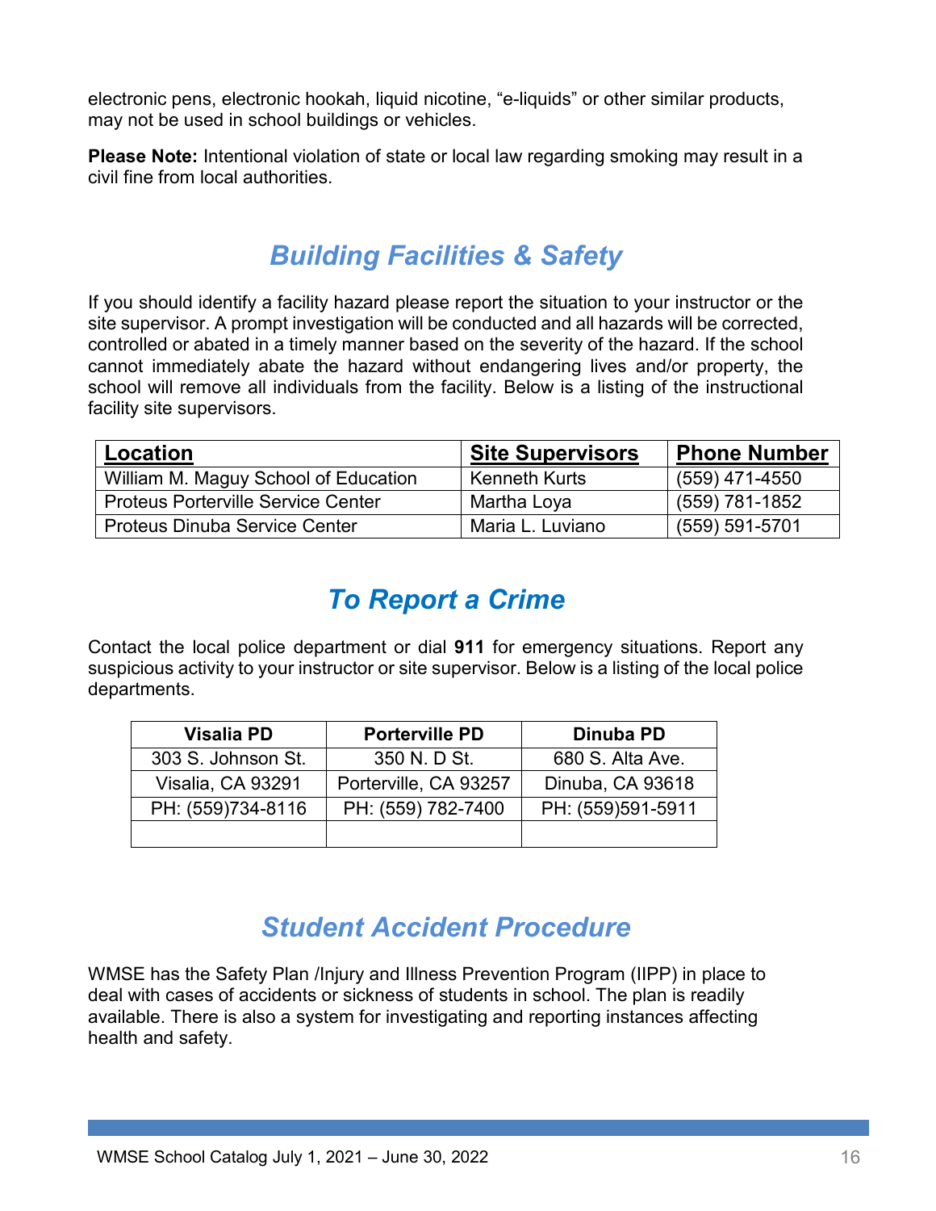electronic pens, electronic hookah, liquid nicotine, “e-liquids” or other similar products, may not be used in school buildings or vehicles.

**Please Note:** Intentional violation of state or local law regarding smoking may result in a civil fine from local authorities.

## *Building Facilities & Safety*

If you should identify a facility hazard please report the situation to your instructor or the site supervisor. A prompt investigation will be conducted and all hazards will be corrected, controlled or abated in a timely manner based on the severity of the hazard. If the school cannot immediately abate the hazard without endangering lives and/or property, the school will remove all individuals from the facility. Below is a listing of the instructional facility site supervisors.

| Location | Site Supervisors | Phone Number |
|---|---|---|
| William M. Maguy School of Education | Kenneth Kurts | (559) 471-4550 |
| Proteus Porterville Service Center | Martha Loya | (559) 781-1852 |
| Proteus Dinuba Service Center | Maria L. Luviano | (559) 591-5701 |

## *To Report a Crime*

Contact the local police department or dial **911** for emergency situations. Report any suspicious activity to your instructor or site supervisor. Below is a listing of the local police departments.

| Visalia PD | Porterville PD | Dinuba PD |
|---|---|---|
| 303 S. Johnson St. | 350 N. D St. | 680 S. Alta Ave. |
| Visalia, CA 93291 | Porterville, CA 93257 | Dinuba, CA 93618 |
| PH: (559)734-8116 | PH: (559) 782-7400 | PH: (559)591-5911 |
| | | |

## *Student Accident Procedure*

WMSE has the Safety Plan /Injury and Illness Prevention Program (IIPP) in place to deal with cases of accidents or sickness of students in school. The plan is readily available. There is also a system for investigating and reporting instances affecting health and safety.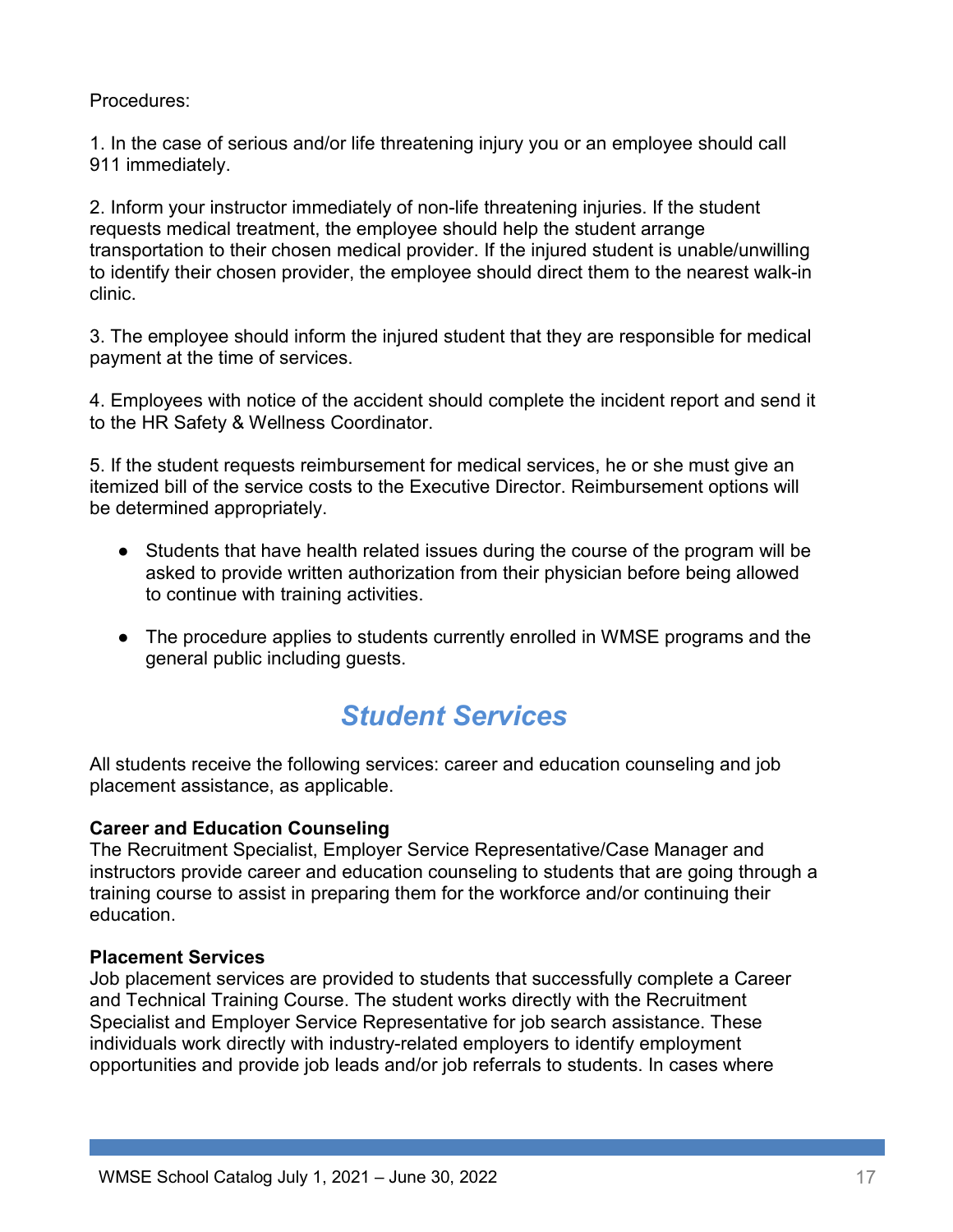Procedures:

1. In the case of serious and/or life threatening injury you or an employee should call 911 immediately.

2. Inform your instructor immediately of non-life threatening injuries. If the student requests medical treatment, the employee should help the student arrange transportation to their chosen medical provider. If the injured student is unable/unwilling to identify their chosen provider, the employee should direct them to the nearest walk-in clinic.

3. The employee should inform the injured student that they are responsible for medical payment at the time of services.

4. Employees with notice of the accident should complete the incident report and send it to the HR Safety & Wellness Coordinator.

5. If the student requests reimbursement for medical services, he or she must give an itemized bill of the service costs to the Executive Director. Reimbursement options will be determined appropriately.

- Students that have health related issues during the course of the program will be asked to provide written authorization from their physician before being allowed to continue with training activities.
- The procedure applies to students currently enrolled in WMSE programs and the general public including guests.

# *Student Services*

All students receive the following services: career and education counseling and job placement assistance, as applicable.

**Career and Education Counseling**
The Recruitment Specialist, Employer Service Representative/Case Manager and instructors provide career and education counseling to students that are going through a training course to assist in preparing them for the workforce and/or continuing their education.

**Placement Services**
Job placement services are provided to students that successfully complete a Career and Technical Training Course. The student works directly with the Recruitment Specialist and Employer Service Representative for job search assistance. These individuals work directly with industry-related employers to identify employment opportunities and provide job leads and/or job referrals to students. In cases where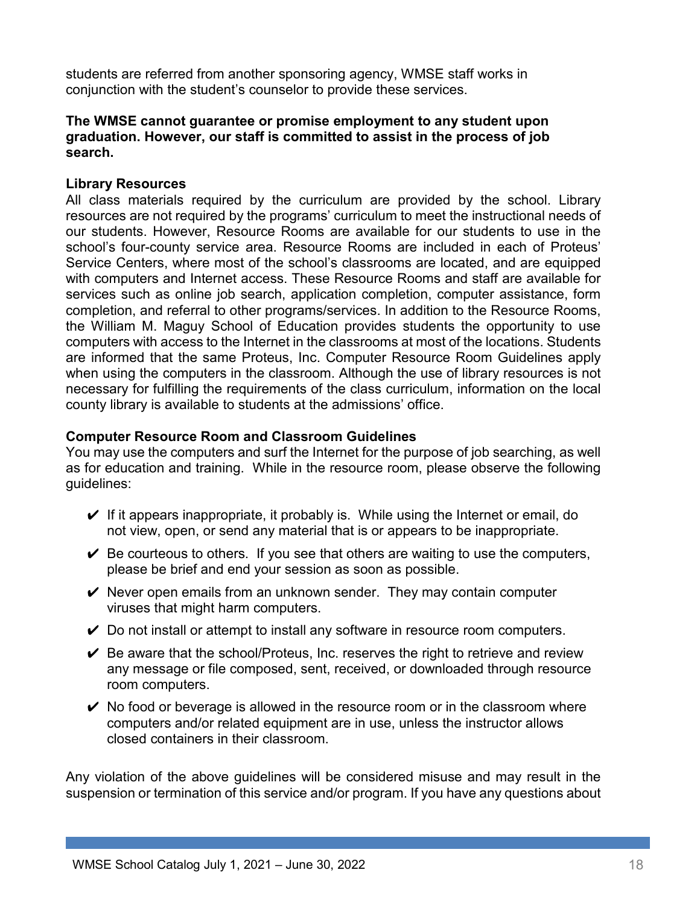students are referred from another sponsoring agency, WMSE staff works in conjunction with the student's counselor to provide these services.

**The WMSE cannot guarantee or promise employment to any student upon graduation. However, our staff is committed to assist in the process of job search.**

**Library Resources**

All class materials required by the curriculum are provided by the school. Library resources are not required by the programs' curriculum to meet the instructional needs of our students. However, Resource Rooms are available for our students to use in the school's four-county service area. Resource Rooms are included in each of Proteus' Service Centers, where most of the school's classrooms are located, and are equipped with computers and Internet access. These Resource Rooms and staff are available for services such as online job search, application completion, computer assistance, form completion, and referral to other programs/services. In addition to the Resource Rooms, the William M. Maguy School of Education provides students the opportunity to use computers with access to the Internet in the classrooms at most of the locations. Students are informed that the same Proteus, Inc. Computer Resource Room Guidelines apply when using the computers in the classroom. Although the use of library resources is not necessary for fulfilling the requirements of the class curriculum, information on the local county library is available to students at the admissions' office.

**Computer Resource Room and Classroom Guidelines**

You may use the computers and surf the Internet for the purpose of job searching, as well as for education and training. While in the resource room, please observe the following guidelines:

- ✔ If it appears inappropriate, it probably is. While using the Internet or email, do not view, open, or send any material that is or appears to be inappropriate.
- ✔ Be courteous to others. If you see that others are waiting to use the computers, please be brief and end your session as soon as possible.
- ✔ Never open emails from an unknown sender. They may contain computer viruses that might harm computers.
- ✔ Do not install or attempt to install any software in resource room computers.
- ✔ Be aware that the school/Proteus, Inc. reserves the right to retrieve and review any message or file composed, sent, received, or downloaded through resource room computers.
- ✔ No food or beverage is allowed in the resource room or in the classroom where computers and/or related equipment are in use, unless the instructor allows closed containers in their classroom.

Any violation of the above guidelines will be considered misuse and may result in the suspension or termination of this service and/or program. If you have any questions about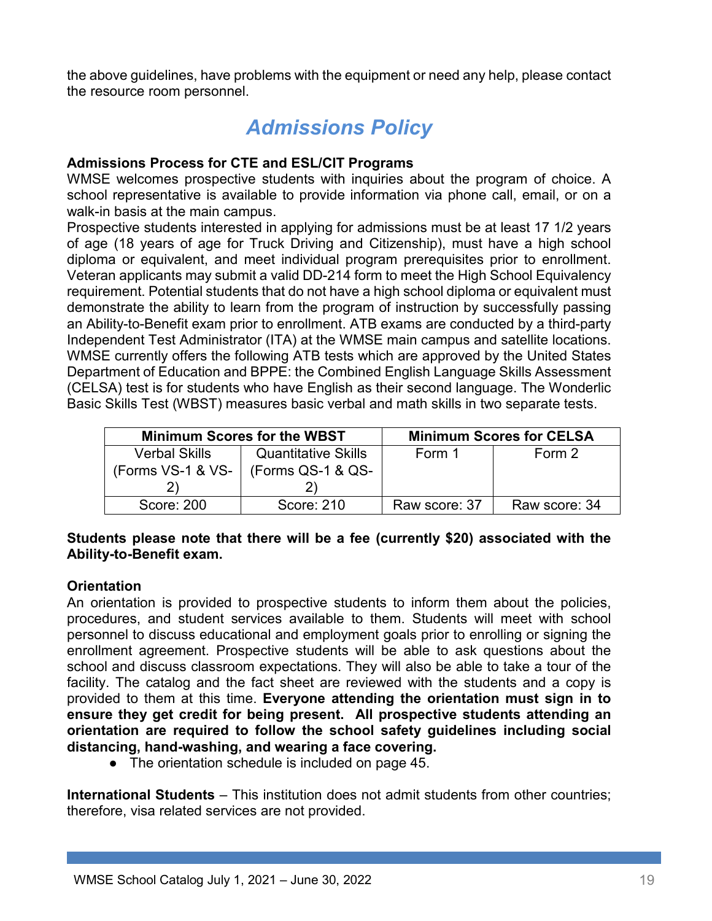the above guidelines, have problems with the equipment or need any help, please contact the resource room personnel.

# Admissions Policy

**Admissions Process for CTE and ESL/CIT Programs**

WMSE welcomes prospective students with inquiries about the program of choice. A school representative is available to provide information via phone call, email, or on a walk-in basis at the main campus.

Prospective students interested in applying for admissions must be at least 17 1/2 years of age (18 years of age for Truck Driving and Citizenship), must have a high school diploma or equivalent, and meet individual program prerequisites prior to enrollment. Veteran applicants may submit a valid DD-214 form to meet the High School Equivalency requirement. Potential students that do not have a high school diploma or equivalent must demonstrate the ability to learn from the program of instruction by successfully passing an Ability-to-Benefit exam prior to enrollment. ATB exams are conducted by a third-party Independent Test Administrator (ITA) at the WMSE main campus and satellite locations. WMSE currently offers the following ATB tests which are approved by the United States Department of Education and BPPE: the Combined English Language Skills Assessment (CELSA) test is for students who have English as their second language. The Wonderlic Basic Skills Test (WBST) measures basic verbal and math skills in two separate tests.

| Minimum Scores for the WBST | | Minimum Scores for CELSA | |
|---|---|---|---|
| Verbal Skills (Forms VS-1 & VS-2) | Quantitative Skills (Forms QS-1 & QS-2) | Form 1 | Form 2 |
| Score: 200 | Score: 210 | Raw score: 37 | Raw score: 34 |

**Students please note that there will be a fee (currently $20) associated with the Ability-to-Benefit exam.**

**Orientation**

An orientation is provided to prospective students to inform them about the policies, procedures, and student services available to them. Students will meet with school personnel to discuss educational and employment goals prior to enrolling or signing the enrollment agreement. Prospective students will be able to ask questions about the school and discuss classroom expectations. They will also be able to take a tour of the facility. The catalog and the fact sheet are reviewed with the students and a copy is provided to them at this time. **Everyone attending the orientation must sign in to ensure they get credit for being present. All prospective students attending an orientation are required to follow the school safety guidelines including social distancing, hand-washing, and wearing a face covering.**

- The orientation schedule is included on page 45.

**International Students** – This institution does not admit students from other countries; therefore, visa related services are not provided.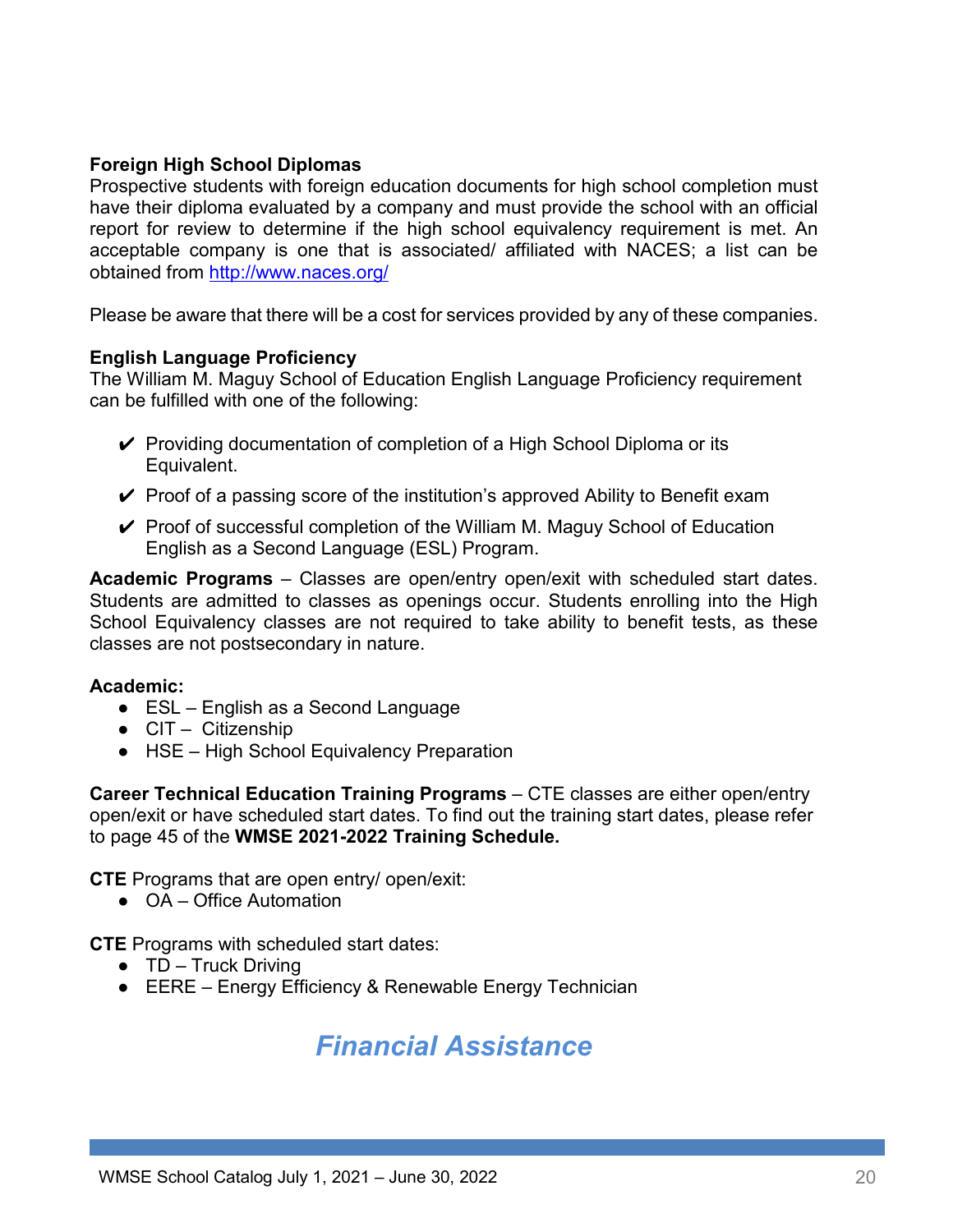**Foreign High School Diplomas**
Prospective students with foreign education documents for high school completion must have their diploma evaluated by a company and must provide the school with an official report for review to determine if the high school equivalency requirement is met. An acceptable company is one that is associated/ affiliated with NACES; a list can be obtained from http://www.naces.org/

Please be aware that there will be a cost for services provided by any of these companies.

**English Language Proficiency**
The William M. Maguy School of Education English Language Proficiency requirement can be fulfilled with one of the following:

- ✔ Providing documentation of completion of a High School Diploma or its Equivalent.
- ✔ Proof of a passing score of the institution's approved Ability to Benefit exam
- ✔ Proof of successful completion of the William M. Maguy School of Education English as a Second Language (ESL) Program.

**Academic Programs** – Classes are open/entry open/exit with scheduled start dates. Students are admitted to classes as openings occur. Students enrolling into the High School Equivalency classes are not required to take ability to benefit tests, as these classes are not postsecondary in nature.

**Academic:**

- ESL – English as a Second Language
- CIT – Citizenship
- HSE – High School Equivalency Preparation

**Career Technical Education Training Programs** – CTE classes are either open/entry open/exit or have scheduled start dates. To find out the training start dates, please refer to page 45 of the **WMSE 2021-2022 Training Schedule.**

**CTE** Programs that are open entry/ open/exit:

- OA – Office Automation

**CTE** Programs with scheduled start dates:

- TD – Truck Driving
- EERE – Energy Efficiency & Renewable Energy Technician

# *Financial Assistance*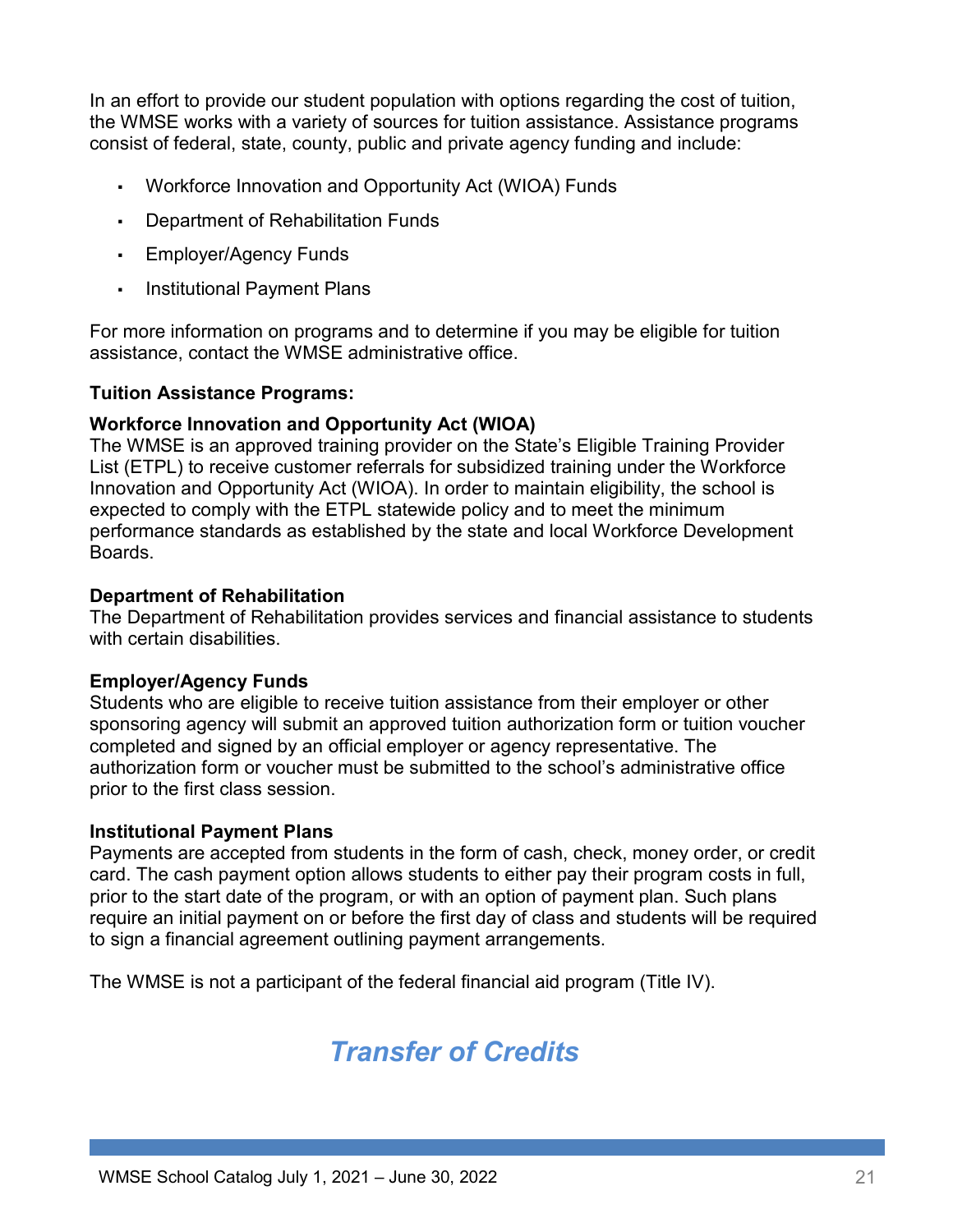In an effort to provide our student population with options regarding the cost of tuition, the WMSE works with a variety of sources for tuition assistance. Assistance programs consist of federal, state, county, public and private agency funding and include:

- Workforce Innovation and Opportunity Act (WIOA) Funds
- Department of Rehabilitation Funds
- Employer/Agency Funds
- Institutional Payment Plans

For more information on programs and to determine if you may be eligible for tuition assistance, contact the WMSE administrative office.

**Tuition Assistance Programs:**

**Workforce Innovation and Opportunity Act (WIOA)**
The WMSE is an approved training provider on the State's Eligible Training Provider List (ETPL) to receive customer referrals for subsidized training under the Workforce Innovation and Opportunity Act (WIOA). In order to maintain eligibility, the school is expected to comply with the ETPL statewide policy and to meet the minimum performance standards as established by the state and local Workforce Development Boards.

**Department of Rehabilitation**
The Department of Rehabilitation provides services and financial assistance to students with certain disabilities.

**Employer/Agency Funds**
Students who are eligible to receive tuition assistance from their employer or other sponsoring agency will submit an approved tuition authorization form or tuition voucher completed and signed by an official employer or agency representative. The authorization form or voucher must be submitted to the school's administrative office prior to the first class session.

**Institutional Payment Plans**
Payments are accepted from students in the form of cash, check, money order, or credit card. The cash payment option allows students to either pay their program costs in full, prior to the start date of the program, or with an option of payment plan. Such plans require an initial payment on or before the first day of class and students will be required to sign a financial agreement outlining payment arrangements.

The WMSE is not a participant of the federal financial aid program (Title IV).

## *Transfer of Credits*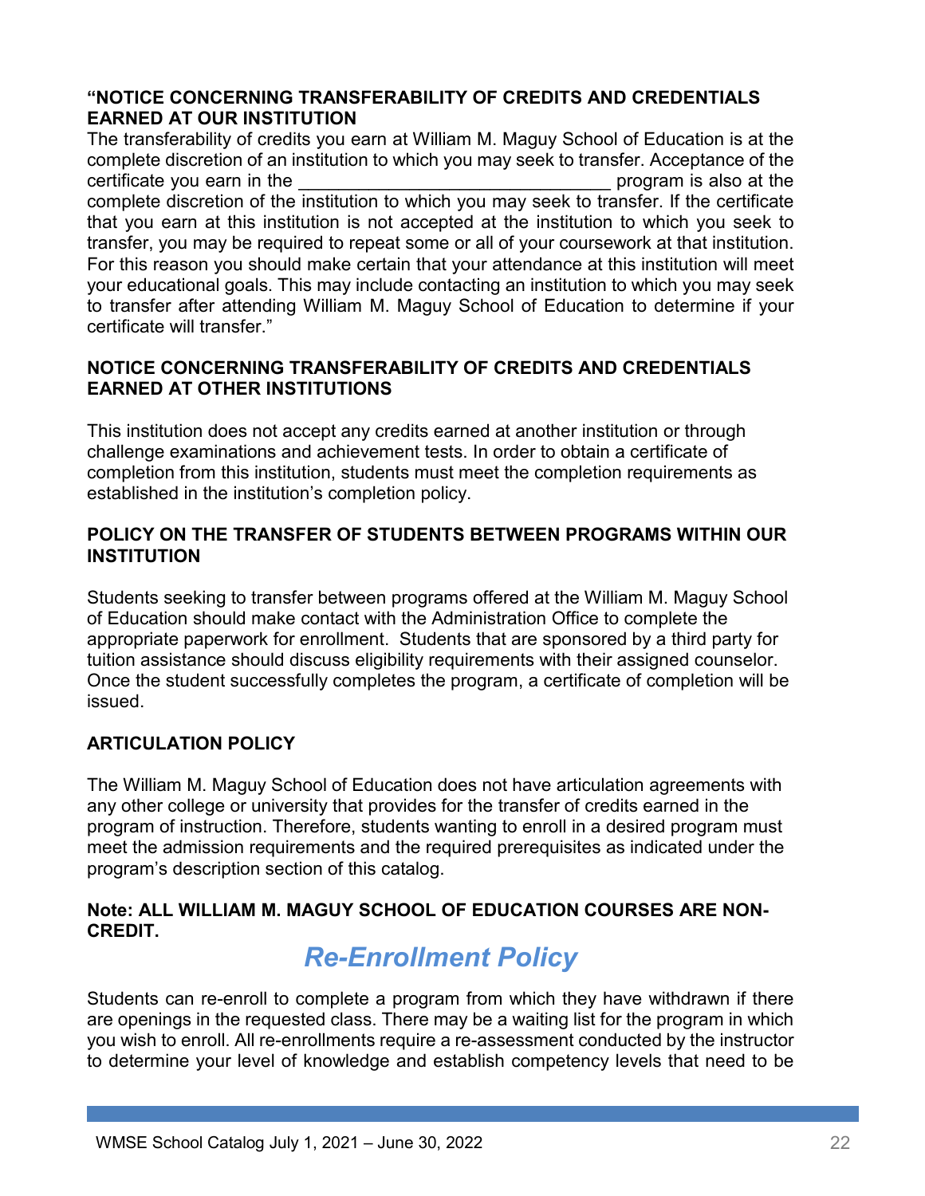**“NOTICE CONCERNING TRANSFERABILITY OF CREDITS AND CREDENTIALS EARNED AT OUR INSTITUTION**

The transferability of credits you earn at William M. Maguy School of Education is at the complete discretion of an institution to which you may seek to transfer. Acceptance of the certificate you earn in the _______________________________ program is also at the complete discretion of the institution to which you may seek to transfer. If the certificate that you earn at this institution is not accepted at the institution to which you seek to transfer, you may be required to repeat some or all of your coursework at that institution. For this reason you should make certain that your attendance at this institution will meet your educational goals. This may include contacting an institution to which you may seek to transfer after attending William M. Maguy School of Education to determine if your certificate will transfer.”

**NOTICE CONCERNING TRANSFERABILITY OF CREDITS AND CREDENTIALS EARNED AT OTHER INSTITUTIONS**

This institution does not accept any credits earned at another institution or through challenge examinations and achievement tests. In order to obtain a certificate of completion from this institution, students must meet the completion requirements as established in the institution’s completion policy.

**POLICY ON THE TRANSFER OF STUDENTS BETWEEN PROGRAMS WITHIN OUR INSTITUTION**

Students seeking to transfer between programs offered at the William M. Maguy School of Education should make contact with the Administration Office to complete the appropriate paperwork for enrollment. Students that are sponsored by a third party for tuition assistance should discuss eligibility requirements with their assigned counselor. Once the student successfully completes the program, a certificate of completion will be issued.

**ARTICULATION POLICY**

The William M. Maguy School of Education does not have articulation agreements with any other college or university that provides for the transfer of credits earned in the program of instruction. Therefore, students wanting to enroll in a desired program must meet the admission requirements and the required prerequisites as indicated under the program’s description section of this catalog.

**Note: ALL WILLIAM M. MAGUY SCHOOL OF EDUCATION COURSES ARE NON-CREDIT.**

## *Re-Enrollment Policy*

Students can re-enroll to complete a program from which they have withdrawn if there are openings in the requested class. There may be a waiting list for the program in which you wish to enroll. All re-enrollments require a re-assessment conducted by the instructor to determine your level of knowledge and establish competency levels that need to be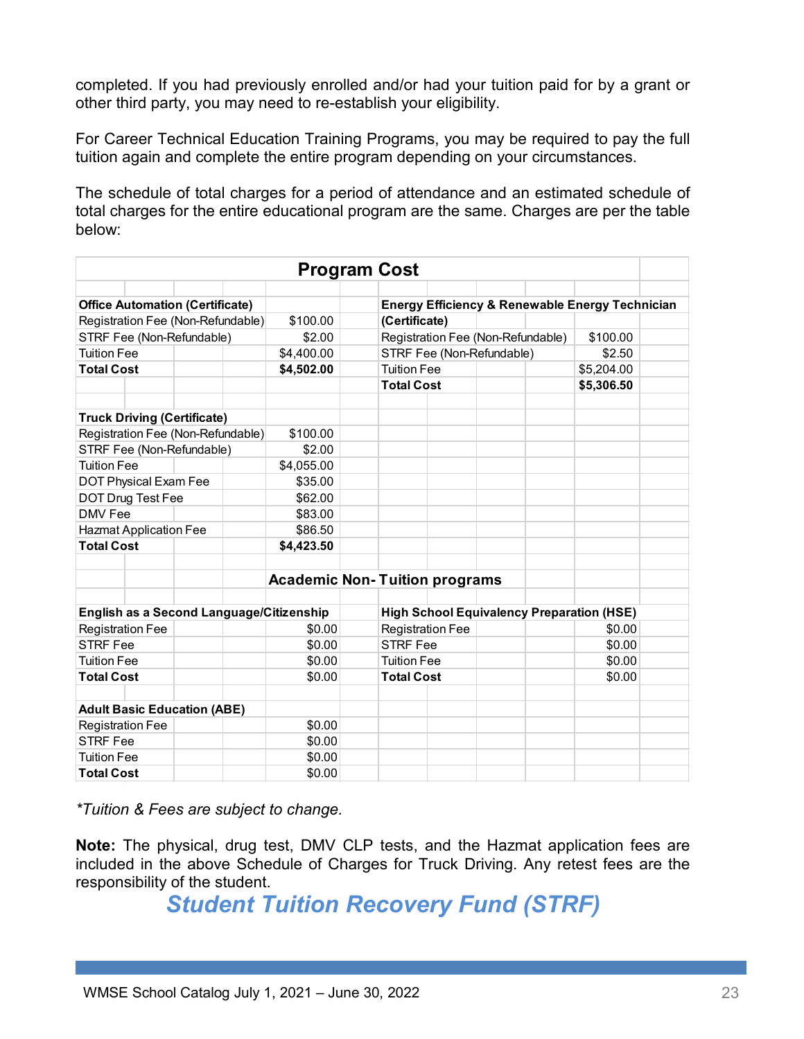completed. If you had previously enrolled and/or had your tuition paid for by a grant or other third party, you may need to re-establish your eligibility.

For Career Technical Education Training Programs, you may be required to pay the full tuition again and complete the entire program depending on your circumstances.

The schedule of total charges for a period of attendance and an estimated schedule of total charges for the entire educational program are the same. Charges are per the table below:

**Program Cost**

| Office Automation (Certificate) | | Energy Efficiency & Renewable Energy Technician (Certificate) | |
|---|---|---|---|
| Registration Fee (Non-Refundable) | $100.00 | Registration Fee (Non-Refundable) | $100.00 |
| STRF Fee (Non-Refundable) | $2.00 | STRF Fee (Non-Refundable) | $2.50 |
| Tuition Fee | $4,400.00 | Tuition Fee | $5,204.00 |
| **Total Cost** | **$4,502.00** | **Total Cost** | **$5,306.50** |

| Truck Driving (Certificate) | |
|---|---|
| Registration Fee (Non-Refundable) | $100.00 |
| STRF Fee (Non-Refundable) | $2.00 |
| Tuition Fee | $4,055.00 |
| DOT Physical Exam Fee | $35.00 |
| DOT Drug Test Fee | $62.00 |
| DMV Fee | $83.00 |
| Hazmat Application Fee | $86.50 |
| **Total Cost** | **$4,423.50** |

**Academic Non- Tuition programs**

| English as a Second Language/Citizenship | | High School Equivalency Preparation (HSE) | |
|---|---|---|---|
| Registration Fee | $0.00 | Registration Fee | $0.00 |
| STRF Fee | $0.00 | STRF Fee | $0.00 |
| Tuition Fee | $0.00 | Tuition Fee | $0.00 |
| **Total Cost** | $0.00 | **Total Cost** | $0.00 |

| Adult Basic Education (ABE) | |
|---|---|
| Registration Fee | $0.00 |
| STRF Fee | $0.00 |
| Tuition Fee | $0.00 |
| **Total Cost** | $0.00 |

*\*Tuition & Fees are subject to change.*

**Note:** The physical, drug test, DMV CLP tests, and the Hazmat application fees are included in the above Schedule of Charges for Truck Driving. Any retest fees are the responsibility of the student.

## *Student Tuition Recovery Fund (STRF)*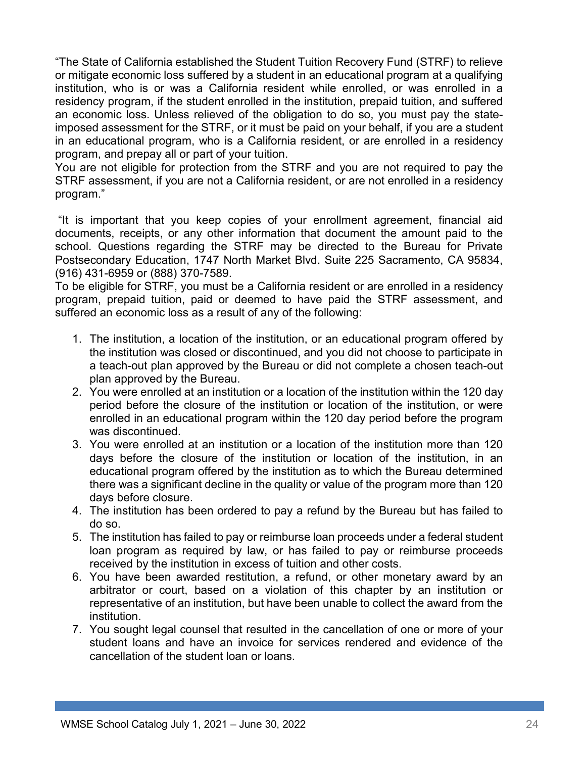"The State of California established the Student Tuition Recovery Fund (STRF) to relieve or mitigate economic loss suffered by a student in an educational program at a qualifying institution, who is or was a California resident while enrolled, or was enrolled in a residency program, if the student enrolled in the institution, prepaid tuition, and suffered an economic loss. Unless relieved of the obligation to do so, you must pay the state-imposed assessment for the STRF, or it must be paid on your behalf, if you are a student in an educational program, who is a California resident, or are enrolled in a residency program, and prepay all or part of your tuition.
You are not eligible for protection from the STRF and you are not required to pay the STRF assessment, if you are not a California resident, or are not enrolled in a residency program."

"It is important that you keep copies of your enrollment agreement, financial aid documents, receipts, or any other information that document the amount paid to the school. Questions regarding the STRF may be directed to the Bureau for Private Postsecondary Education, 1747 North Market Blvd. Suite 225 Sacramento, CA 95834, (916) 431-6959 or (888) 370-7589.
To be eligible for STRF, you must be a California resident or are enrolled in a residency program, prepaid tuition, paid or deemed to have paid the STRF assessment, and suffered an economic loss as a result of any of the following:

1. The institution, a location of the institution, or an educational program offered by the institution was closed or discontinued, and you did not choose to participate in a teach-out plan approved by the Bureau or did not complete a chosen teach-out plan approved by the Bureau.
2. You were enrolled at an institution or a location of the institution within the 120 day period before the closure of the institution or location of the institution, or were enrolled in an educational program within the 120 day period before the program was discontinued.
3. You were enrolled at an institution or a location of the institution more than 120 days before the closure of the institution or location of the institution, in an educational program offered by the institution as to which the Bureau determined there was a significant decline in the quality or value of the program more than 120 days before closure.
4. The institution has been ordered to pay a refund by the Bureau but has failed to do so.
5. The institution has failed to pay or reimburse loan proceeds under a federal student loan program as required by law, or has failed to pay or reimburse proceeds received by the institution in excess of tuition and other costs.
6. You have been awarded restitution, a refund, or other monetary award by an arbitrator or court, based on a violation of this chapter by an institution or representative of an institution, but have been unable to collect the award from the institution.
7. You sought legal counsel that resulted in the cancellation of one or more of your student loans and have an invoice for services rendered and evidence of the cancellation of the student loan or loans.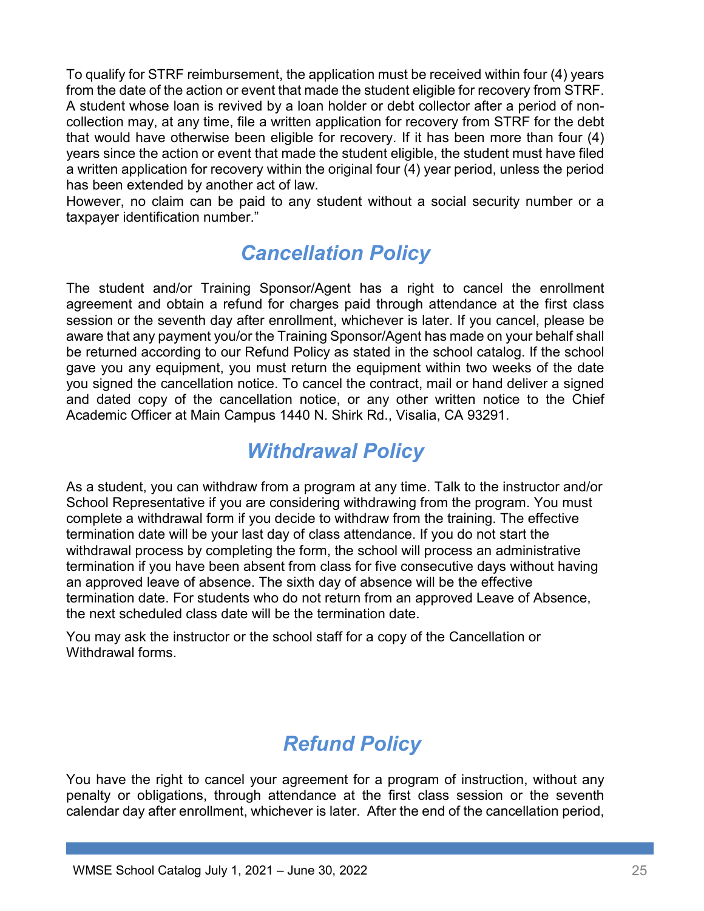To qualify for STRF reimbursement, the application must be received within four (4) years from the date of the action or event that made the student eligible for recovery from STRF. A student whose loan is revived by a loan holder or debt collector after a period of non-collection may, at any time, file a written application for recovery from STRF for the debt that would have otherwise been eligible for recovery. If it has been more than four (4) years since the action or event that made the student eligible, the student must have filed a written application for recovery within the original four (4) year period, unless the period has been extended by another act of law.
However, no claim can be paid to any student without a social security number or a taxpayer identification number."

## *Cancellation Policy*

The student and/or Training Sponsor/Agent has a right to cancel the enrollment agreement and obtain a refund for charges paid through attendance at the first class session or the seventh day after enrollment, whichever is later. If you cancel, please be aware that any payment you/or the Training Sponsor/Agent has made on your behalf shall be returned according to our Refund Policy as stated in the school catalog. If the school gave you any equipment, you must return the equipment within two weeks of the date you signed the cancellation notice. To cancel the contract, mail or hand deliver a signed and dated copy of the cancellation notice, or any other written notice to the Chief Academic Officer at Main Campus 1440 N. Shirk Rd., Visalia, CA 93291.

## *Withdrawal Policy*

As a student, you can withdraw from a program at any time. Talk to the instructor and/or School Representative if you are considering withdrawing from the program. You must complete a withdrawal form if you decide to withdraw from the training. The effective termination date will be your last day of class attendance. If you do not start the withdrawal process by completing the form, the school will process an administrative termination if you have been absent from class for five consecutive days without having an approved leave of absence. The sixth day of absence will be the effective termination date. For students who do not return from an approved Leave of Absence, the next scheduled class date will be the termination date.

You may ask the instructor or the school staff for a copy of the Cancellation or Withdrawal forms.

## *Refund Policy*

You have the right to cancel your agreement for a program of instruction, without any penalty or obligations, through attendance at the first class session or the seventh calendar day after enrollment, whichever is later. After the end of the cancellation period,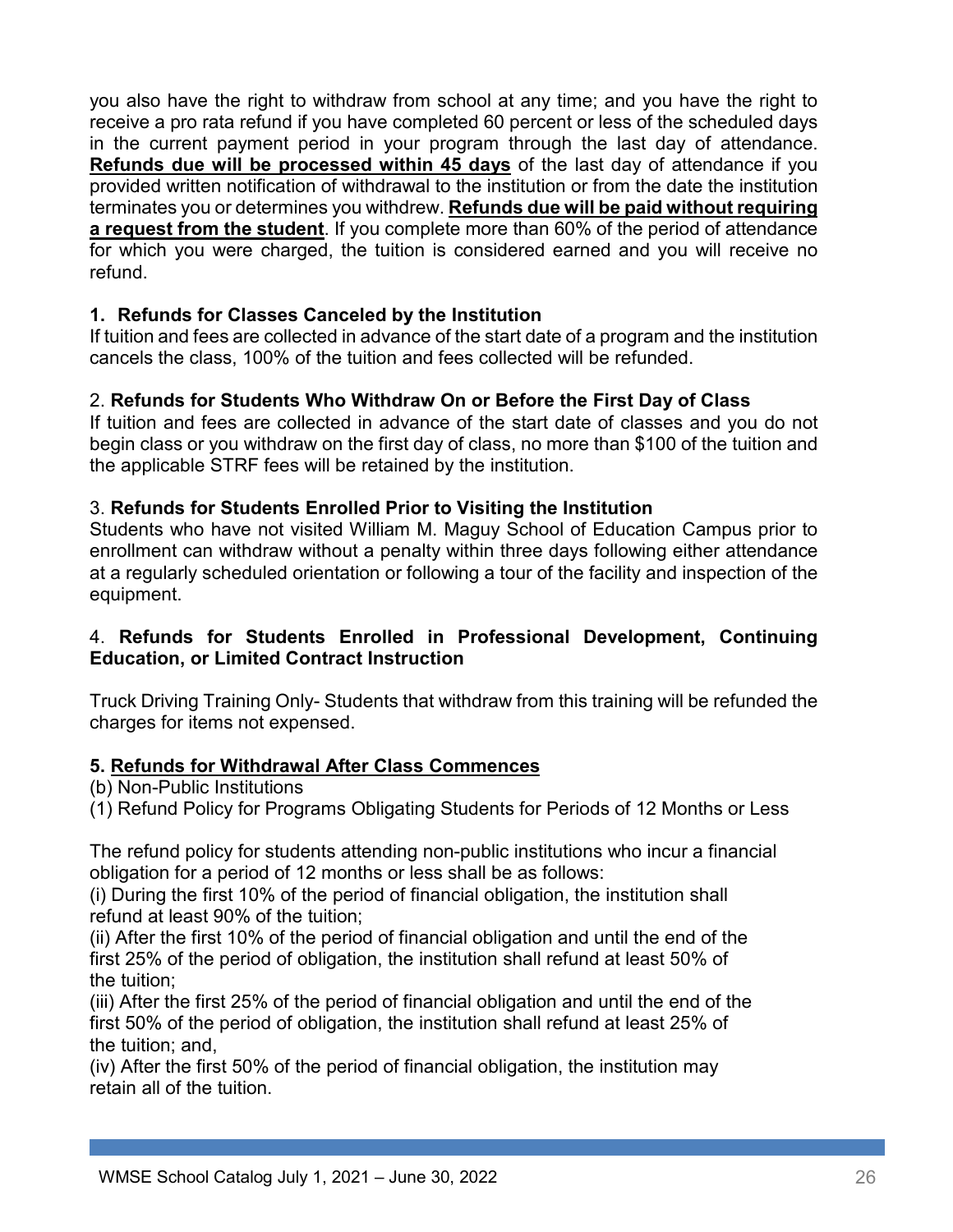you also have the right to withdraw from school at any time; and you have the right to receive a pro rata refund if you have completed 60 percent or less of the scheduled days in the current payment period in your program through the last day of attendance. **Refunds due will be processed within 45 days** of the last day of attendance if you provided written notification of withdrawal to the institution or from the date the institution terminates you or determines you withdrew. **Refunds due will be paid without requiring a request from the student**. If you complete more than 60% of the period of attendance for which you were charged, the tuition is considered earned and you will receive no refund.

**1. Refunds for Classes Canceled by the Institution**

If tuition and fees are collected in advance of the start date of a program and the institution cancels the class, 100% of the tuition and fees collected will be refunded.

2. **Refunds for Students Who Withdraw On or Before the First Day of Class**

If tuition and fees are collected in advance of the start date of classes and you do not begin class or you withdraw on the first day of class, no more than $100 of the tuition and the applicable STRF fees will be retained by the institution.

3. **Refunds for Students Enrolled Prior to Visiting the Institution**

Students who have not visited William M. Maguy School of Education Campus prior to enrollment can withdraw without a penalty within three days following either attendance at a regularly scheduled orientation or following a tour of the facility and inspection of the equipment.

4. **Refunds for Students Enrolled in Professional Development, Continuing Education, or Limited Contract Instruction**

Truck Driving Training Only- Students that withdraw from this training will be refunded the charges for items not expensed.

**5. Refunds for Withdrawal After Class Commences**

(b) Non-Public Institutions

(1) Refund Policy for Programs Obligating Students for Periods of 12 Months or Less

The refund policy for students attending non-public institutions who incur a financial obligation for a period of 12 months or less shall be as follows:

(i) During the first 10% of the period of financial obligation, the institution shall refund at least 90% of the tuition;

(ii) After the first 10% of the period of financial obligation and until the end of the first 25% of the period of obligation, the institution shall refund at least 50% of the tuition;

(iii) After the first 25% of the period of financial obligation and until the end of the first 50% of the period of obligation, the institution shall refund at least 25% of the tuition; and,

(iv) After the first 50% of the period of financial obligation, the institution may retain all of the tuition.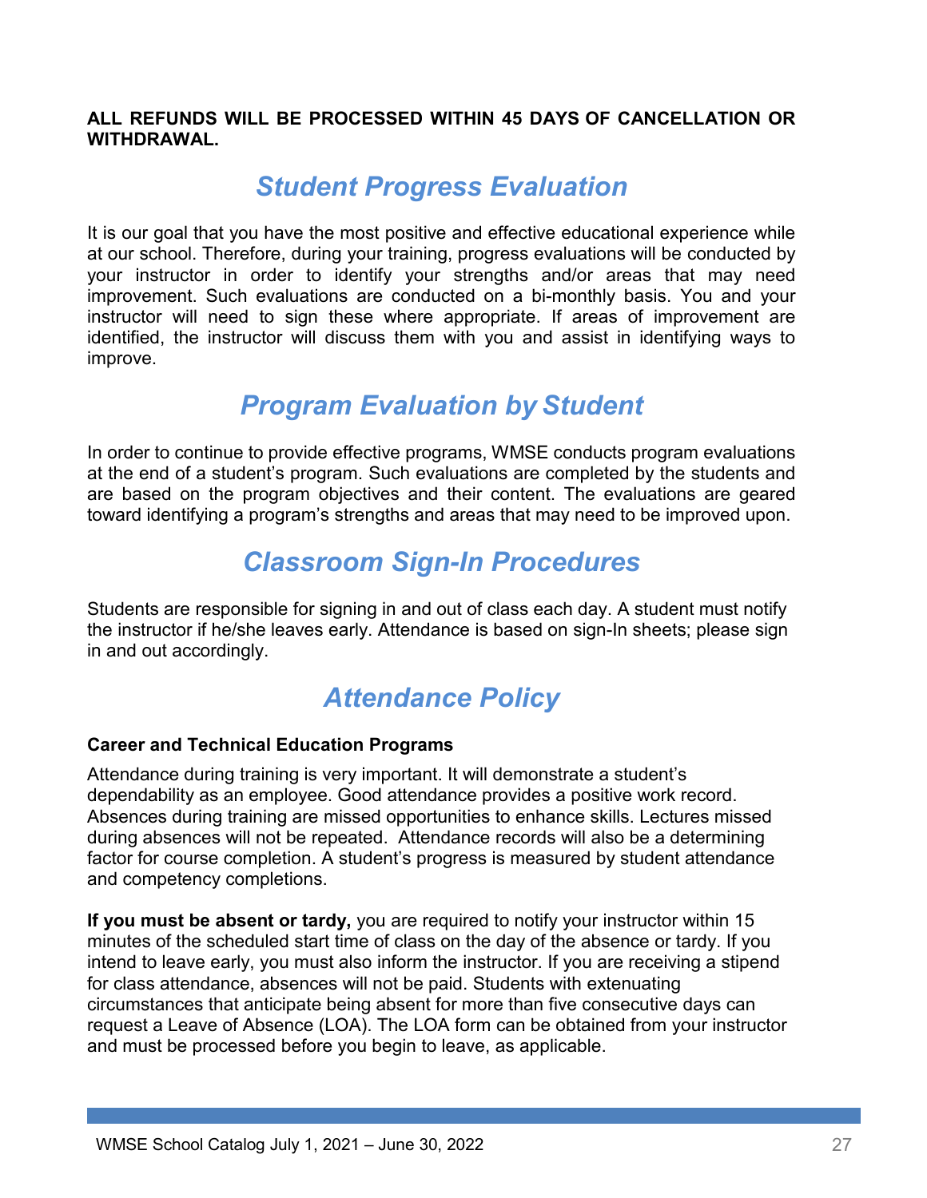**ALL REFUNDS WILL BE PROCESSED WITHIN 45 DAYS OF CANCELLATION OR WITHDRAWAL.**

## *Student Progress Evaluation*

It is our goal that you have the most positive and effective educational experience while at our school. Therefore, during your training, progress evaluations will be conducted by your instructor in order to identify your strengths and/or areas that may need improvement. Such evaluations are conducted on a bi-monthly basis. You and your instructor will need to sign these where appropriate. If areas of improvement are identified, the instructor will discuss them with you and assist in identifying ways to improve.

## *Program Evaluation by Student*

In order to continue to provide effective programs, WMSE conducts program evaluations at the end of a student's program. Such evaluations are completed by the students and are based on the program objectives and their content. The evaluations are geared toward identifying a program's strengths and areas that may need to be improved upon.

## *Classroom Sign-In Procedures*

Students are responsible for signing in and out of class each day. A student must notify the instructor if he/she leaves early. Attendance is based on sign-In sheets; please sign in and out accordingly.

## *Attendance Policy*

**Career and Technical Education Programs**

Attendance during training is very important. It will demonstrate a student's dependability as an employee. Good attendance provides a positive work record. Absences during training are missed opportunities to enhance skills. Lectures missed during absences will not be repeated. Attendance records will also be a determining factor for course completion. A student's progress is measured by student attendance and competency completions.

**If you must be absent or tardy,** you are required to notify your instructor within 15 minutes of the scheduled start time of class on the day of the absence or tardy. If you intend to leave early, you must also inform the instructor. If you are receiving a stipend for class attendance, absences will not be paid. Students with extenuating circumstances that anticipate being absent for more than five consecutive days can request a Leave of Absence (LOA). The LOA form can be obtained from your instructor and must be processed before you begin to leave, as applicable.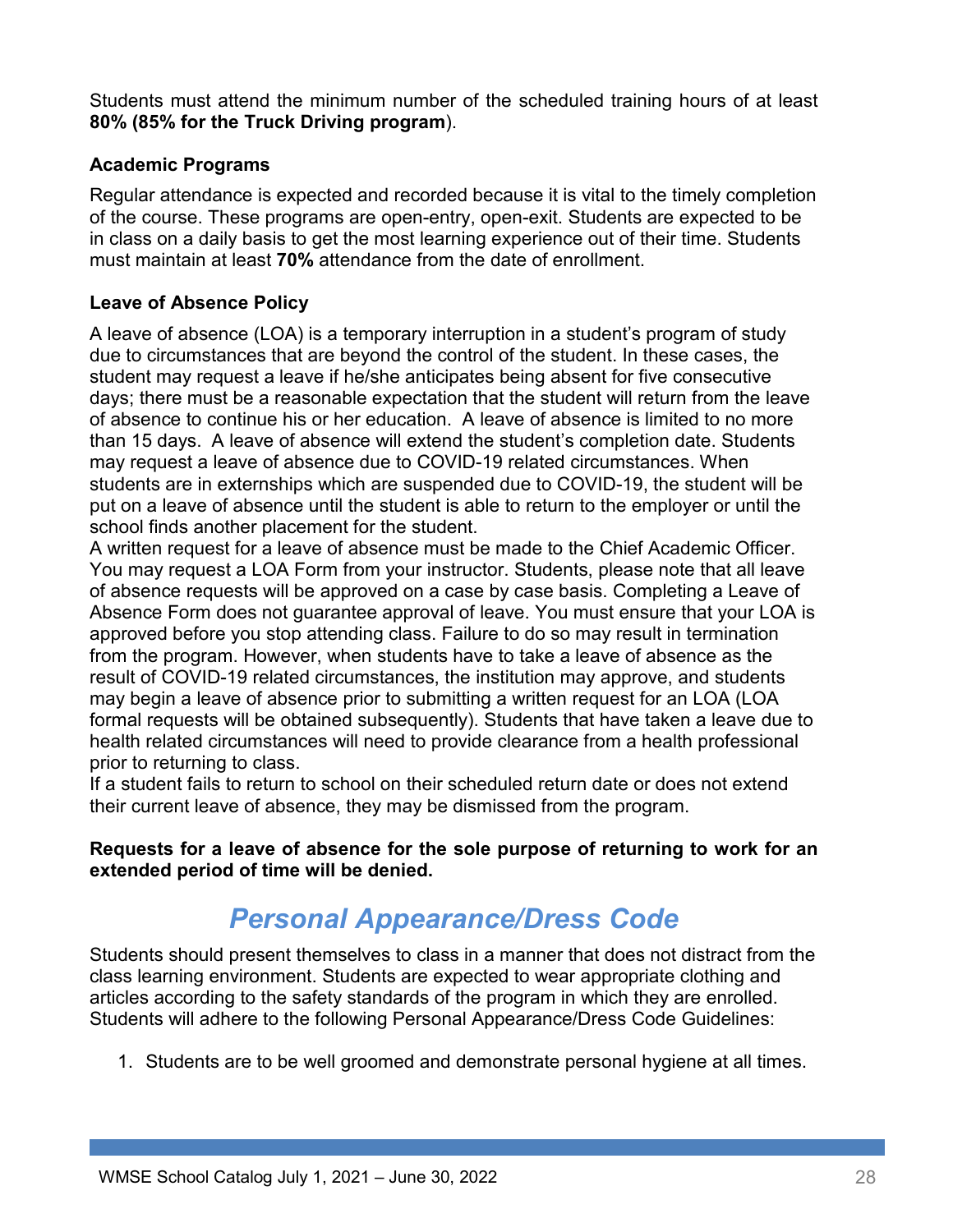Students must attend the minimum number of the scheduled training hours of at least **80% (85% for the Truck Driving program**).

### Academic Programs

Regular attendance is expected and recorded because it is vital to the timely completion of the course. These programs are open-entry, open-exit. Students are expected to be in class on a daily basis to get the most learning experience out of their time. Students must maintain at least **70%** attendance from the date of enrollment.

### Leave of Absence Policy

A leave of absence (LOA) is a temporary interruption in a student's program of study due to circumstances that are beyond the control of the student. In these cases, the student may request a leave if he/she anticipates being absent for five consecutive days; there must be a reasonable expectation that the student will return from the leave of absence to continue his or her education. A leave of absence is limited to no more than 15 days. A leave of absence will extend the student's completion date. Students may request a leave of absence due to COVID-19 related circumstances. When students are in externships which are suspended due to COVID-19, the student will be put on a leave of absence until the student is able to return to the employer or until the school finds another placement for the student.

A written request for a leave of absence must be made to the Chief Academic Officer. You may request a LOA Form from your instructor. Students, please note that all leave of absence requests will be approved on a case by case basis. Completing a Leave of Absence Form does not guarantee approval of leave. You must ensure that your LOA is approved before you stop attending class. Failure to do so may result in termination from the program. However, when students have to take a leave of absence as the result of COVID-19 related circumstances, the institution may approve, and students may begin a leave of absence prior to submitting a written request for an LOA (LOA formal requests will be obtained subsequently). Students that have taken a leave due to health related circumstances will need to provide clearance from a health professional prior to returning to class.

If a student fails to return to school on their scheduled return date or does not extend their current leave of absence, they may be dismissed from the program.

**Requests for a leave of absence for the sole purpose of returning to work for an extended period of time will be denied.**

## *Personal Appearance/Dress Code*

Students should present themselves to class in a manner that does not distract from the class learning environment. Students are expected to wear appropriate clothing and articles according to the safety standards of the program in which they are enrolled. Students will adhere to the following Personal Appearance/Dress Code Guidelines:

1. Students are to be well groomed and demonstrate personal hygiene at all times.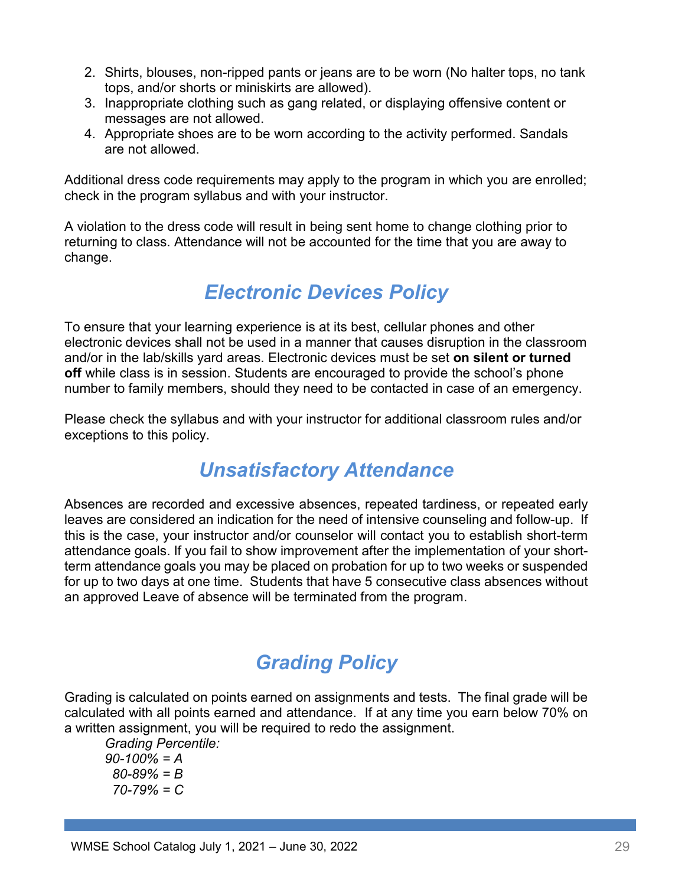2. Shirts, blouses, non-ripped pants or jeans are to be worn (No halter tops, no tank tops, and/or shorts or miniskirts are allowed).
3. Inappropriate clothing such as gang related, or displaying offensive content or messages are not allowed.
4. Appropriate shoes are to be worn according to the activity performed. Sandals are not allowed.

Additional dress code requirements may apply to the program in which you are enrolled; check in the program syllabus and with your instructor.

A violation to the dress code will result in being sent home to change clothing prior to returning to class. Attendance will not be accounted for the time that you are away to change.

## *Electronic Devices Policy*

To ensure that your learning experience is at its best, cellular phones and other electronic devices shall not be used in a manner that causes disruption in the classroom and/or in the lab/skills yard areas. Electronic devices must be set **on silent or turned off** while class is in session. Students are encouraged to provide the school's phone number to family members, should they need to be contacted in case of an emergency.

Please check the syllabus and with your instructor for additional classroom rules and/or exceptions to this policy.

## *Unsatisfactory Attendance*

Absences are recorded and excessive absences, repeated tardiness, or repeated early leaves are considered an indication for the need of intensive counseling and follow-up. If this is the case, your instructor and/or counselor will contact you to establish short-term attendance goals. If you fail to show improvement after the implementation of your short-term attendance goals you may be placed on probation for up to two weeks or suspended for up to two days at one time. Students that have 5 consecutive class absences without an approved Leave of absence will be terminated from the program.

## *Grading Policy*

Grading is calculated on points earned on assignments and tests. The final grade will be calculated with all points earned and attendance. If at any time you earn below 70% on a written assignment, you will be required to redo the assignment.

*Grading Percentile:*
*90-100% = A*
*80-89% = B*
*70-79% = C*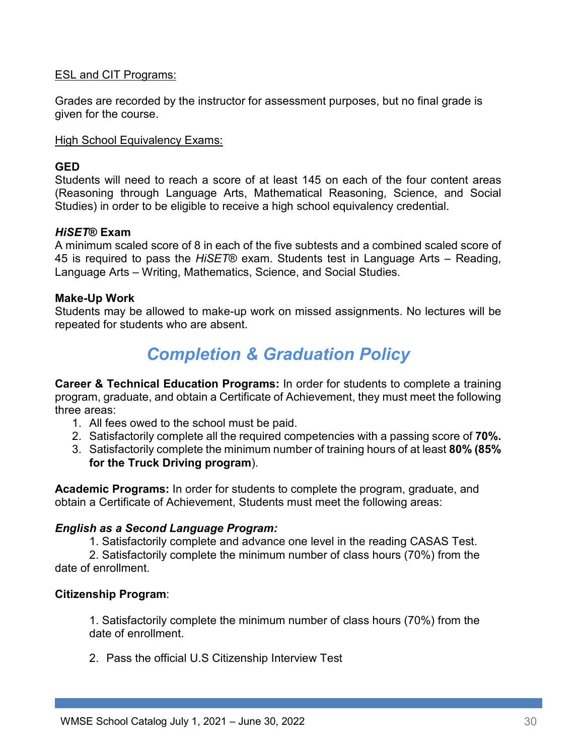ESL and CIT Programs:

Grades are recorded by the instructor for assessment purposes, but no final grade is given for the course.

High School Equivalency Exams:

**GED**
Students will need to reach a score of at least 145 on each of the four content areas (Reasoning through Language Arts, Mathematical Reasoning, Science, and Social Studies) in order to be eligible to receive a high school equivalency credential.

***HiSET*® Exam**
A minimum scaled score of 8 in each of the five subtests and a combined scaled score of 45 is required to pass the *HiSET*® exam. Students test in Language Arts – Reading, Language Arts – Writing, Mathematics, Science, and Social Studies.

**Make-Up Work**
Students may be allowed to make-up work on missed assignments. No lectures will be repeated for students who are absent.

## *Completion & Graduation Policy*

**Career & Technical Education Programs:** In order for students to complete a training program, graduate, and obtain a Certificate of Achievement, they must meet the following three areas:

1. All fees owed to the school must be paid.
2. Satisfactorily complete all the required competencies with a passing score of **70%.**
3. Satisfactorily complete the minimum number of training hours of at least **80% (85% for the Truck Driving program**).

**Academic Programs:** In order for students to complete the program, graduate, and obtain a Certificate of Achievement, Students must meet the following areas:

***English as a Second Language Program:***

1. Satisfactorily complete and advance one level in the reading CASAS Test.
2. Satisfactorily complete the minimum number of class hours (70%) from the date of enrollment.

**Citizenship Program**:

1. Satisfactorily complete the minimum number of class hours (70%) from the date of enrollment.
2. Pass the official U.S Citizenship Interview Test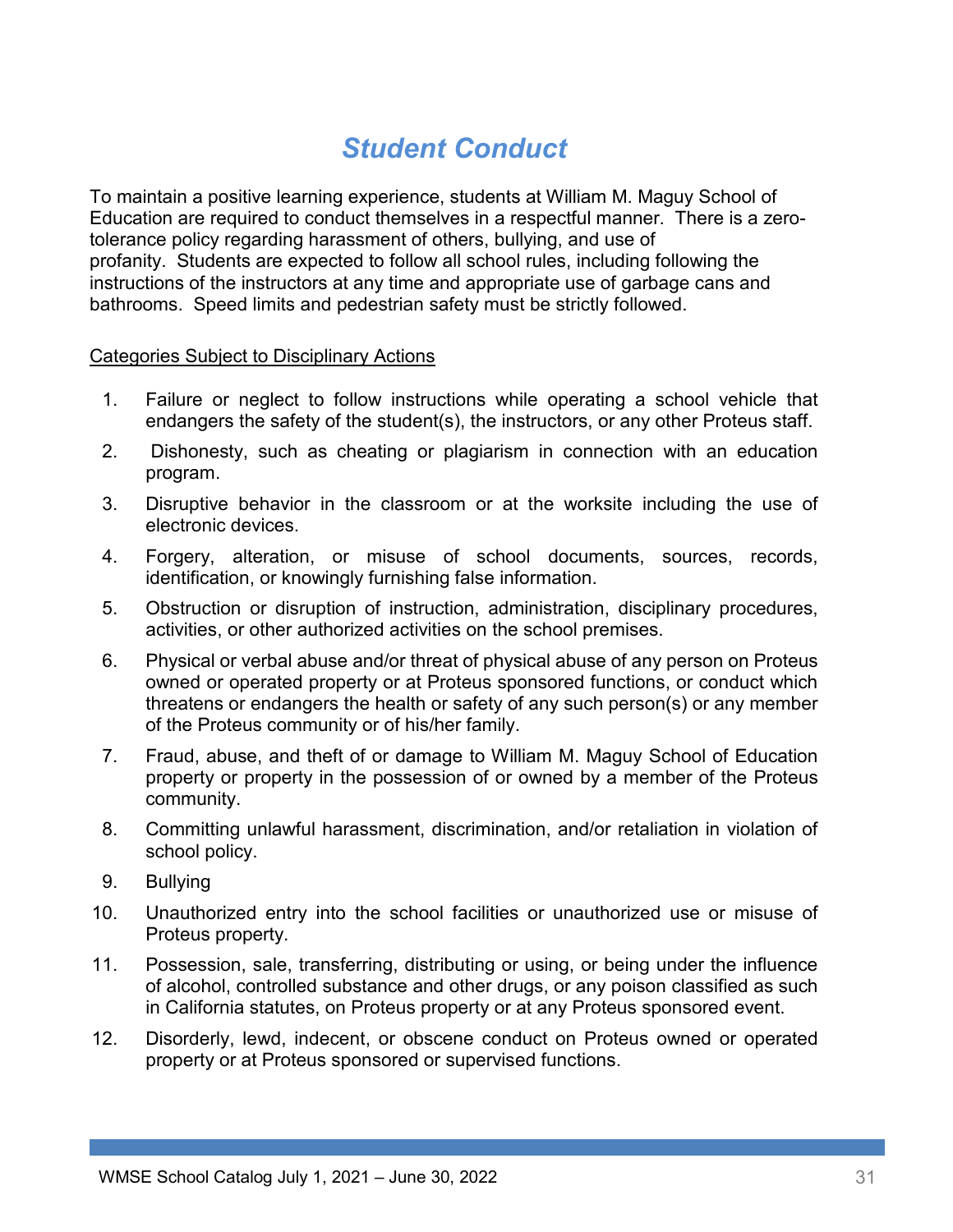# Student Conduct

To maintain a positive learning experience, students at William M. Maguy School of Education are required to conduct themselves in a respectful manner. There is a zero-tolerance policy regarding harassment of others, bullying, and use of profanity. Students are expected to follow all school rules, including following the instructions of the instructors at any time and appropriate use of garbage cans and bathrooms. Speed limits and pedestrian safety must be strictly followed.

Categories Subject to Disciplinary Actions

1. Failure or neglect to follow instructions while operating a school vehicle that endangers the safety of the student(s), the instructors, or any other Proteus staff.
2. Dishonesty, such as cheating or plagiarism in connection with an education program.
3. Disruptive behavior in the classroom or at the worksite including the use of electronic devices.
4. Forgery, alteration, or misuse of school documents, sources, records, identification, or knowingly furnishing false information.
5. Obstruction or disruption of instruction, administration, disciplinary procedures, activities, or other authorized activities on the school premises.
6. Physical or verbal abuse and/or threat of physical abuse of any person on Proteus owned or operated property or at Proteus sponsored functions, or conduct which threatens or endangers the health or safety of any such person(s) or any member of the Proteus community or of his/her family.
7. Fraud, abuse, and theft of or damage to William M. Maguy School of Education property or property in the possession of or owned by a member of the Proteus community.
8. Committing unlawful harassment, discrimination, and/or retaliation in violation of school policy.
9. Bullying
10. Unauthorized entry into the school facilities or unauthorized use or misuse of Proteus property.
11. Possession, sale, transferring, distributing or using, or being under the influence of alcohol, controlled substance and other drugs, or any poison classified as such in California statutes, on Proteus property or at any Proteus sponsored event.
12. Disorderly, lewd, indecent, or obscene conduct on Proteus owned or operated property or at Proteus sponsored or supervised functions.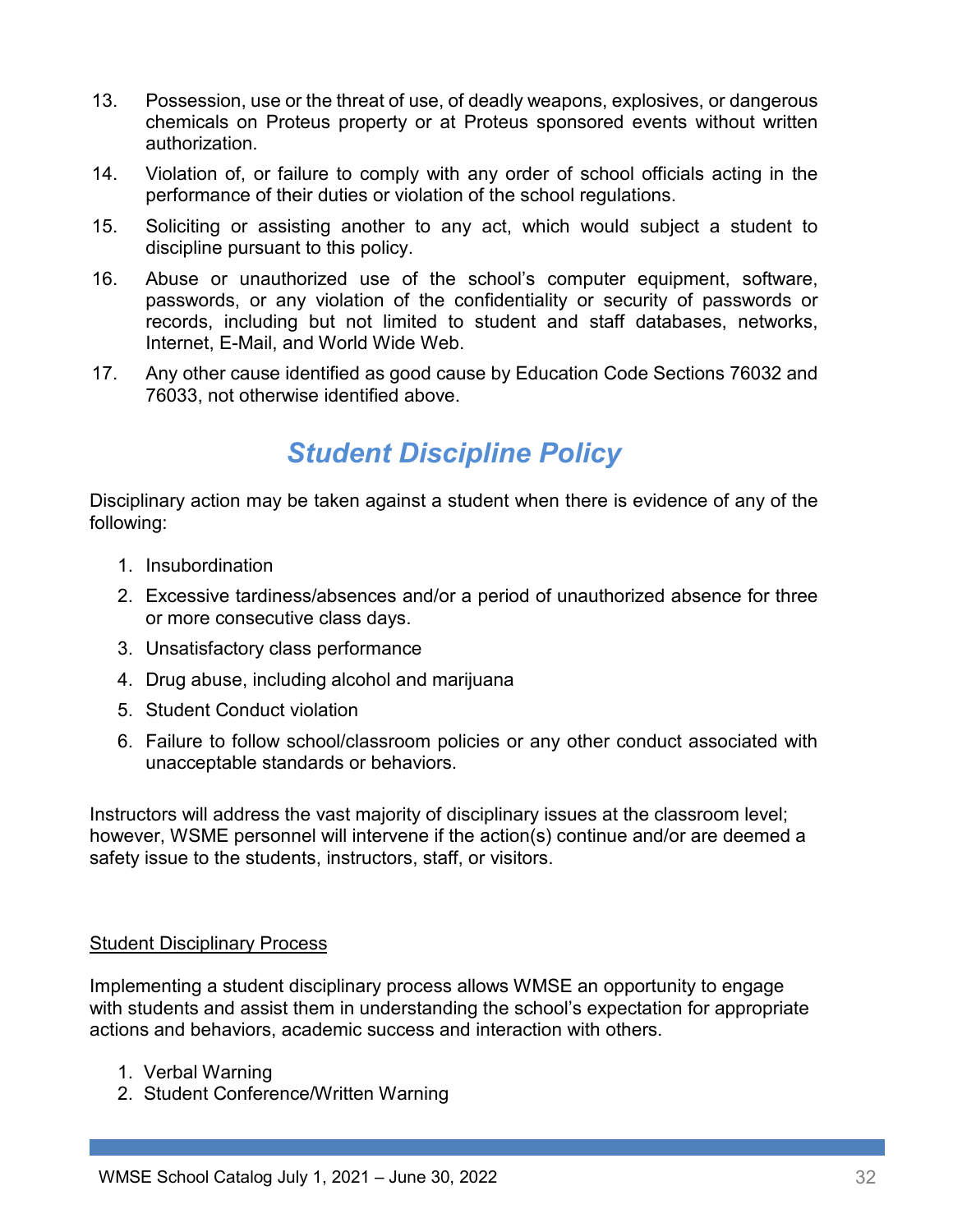13. Possession, use or the threat of use, of deadly weapons, explosives, or dangerous chemicals on Proteus property or at Proteus sponsored events without written authorization.
14. Violation of, or failure to comply with any order of school officials acting in the performance of their duties or violation of the school regulations.
15. Soliciting or assisting another to any act, which would subject a student to discipline pursuant to this policy.
16. Abuse or unauthorized use of the school's computer equipment, software, passwords, or any violation of the confidentiality or security of passwords or records, including but not limited to student and staff databases, networks, Internet, E-Mail, and World Wide Web.
17. Any other cause identified as good cause by Education Code Sections 76032 and 76033, not otherwise identified above.

# *Student Discipline Policy*

Disciplinary action may be taken against a student when there is evidence of any of the following:

1. Insubordination
2. Excessive tardiness/absences and/or a period of unauthorized absence for three or more consecutive class days.
3. Unsatisfactory class performance
4. Drug abuse, including alcohol and marijuana
5. Student Conduct violation
6. Failure to follow school/classroom policies or any other conduct associated with unacceptable standards or behaviors.

Instructors will address the vast majority of disciplinary issues at the classroom level; however, WSME personnel will intervene if the action(s) continue and/or are deemed a safety issue to the students, instructors, staff, or visitors.

<u>Student Disciplinary Process</u>

Implementing a student disciplinary process allows WMSE an opportunity to engage with students and assist them in understanding the school's expectation for appropriate actions and behaviors, academic success and interaction with others.

1. Verbal Warning
2. Student Conference/Written Warning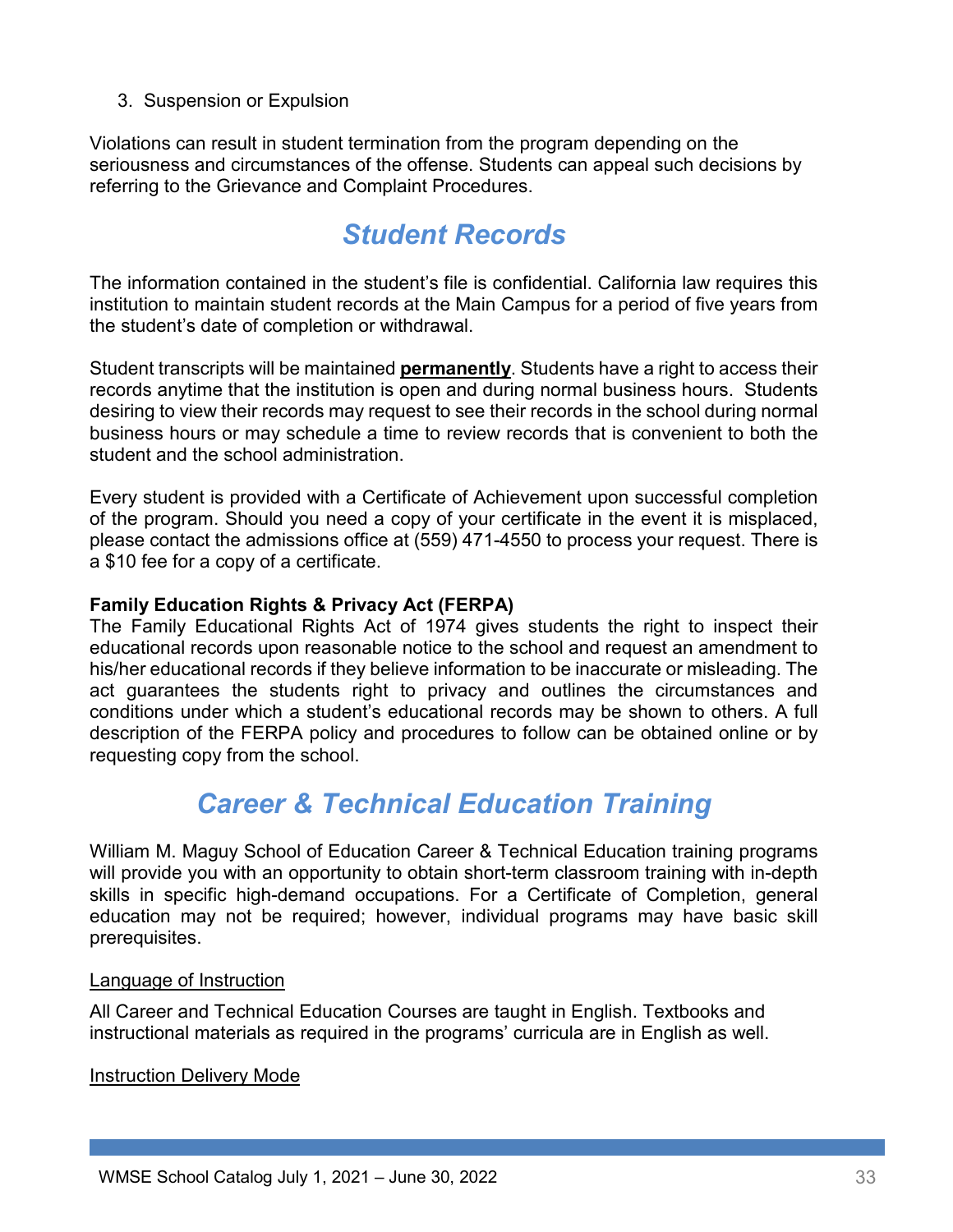3. Suspension or Expulsion

Violations can result in student termination from the program depending on the seriousness and circumstances of the offense. Students can appeal such decisions by referring to the Grievance and Complaint Procedures.

## *Student Records*

The information contained in the student's file is confidential. California law requires this institution to maintain student records at the Main Campus for a period of five years from the student's date of completion or withdrawal.

Student transcripts will be maintained **permanently**. Students have a right to access their records anytime that the institution is open and during normal business hours. Students desiring to view their records may request to see their records in the school during normal business hours or may schedule a time to review records that is convenient to both the student and the school administration.

Every student is provided with a Certificate of Achievement upon successful completion of the program. Should you need a copy of your certificate in the event it is misplaced, please contact the admissions office at (559) 471-4550 to process your request. There is a $10 fee for a copy of a certificate.

**Family Education Rights & Privacy Act (FERPA)**

The Family Educational Rights Act of 1974 gives students the right to inspect their educational records upon reasonable notice to the school and request an amendment to his/her educational records if they believe information to be inaccurate or misleading. The act guarantees the students right to privacy and outlines the circumstances and conditions under which a student's educational records may be shown to others. A full description of the FERPA policy and procedures to follow can be obtained online or by requesting copy from the school.

## *Career & Technical Education Training*

William M. Maguy School of Education Career & Technical Education training programs will provide you with an opportunity to obtain short-term classroom training with in-depth skills in specific high-demand occupations. For a Certificate of Completion, general education may not be required; however, individual programs may have basic skill prerequisites.

Language of Instruction

All Career and Technical Education Courses are taught in English. Textbooks and instructional materials as required in the programs' curricula are in English as well.

Instruction Delivery Mode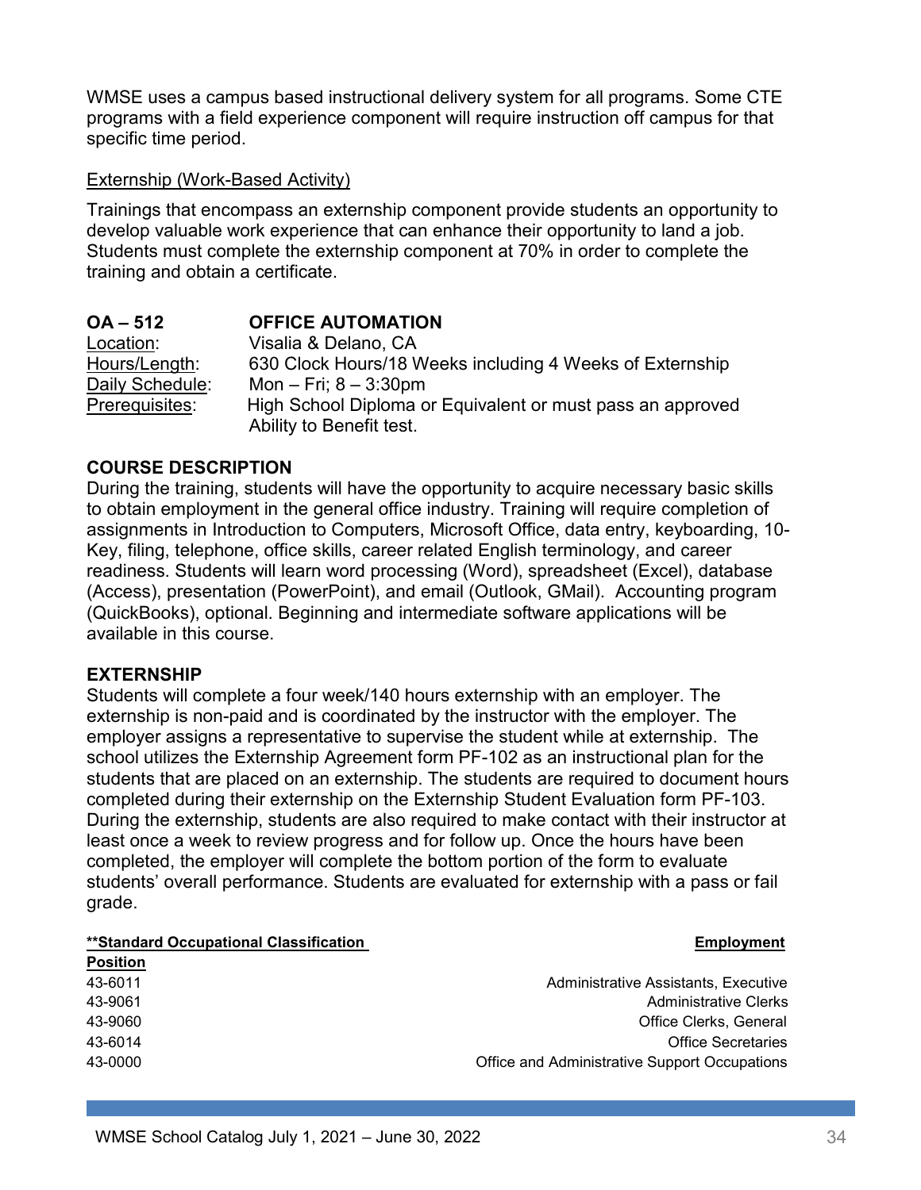WMSE uses a campus based instructional delivery system for all programs. Some CTE programs with a field experience component will require instruction off campus for that specific time period.

Externship (Work-Based Activity)

Trainings that encompass an externship component provide students an opportunity to develop valuable work experience that can enhance their opportunity to land a job. Students must complete the externship component at 70% in order to complete the training and obtain a certificate.

**OA – 512 OFFICE AUTOMATION**

Location: Visalia & Delano, CA
Hours/Length: 630 Clock Hours/18 Weeks including 4 Weeks of Externship
Daily Schedule: Mon – Fri; 8 – 3:30pm
Prerequisites: High School Diploma or Equivalent or must pass an approved Ability to Benefit test.

**COURSE DESCRIPTION**

During the training, students will have the opportunity to acquire necessary basic skills to obtain employment in the general office industry. Training will require completion of assignments in Introduction to Computers, Microsoft Office, data entry, keyboarding, 10-Key, filing, telephone, office skills, career related English terminology, and career readiness. Students will learn word processing (Word), spreadsheet (Excel), database (Access), presentation (PowerPoint), and email (Outlook, GMail). Accounting program (QuickBooks), optional. Beginning and intermediate software applications will be available in this course.

**EXTERNSHIP**

Students will complete a four week/140 hours externship with an employer. The externship is non-paid and is coordinated by the instructor with the employer. The employer assigns a representative to supervise the student while at externship. The school utilizes the Externship Agreement form PF-102 as an instructional plan for the students that are placed on an externship. The students are required to document hours completed during their externship on the Externship Student Evaluation form PF-103. During the externship, students are also required to make contact with their instructor at least once a week to review progress and for follow up. Once the hours have been completed, the employer will complete the bottom portion of the form to evaluate students' overall performance. Students are evaluated for externship with a pass or fail grade.

| **Standard Occupational Classification Position | Employment |
|---|---|
| 43-6011 | Administrative Assistants, Executive |
| 43-9061 | Administrative Clerks |
| 43-9060 | Office Clerks, General |
| 43-6014 | Office Secretaries |
| 43-0000 | Office and Administrative Support Occupations |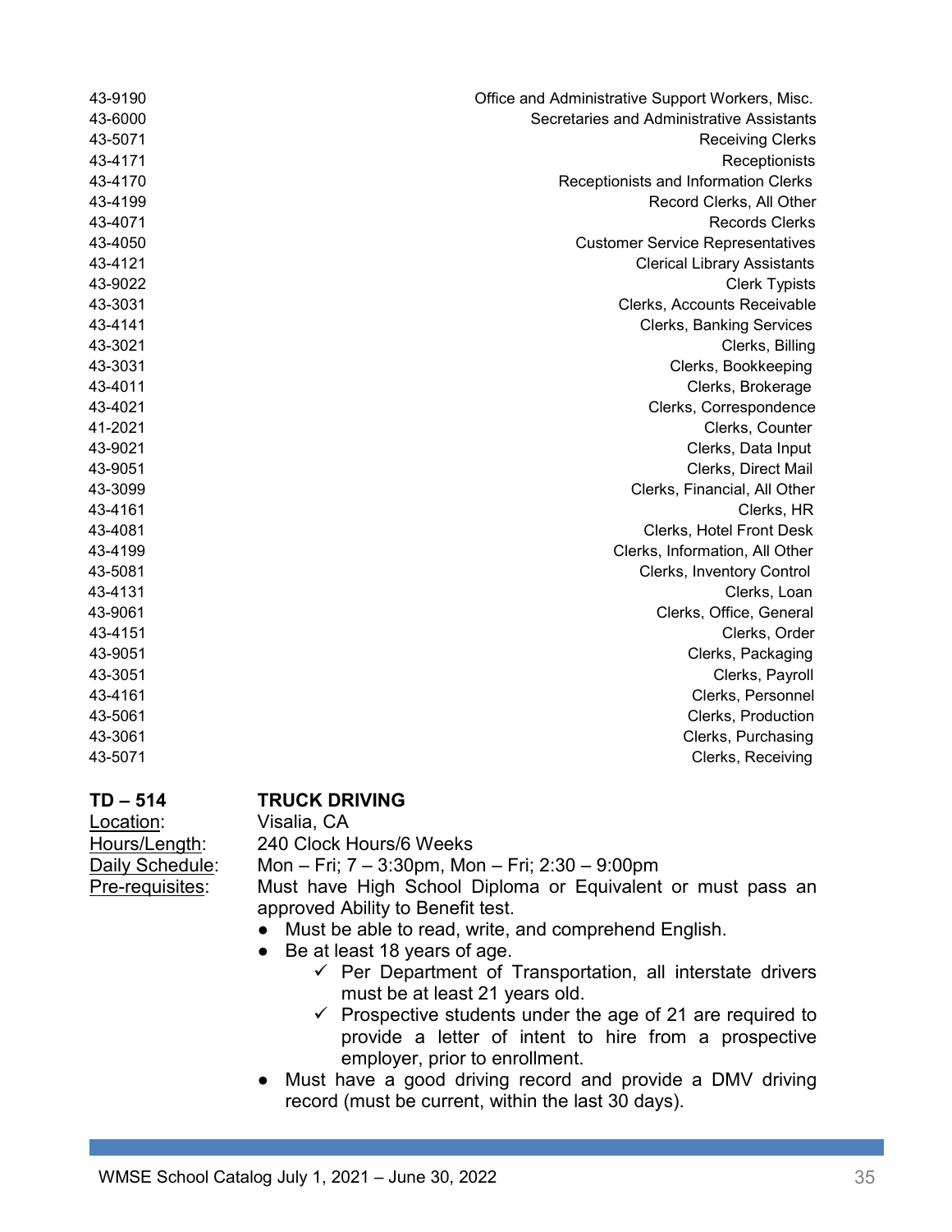| | |
|---|---|
| 43-9190 | Office and Administrative Support Workers, Misc. |
| 43-6000 | Secretaries and Administrative Assistants |
| 43-5071 | Receiving Clerks |
| 43-4171 | Receptionists |
| 43-4170 | Receptionists and Information Clerks |
| 43-4199 | Record Clerks, All Other |
| 43-4071 | Records Clerks |
| 43-4050 | Customer Service Representatives |
| 43-4121 | Clerical Library Assistants |
| 43-9022 | Clerk Typists |
| 43-3031 | Clerks, Accounts Receivable |
| 43-4141 | Clerks, Banking Services |
| 43-3021 | Clerks, Billing |
| 43-3031 | Clerks, Bookkeeping |
| 43-4011 | Clerks, Brokerage |
| 43-4021 | Clerks, Correspondence |
| 41-2021 | Clerks, Counter |
| 43-9021 | Clerks, Data Input |
| 43-9051 | Clerks, Direct Mail |
| 43-3099 | Clerks, Financial, All Other |
| 43-4161 | Clerks, HR |
| 43-4081 | Clerks, Hotel Front Desk |
| 43-4199 | Clerks, Information, All Other |
| 43-5081 | Clerks, Inventory Control |
| 43-4131 | Clerks, Loan |
| 43-9061 | Clerks, Office, General |
| 43-4151 | Clerks, Order |
| 43-9051 | Clerks, Packaging |
| 43-3051 | Clerks, Payroll |
| 43-4161 | Clerks, Personnel |
| 43-5061 | Clerks, Production |
| 43-3061 | Clerks, Purchasing |
| 43-5071 | Clerks, Receiving |

**TD – 514 TRUCK DRIVING**

Location: Visalia, CA

Hours/Length: 240 Clock Hours/6 Weeks

Daily Schedule: Mon – Fri; 7 – 3:30pm, Mon – Fri; 2:30 – 9:00pm

Pre-requisites: Must have High School Diploma or Equivalent or must pass an approved Ability to Benefit test.

- Must be able to read, write, and comprehend English.
- Be at least 18 years of age.
  - ✓ Per Department of Transportation, all interstate drivers must be at least 21 years old.
  - ✓ Prospective students under the age of 21 are required to provide a letter of intent to hire from a prospective employer, prior to enrollment.
- Must have a good driving record and provide a DMV driving record (must be current, within the last 30 days).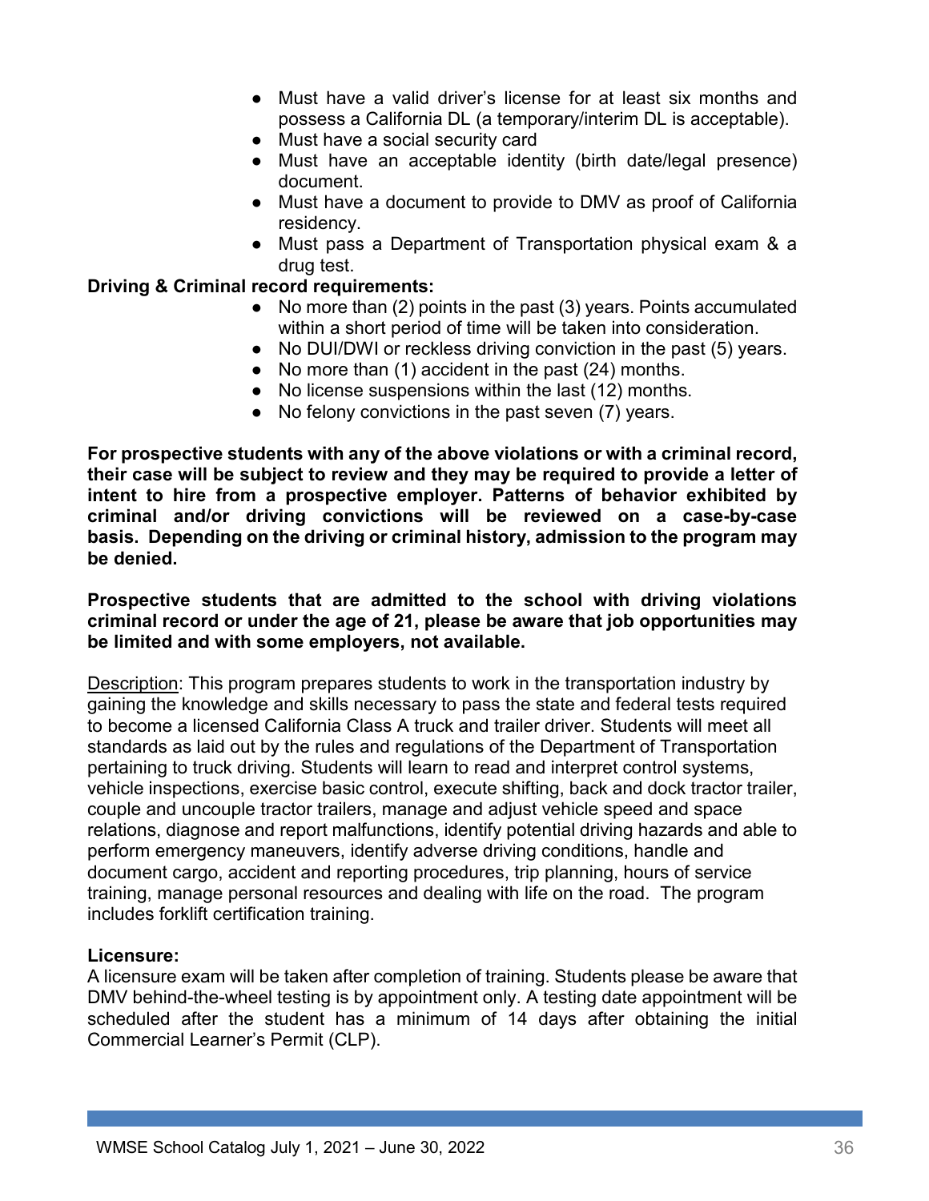- Must have a valid driver's license for at least six months and possess a California DL (a temporary/interim DL is acceptable).
- Must have a social security card
- Must have an acceptable identity (birth date/legal presence) document.
- Must have a document to provide to DMV as proof of California residency.
- Must pass a Department of Transportation physical exam & a drug test.

**Driving & Criminal record requirements:**

- No more than (2) points in the past (3) years. Points accumulated within a short period of time will be taken into consideration.
- No DUI/DWI or reckless driving conviction in the past (5) years.
- No more than (1) accident in the past (24) months.
- No license suspensions within the last (12) months.
- No felony convictions in the past seven (7) years.

**For prospective students with any of the above violations or with a criminal record, their case will be subject to review and they may be required to provide a letter of intent to hire from a prospective employer. Patterns of behavior exhibited by criminal and/or driving convictions will be reviewed on a case-by-case basis. Depending on the driving or criminal history, admission to the program may be denied.**

**Prospective students that are admitted to the school with driving violations criminal record or under the age of 21, please be aware that job opportunities may be limited and with some employers, not available.**

Description: This program prepares students to work in the transportation industry by gaining the knowledge and skills necessary to pass the state and federal tests required to become a licensed California Class A truck and trailer driver. Students will meet all standards as laid out by the rules and regulations of the Department of Transportation pertaining to truck driving. Students will learn to read and interpret control systems, vehicle inspections, exercise basic control, execute shifting, back and dock tractor trailer, couple and uncouple tractor trailers, manage and adjust vehicle speed and space relations, diagnose and report malfunctions, identify potential driving hazards and able to perform emergency maneuvers, identify adverse driving conditions, handle and document cargo, accident and reporting procedures, trip planning, hours of service training, manage personal resources and dealing with life on the road. The program includes forklift certification training.

**Licensure:**

A licensure exam will be taken after completion of training. Students please be aware that DMV behind-the-wheel testing is by appointment only. A testing date appointment will be scheduled after the student has a minimum of 14 days after obtaining the initial Commercial Learner's Permit (CLP).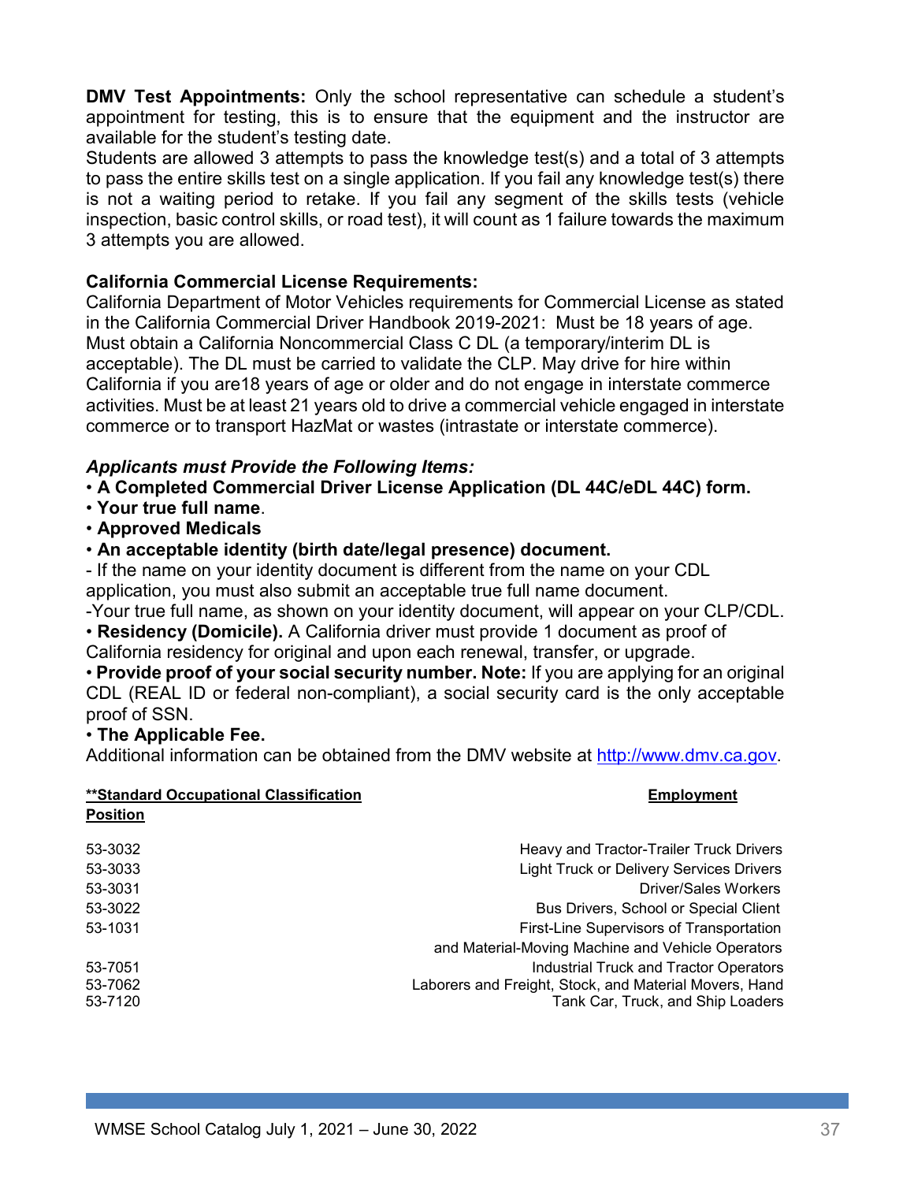**DMV Test Appointments:** Only the school representative can schedule a student's appointment for testing, this is to ensure that the equipment and the instructor are available for the student's testing date.

Students are allowed 3 attempts to pass the knowledge test(s) and a total of 3 attempts to pass the entire skills test on a single application. If you fail any knowledge test(s) there is not a waiting period to retake. If you fail any segment of the skills tests (vehicle inspection, basic control skills, or road test), it will count as 1 failure towards the maximum 3 attempts you are allowed.

**California Commercial License Requirements:**

California Department of Motor Vehicles requirements for Commercial License as stated in the California Commercial Driver Handbook 2019-2021: Must be 18 years of age. Must obtain a California Noncommercial Class C DL (a temporary/interim DL is acceptable). The DL must be carried to validate the CLP. May drive for hire within California if you are18 years of age or older and do not engage in interstate commerce activities. Must be at least 21 years old to drive a commercial vehicle engaged in interstate commerce or to transport HazMat or wastes (intrastate or interstate commerce).

***Applicants must Provide the Following Items:***

- **A Completed Commercial Driver License Application (DL 44C/eDL 44C) form.**
- **Your true full name**.
- **Approved Medicals**
- **An acceptable identity (birth date/legal presence) document.**

- If the name on your identity document is different from the name on your CDL application, you must also submit an acceptable true full name document.

-Your true full name, as shown on your identity document, will appear on your CLP/CDL.

- **Residency (Domicile).** A California driver must provide 1 document as proof of California residency for original and upon each renewal, transfer, or upgrade.
- **Provide proof of your social security number. Note:** If you are applying for an original CDL (REAL ID or federal non-compliant), a social security card is the only acceptable proof of SSN.
- **The Applicable Fee.**

Additional information can be obtained from the DMV website at http://www.dmv.ca.gov.

| **\*\*Standard Occupational Classification Position** | **Employment** |
|---|---|
| 53-3032 | Heavy and Tractor-Trailer Truck Drivers |
| 53-3033 | Light Truck or Delivery Services Drivers |
| 53-3031 | Driver/Sales Workers |
| 53-3022 | Bus Drivers, School or Special Client |
| 53-1031 | First-Line Supervisors of Transportation and Material-Moving Machine and Vehicle Operators |
| 53-7051 | Industrial Truck and Tractor Operators |
| 53-7062 | Laborers and Freight, Stock, and Material Movers, Hand |
| 53-7120 | Tank Car, Truck, and Ship Loaders |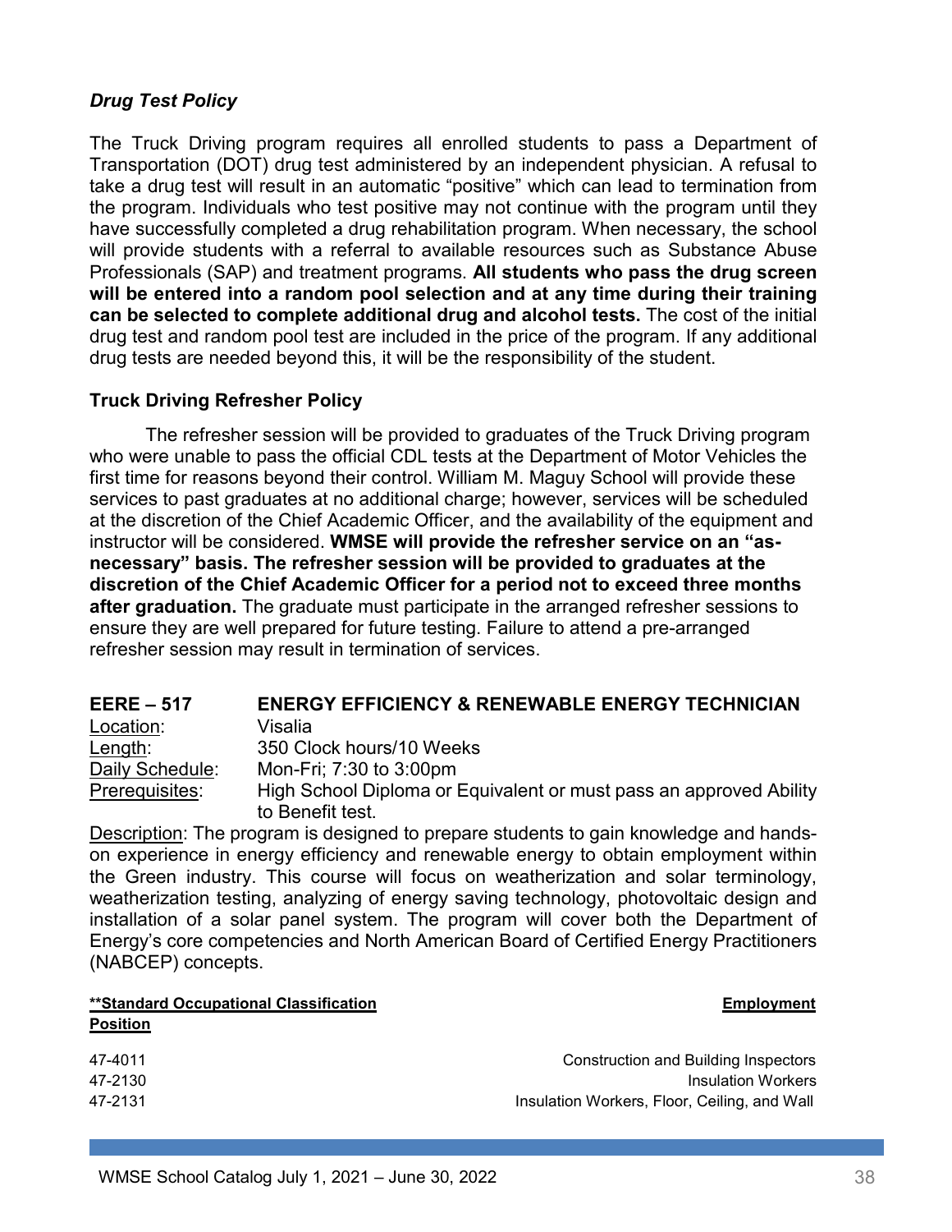### *Drug Test Policy*

The Truck Driving program requires all enrolled students to pass a Department of Transportation (DOT) drug test administered by an independent physician. A refusal to take a drug test will result in an automatic "positive" which can lead to termination from the program. Individuals who test positive may not continue with the program until they have successfully completed a drug rehabilitation program. When necessary, the school will provide students with a referral to available resources such as Substance Abuse Professionals (SAP) and treatment programs. **All students who pass the drug screen will be entered into a random pool selection and at any time during their training can be selected to complete additional drug and alcohol tests.** The cost of the initial drug test and random pool test are included in the price of the program. If any additional drug tests are needed beyond this, it will be the responsibility of the student.

### Truck Driving Refresher Policy

The refresher session will be provided to graduates of the Truck Driving program who were unable to pass the official CDL tests at the Department of Motor Vehicles the first time for reasons beyond their control. William M. Maguy School will provide these services to past graduates at no additional charge; however, services will be scheduled at the discretion of the Chief Academic Officer, and the availability of the equipment and instructor will be considered. **WMSE will provide the refresher service on an "as-necessary" basis. The refresher session will be provided to graduates at the discretion of the Chief Academic Officer for a period not to exceed three months after graduation.** The graduate must participate in the arranged refresher sessions to ensure they are well prepared for future testing. Failure to attend a pre-arranged refresher session may result in termination of services.

## EERE – 517 ENERGY EFFICIENCY & RENEWABLE ENERGY TECHNICIAN

Location: Visalia
Length: 350 Clock hours/10 Weeks
Daily Schedule: Mon-Fri; 7:30 to 3:00pm
Prerequisites: High School Diploma or Equivalent or must pass an approved Ability to Benefit test.

Description: The program is designed to prepare students to gain knowledge and hands-on experience in energy efficiency and renewable energy to obtain employment within the Green industry. This course will focus on weatherization and solar terminology, weatherization testing, analyzing of energy saving technology, photovoltaic design and installation of a solar panel system. The program will cover both the Department of Energy's core competencies and North American Board of Certified Energy Practitioners (NABCEP) concepts.

| **\*\*Standard Occupational Classification** | **Employment Position** |
|---|---|
| 47-4011 | Construction and Building Inspectors |
| 47-2130 | Insulation Workers |
| 47-2131 | Insulation Workers, Floor, Ceiling, and Wall |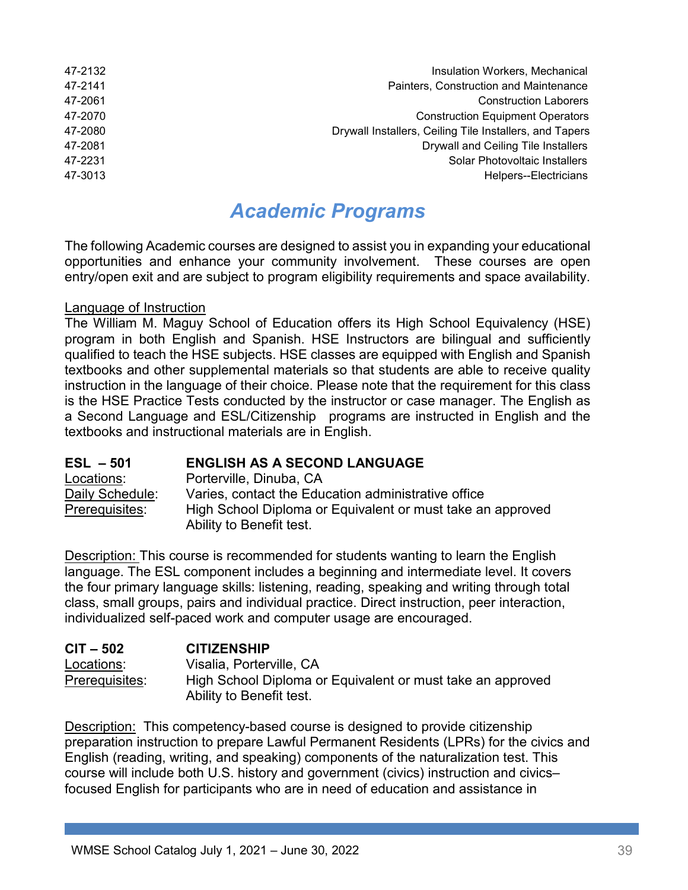| | |
|---|---|
| 47-2132 | Insulation Workers, Mechanical |
| 47-2141 | Painters, Construction and Maintenance |
| 47-2061 | Construction Laborers |
| 47-2070 | Construction Equipment Operators |
| 47-2080 | Drywall Installers, Ceiling Tile Installers, and Tapers |
| 47-2081 | Drywall and Ceiling Tile Installers |
| 47-2231 | Solar Photovoltaic Installers |
| 47-3013 | Helpers--Electricians |

# *Academic Programs*

The following Academic courses are designed to assist you in expanding your educational opportunities and enhance your community involvement. These courses are open entry/open exit and are subject to program eligibility requirements and space availability.

Language of Instruction
The William M. Maguy School of Education offers its High School Equivalency (HSE) program in both English and Spanish. HSE Instructors are bilingual and sufficiently qualified to teach the HSE subjects. HSE classes are equipped with English and Spanish textbooks and other supplemental materials so that students are able to receive quality instruction in the language of their choice. Please note that the requirement for this class is the HSE Practice Tests conducted by the instructor or case manager. The English as a Second Language and ESL/Citizenship programs are instructed in English and the textbooks and instructional materials are in English.

**ESL – 501** **ENGLISH AS A SECOND LANGUAGE**
Locations: Porterville, Dinuba, CA
Daily Schedule: Varies, contact the Education administrative office
Prerequisites: High School Diploma or Equivalent or must take an approved Ability to Benefit test.

Description: This course is recommended for students wanting to learn the English language. The ESL component includes a beginning and intermediate level. It covers the four primary language skills: listening, reading, speaking and writing through total class, small groups, pairs and individual practice. Direct instruction, peer interaction, individualized self-paced work and computer usage are encouraged.

**CIT – 502** **CITIZENSHIP**
Locations: Visalia, Porterville, CA
Prerequisites: High School Diploma or Equivalent or must take an approved Ability to Benefit test.

Description: This competency-based course is designed to provide citizenship preparation instruction to prepare Lawful Permanent Residents (LPRs) for the civics and English (reading, writing, and speaking) components of the naturalization test. This course will include both U.S. history and government (civics) instruction and civics–focused English for participants who are in need of education and assistance in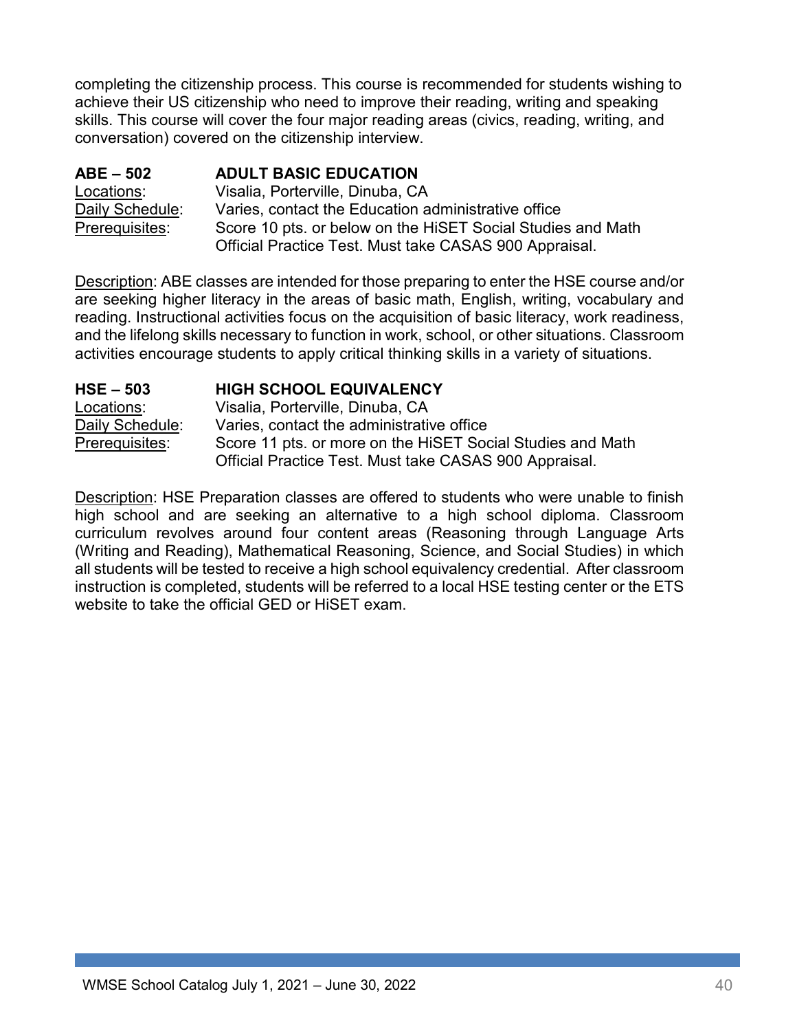completing the citizenship process. This course is recommended for students wishing to achieve their US citizenship who need to improve their reading, writing and speaking skills. This course will cover the four major reading areas (civics, reading, writing, and conversation) covered on the citizenship interview.

**ABE – 502** **ADULT BASIC EDUCATION**

Locations: Visalia, Porterville, Dinuba, CA

Daily Schedule: Varies, contact the Education administrative office

Prerequisites: Score 10 pts. or below on the HiSET Social Studies and Math Official Practice Test. Must take CASAS 900 Appraisal.

Description: ABE classes are intended for those preparing to enter the HSE course and/or are seeking higher literacy in the areas of basic math, English, writing, vocabulary and reading. Instructional activities focus on the acquisition of basic literacy, work readiness, and the lifelong skills necessary to function in work, school, or other situations. Classroom activities encourage students to apply critical thinking skills in a variety of situations.

**HSE – 503** **HIGH SCHOOL EQUIVALENCY**

Locations: Visalia, Porterville, Dinuba, CA

Daily Schedule: Varies, contact the administrative office

Prerequisites: Score 11 pts. or more on the HiSET Social Studies and Math Official Practice Test. Must take CASAS 900 Appraisal.

Description: HSE Preparation classes are offered to students who were unable to finish high school and are seeking an alternative to a high school diploma. Classroom curriculum revolves around four content areas (Reasoning through Language Arts (Writing and Reading), Mathematical Reasoning, Science, and Social Studies) in which all students will be tested to receive a high school equivalency credential. After classroom instruction is completed, students will be referred to a local HSE testing center or the ETS website to take the official GED or HiSET exam.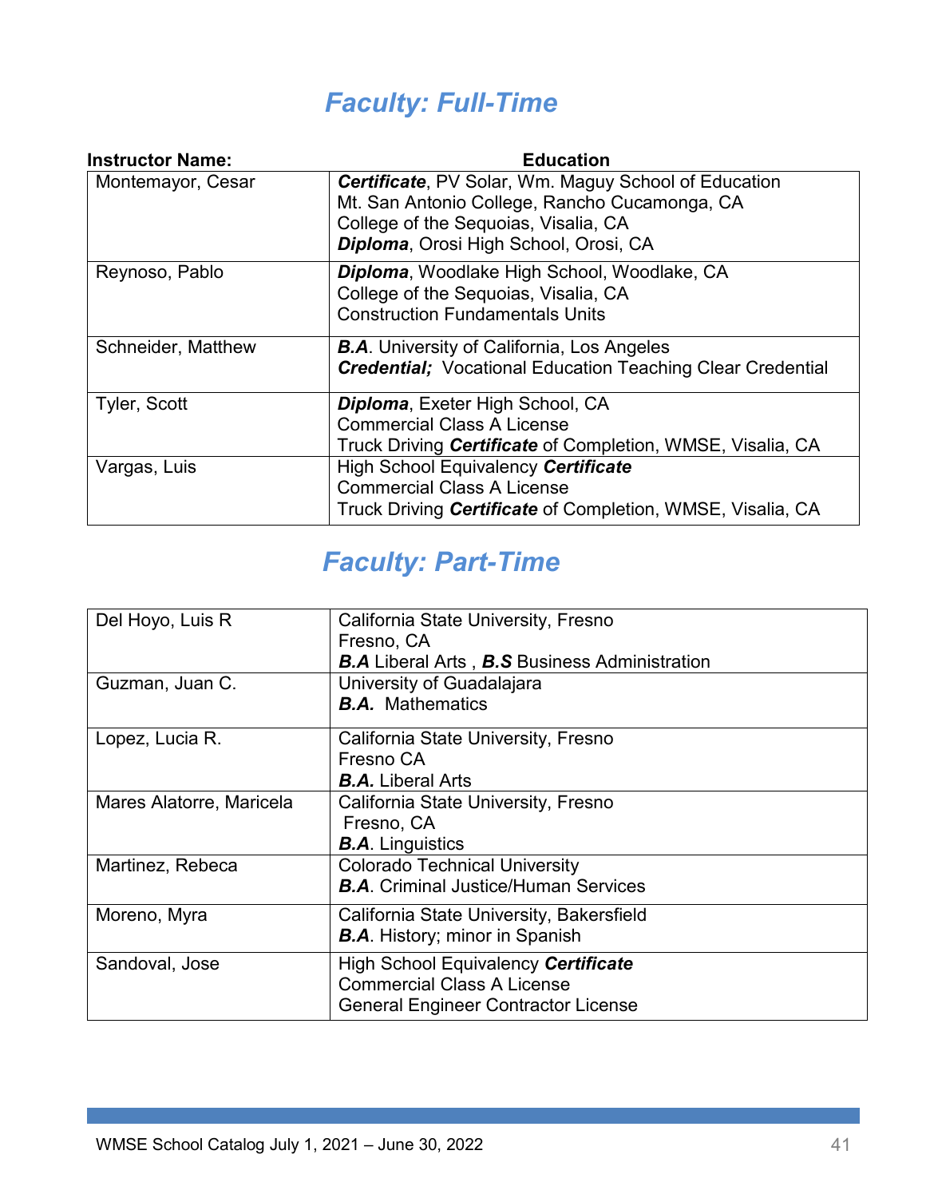# *Faculty: Full-Time*

| Instructor Name: | Education |
|---|---|
| Montemayor, Cesar | ***Certificate***, PV Solar, Wm. Maguy School of Education<br>Mt. San Antonio College, Rancho Cucamonga, CA<br>College of the Sequoias, Visalia, CA<br>***Diploma***, Orosi High School, Orosi, CA |
| Reynoso, Pablo | ***Diploma***, Woodlake High School, Woodlake, CA<br>College of the Sequoias, Visalia, CA<br>Construction Fundamentals Units |
| Schneider, Matthew | ***B.A***. University of California, Los Angeles<br>***Credential;*** Vocational Education Teaching Clear Credential |
| Tyler, Scott | ***Diploma***, Exeter High School, CA<br>Commercial Class A License<br>Truck Driving ***Certificate*** of Completion, WMSE, Visalia, CA |
| Vargas, Luis | High School Equivalency ***Certificate***<br>Commercial Class A License<br>Truck Driving ***Certificate*** of Completion, WMSE, Visalia, CA |

# *Faculty: Part-Time*

| | |
|---|---|
| Del Hoyo, Luis R | California State University, Fresno<br>Fresno, CA<br>***B.A*** Liberal Arts , ***B.S*** Business Administration |
| Guzman, Juan C. | University of Guadalajara<br>***B.A.*** Mathematics |
| Lopez, Lucia R. | California State University, Fresno<br>Fresno CA<br>***B.A.*** Liberal Arts |
| Mares Alatorre, Maricela | California State University, Fresno<br>Fresno, CA<br>***B.A***. Linguistics |
| Martinez, Rebeca | Colorado Technical University<br>***B.A***. Criminal Justice/Human Services |
| Moreno, Myra | California State University, Bakersfield<br>***B.A***. History; minor in Spanish |
| Sandoval, Jose | High School Equivalency ***Certificate***<br>Commercial Class A License<br>General Engineer Contractor License |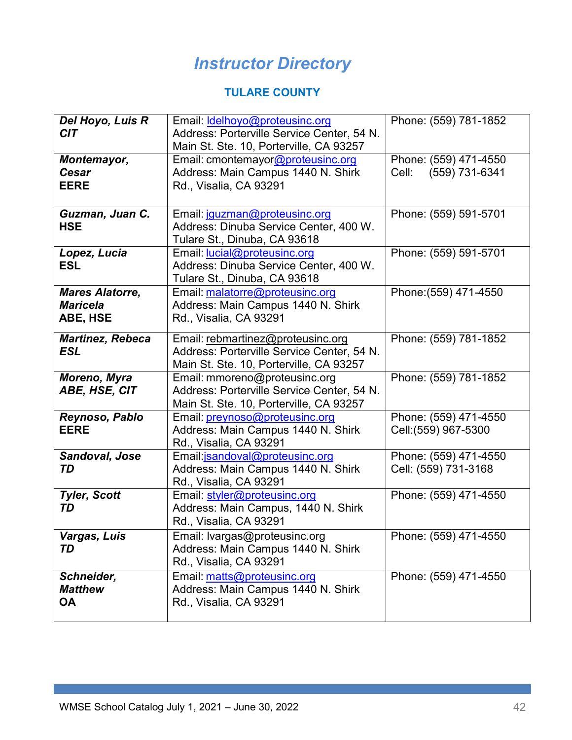# *Instructor Directory*

### TULARE COUNTY

| | | |
|---|---|---|
| ***Del Hoyo, Luis R*** ***CIT*** | Email: ldelhoyo@proteusinc.org Address: Porterville Service Center, 54 N. Main St. Ste. 10, Porterville, CA 93257 | Phone: (559) 781-1852 |
| ***Montemayor, Cesar*** **EERE** | Email: cmontemayor@proteusinc.org Address: Main Campus 1440 N. Shirk Rd., Visalia, CA 93291 | Phone: (559) 471-4550 Cell: (559) 731-6341 |
| ***Guzman, Juan C.*** **HSE** | Email: jguzman@proteusinc.org Address: Dinuba Service Center, 400 W. Tulare St., Dinuba, CA 93618 | Phone: (559) 591-5701 |
| ***Lopez, Lucia*** **ESL** | Email: lucial@proteusinc.org Address: Dinuba Service Center, 400 W. Tulare St., Dinuba, CA 93618 | Phone: (559) 591-5701 |
| ***Mares Alatorre, Maricela*** **ABE, HSE** | Email: malatorre@proteusinc.org Address: Main Campus 1440 N. Shirk Rd., Visalia, CA 93291 | Phone:(559) 471-4550 |
| ***Martinez, Rebeca*** ***ESL*** | Email: rebmartinez@proteusinc.org Address: Porterville Service Center, 54 N. Main St. Ste. 10, Porterville, CA 93257 | Phone: (559) 781-1852 |
| ***Moreno, Myra*** ***ABE, HSE, CIT*** | Email: mmoreno@proteusinc.org Address: Porterville Service Center, 54 N. Main St. Ste. 10, Porterville, CA 93257 | Phone: (559) 781-1852 |
| ***Reynoso, Pablo*** **EERE** | Email: preynoso@proteusinc.org Address: Main Campus 1440 N. Shirk Rd., Visalia, CA 93291 | Phone: (559) 471-4550 Cell:(559) 967-5300 |
| ***Sandoval, Jose*** ***TD*** | Email:jsandoval@proteusinc.org Address: Main Campus 1440 N. Shirk Rd., Visalia, CA 93291 | Phone: (559) 471-4550 Cell: (559) 731-3168 |
| ***Tyler, Scott*** ***TD*** | Email: styler@proteusinc.org Address: Main Campus, 1440 N. Shirk Rd., Visalia, CA 93291 | Phone: (559) 471-4550 |
| ***Vargas, Luis*** ***TD*** | Email: lvargas@proteusinc.org Address: Main Campus 1440 N. Shirk Rd., Visalia, CA 93291 | Phone: (559) 471-4550 |
| ***Schneider, Matthew*** **OA** | Email: matts@proteusinc.org Address: Main Campus 1440 N. Shirk Rd., Visalia, CA 93291 | Phone: (559) 471-4550 |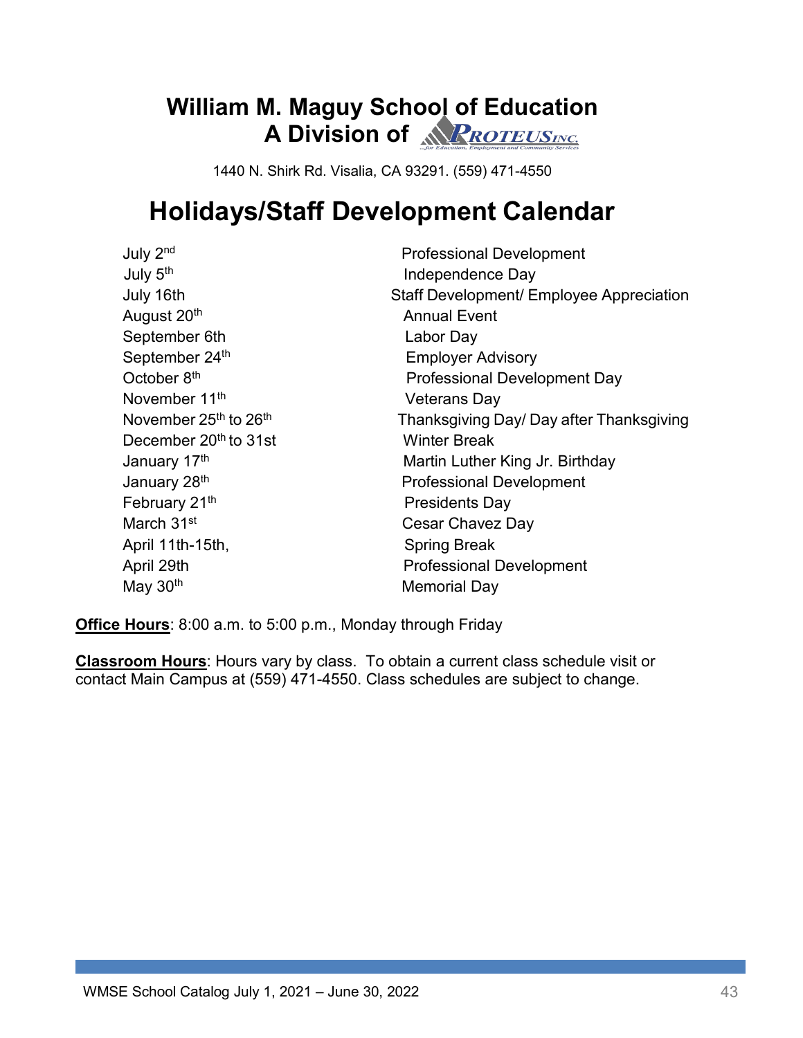# William M. Maguy School of Education
## A Division of PROTEUS INC.

…for Education, Employment and Community Services

1440 N. Shirk Rd. Visalia, CA 93291. (559) 471-4550

# Holidays/Staff Development Calendar

| | |
|---|---|
| July 2nd | Professional Development |
| July 5th | Independence Day |
| July 16th | Staff Development/ Employee Appreciation |
| August 20th | Annual Event |
| September 6th | Labor Day |
| September 24th | Employer Advisory |
| October 8th | Professional Development Day |
| November 11th | Veterans Day |
| November 25th to 26th | Thanksgiving Day/ Day after Thanksgiving |
| December 20th to 31st | Winter Break |
| January 17th | Martin Luther King Jr. Birthday |
| January 28th | Professional Development |
| February 21st | Presidents Day |
| March 31st | Cesar Chavez Day |
| April 11th-15th, | Spring Break |
| April 29th | Professional Development |
| May 30th | Memorial Day |

**Office Hours**: 8:00 a.m. to 5:00 p.m., Monday through Friday

**Classroom Hours**: Hours vary by class. To obtain a current class schedule visit or contact Main Campus at (559) 471-4550. Class schedules are subject to change.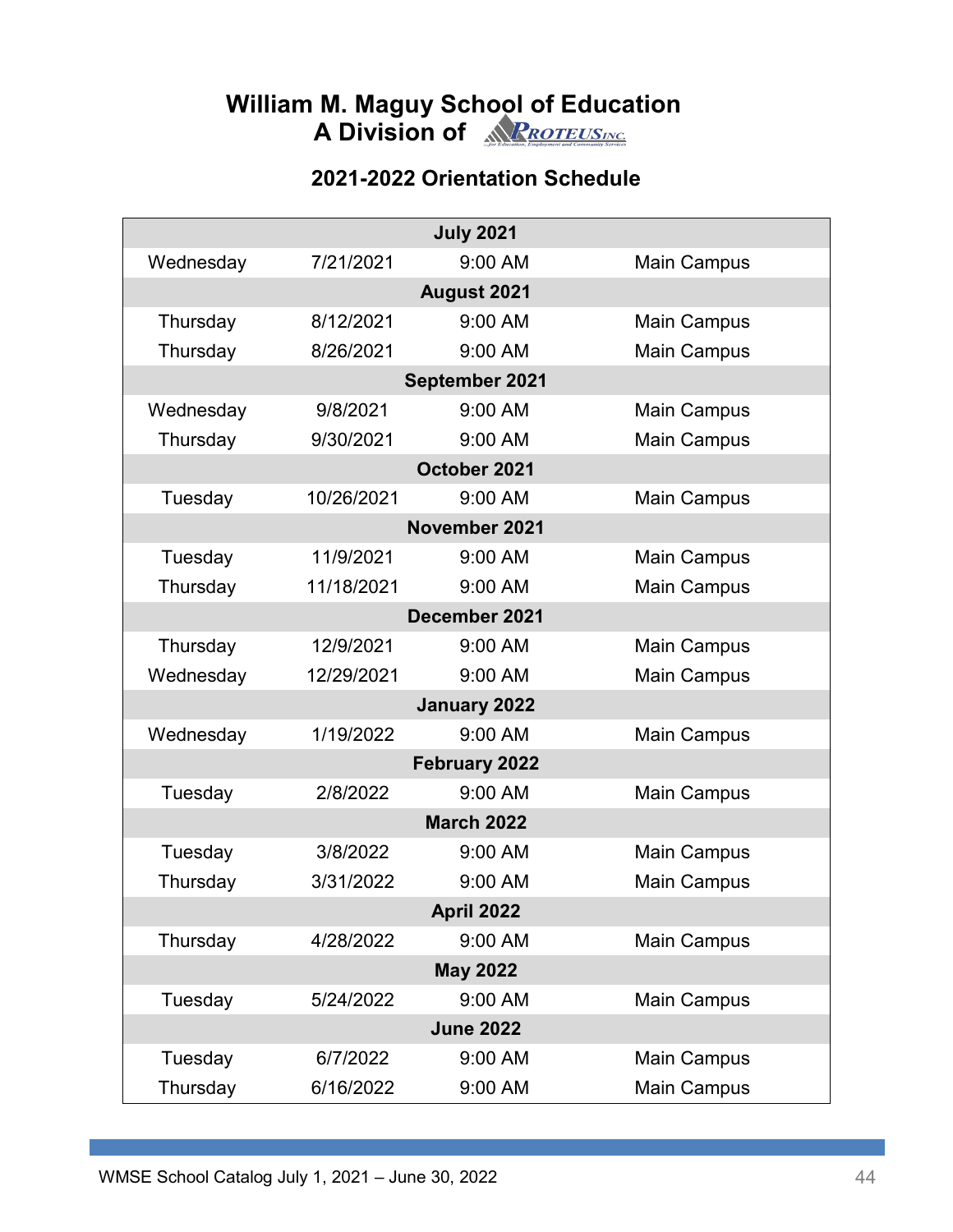# William M. Maguy School of Education
## A Division of PROTEUS INC.

### 2021-2022 Orientation Schedule

| July 2021 | | | |
|---|---|---|---|
| Wednesday | 7/21/2021 | 9:00 AM | Main Campus |
| **August 2021** | | | |
| Thursday | 8/12/2021 | 9:00 AM | Main Campus |
| Thursday | 8/26/2021 | 9:00 AM | Main Campus |
| **September 2021** | | | |
| Wednesday | 9/8/2021 | 9:00 AM | Main Campus |
| Thursday | 9/30/2021 | 9:00 AM | Main Campus |
| **October 2021** | | | |
| Tuesday | 10/26/2021 | 9:00 AM | Main Campus |
| **November 2021** | | | |
| Tuesday | 11/9/2021 | 9:00 AM | Main Campus |
| Thursday | 11/18/2021 | 9:00 AM | Main Campus |
| **December 2021** | | | |
| Thursday | 12/9/2021 | 9:00 AM | Main Campus |
| Wednesday | 12/29/2021 | 9:00 AM | Main Campus |
| **January 2022** | | | |
| Wednesday | 1/19/2022 | 9:00 AM | Main Campus |
| **February 2022** | | | |
| Tuesday | 2/8/2022 | 9:00 AM | Main Campus |
| **March 2022** | | | |
| Tuesday | 3/8/2022 | 9:00 AM | Main Campus |
| Thursday | 3/31/2022 | 9:00 AM | Main Campus |
| **April 2022** | | | |
| Thursday | 4/28/2022 | 9:00 AM | Main Campus |
| **May 2022** | | | |
| Tuesday | 5/24/2022 | 9:00 AM | Main Campus |
| **June 2022** | | | |
| Tuesday | 6/7/2022 | 9:00 AM | Main Campus |
| Thursday | 6/16/2022 | 9:00 AM | Main Campus |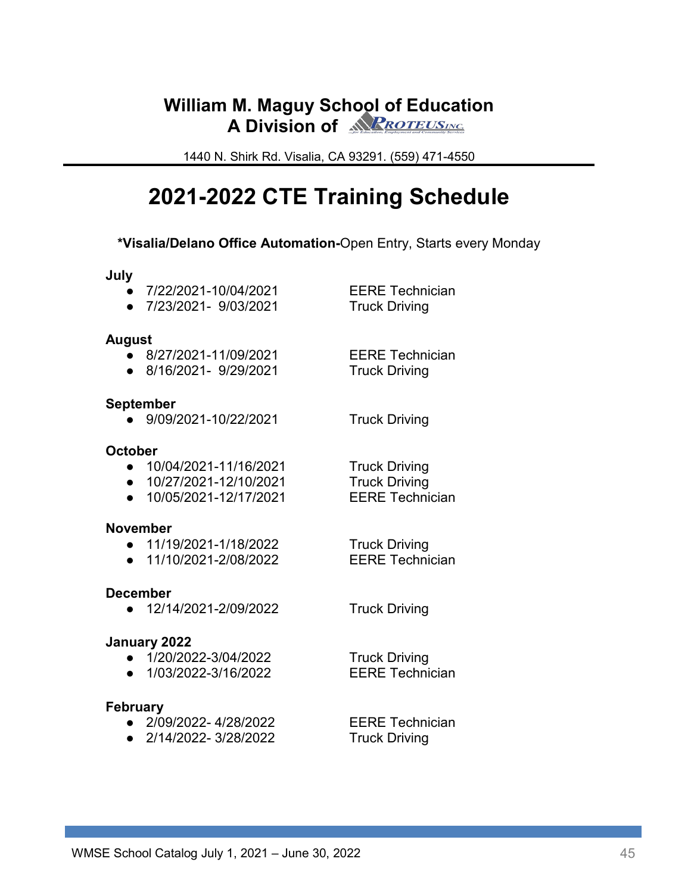# William M. Maguy School of Education
## A Division of PROTEUS INC.

1440 N. Shirk Rd. Visalia, CA 93291. (559) 471-4550

# 2021-2022 CTE Training Schedule

**\*Visalia/Delano Office Automation-**Open Entry, Starts every Monday

**July**

- 7/22/2021-10/04/2021 — EERE Technician
- 7/23/2021- 9/03/2021 — Truck Driving

**August**

- 8/27/2021-11/09/2021 — EERE Technician
- 8/16/2021- 9/29/2021 — Truck Driving

**September**

- 9/09/2021-10/22/2021 — Truck Driving

**October**

- 10/04/2021-11/16/2021 — Truck Driving
- 10/27/2021-12/10/2021 — Truck Driving
- 10/05/2021-12/17/2021 — EERE Technician

**November**

- 11/19/2021-1/18/2022 — Truck Driving
- 11/10/2021-2/08/2022 — EERE Technician

**December**

- 12/14/2021-2/09/2022 — Truck Driving

**January 2022**

- 1/20/2022-3/04/2022 — Truck Driving
- 1/03/2022-3/16/2022 — EERE Technician

**February**

- 2/09/2022- 4/28/2022 — EERE Technician
- 2/14/2022- 3/28/2022 — Truck Driving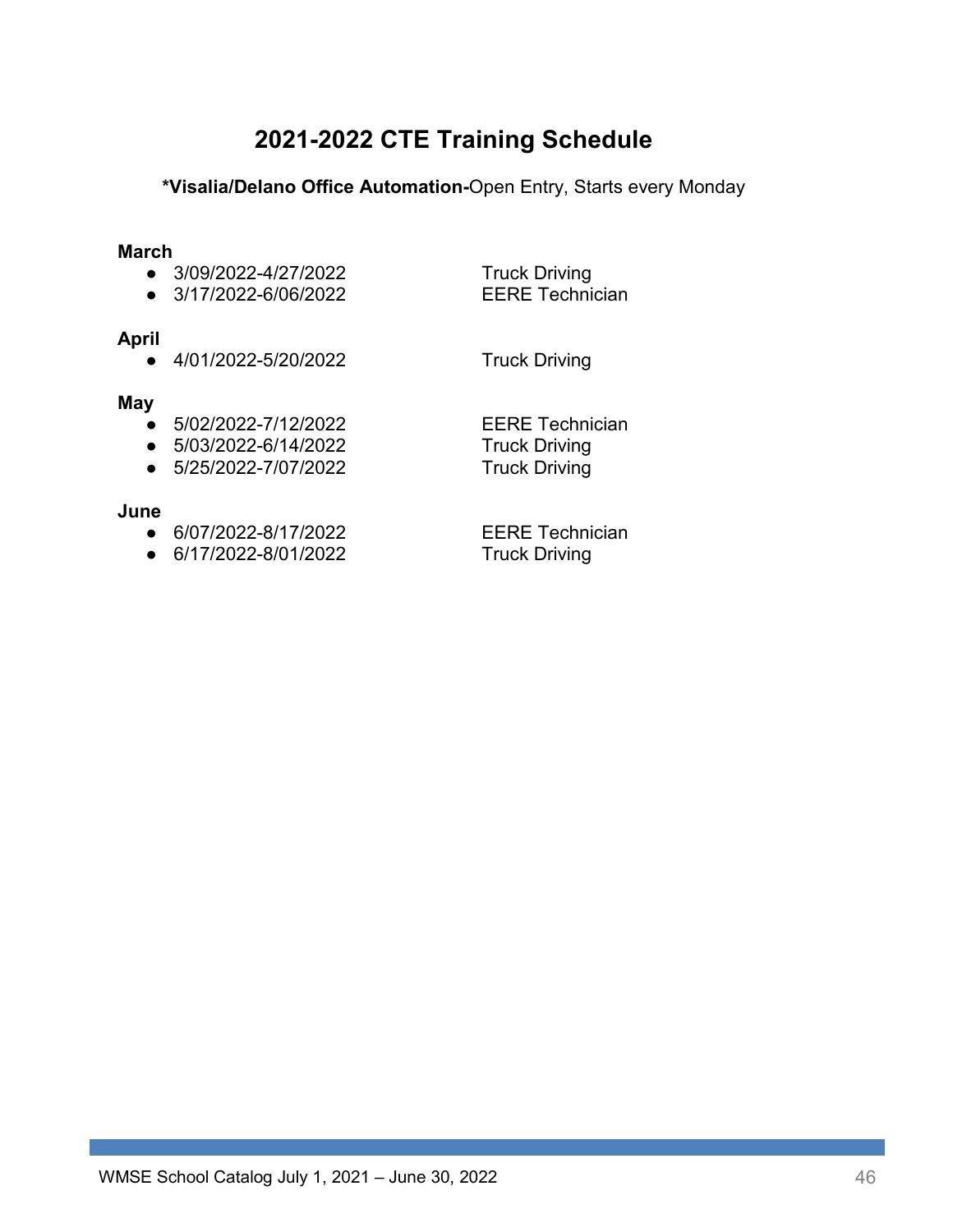# 2021-2022 CTE Training Schedule

**\*Visalia/Delano Office Automation-**Open Entry, Starts every Monday

**March**

- 3/09/2022-4/27/2022 Truck Driving
- 3/17/2022-6/06/2022 EERE Technician

**April**

- 4/01/2022-5/20/2022 Truck Driving

**May**

- 5/02/2022-7/12/2022 EERE Technician
- 5/03/2022-6/14/2022 Truck Driving
- 5/25/2022-7/07/2022 Truck Driving

**June**

- 6/07/2022-8/17/2022 EERE Technician
- 6/17/2022-8/01/2022 Truck Driving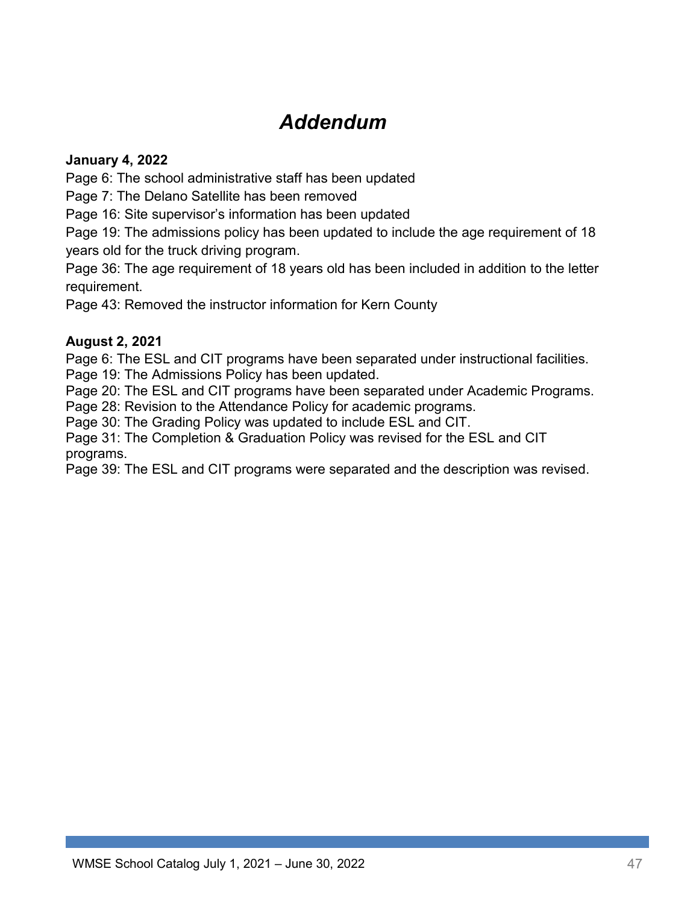# *Addendum*

**January 4, 2022**

Page 6: The school administrative staff has been updated

Page 7: The Delano Satellite has been removed

Page 16: Site supervisor's information has been updated

Page 19: The admissions policy has been updated to include the age requirement of 18 years old for the truck driving program.

Page 36: The age requirement of 18 years old has been included in addition to the letter requirement.

Page 43: Removed the instructor information for Kern County

**August 2, 2021**

Page 6: The ESL and CIT programs have been separated under instructional facilities.

Page 19: The Admissions Policy has been updated.

Page 20: The ESL and CIT programs have been separated under Academic Programs.

Page 28: Revision to the Attendance Policy for academic programs.

Page 30: The Grading Policy was updated to include ESL and CIT.

Page 31: The Completion & Graduation Policy was revised for the ESL and CIT programs.

Page 39: The ESL and CIT programs were separated and the description was revised.